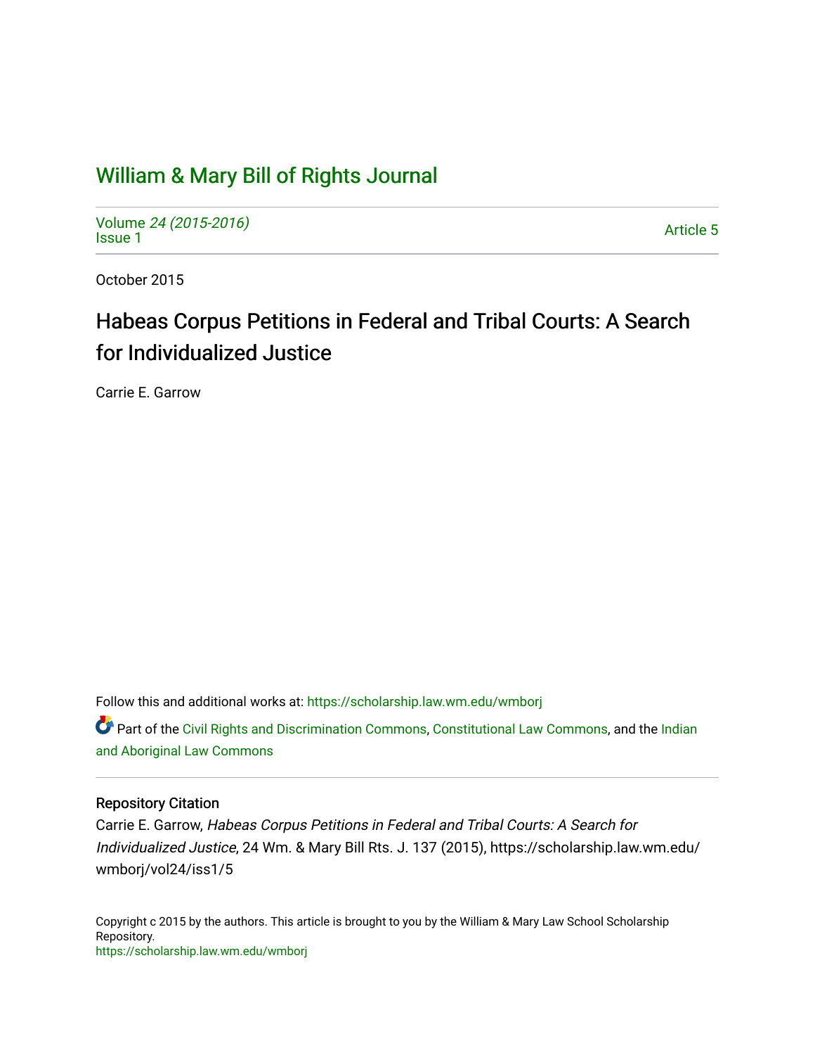# William & Mary Bill of Rights Journal

Volume *24 (2015-2016)*
Issue 1

Article 5

October 2015

## Habeas Corpus Petitions in Federal and Tribal Courts: A Search for Individualized Justice

Carrie E. Garrow

Follow this and additional works at: https://scholarship.law.wm.edu/wmborj

Part of the Civil Rights and Discrimination Commons, Constitutional Law Commons, and the Indian and Aboriginal Law Commons

### Repository Citation

Carrie E. Garrow, *Habeas Corpus Petitions in Federal and Tribal Courts: A Search for Individualized Justice*, 24 Wm. & Mary Bill Rts. J. 137 (2015), https://scholarship.law.wm.edu/wmborj/vol24/iss1/5

Copyright c 2015 by the authors. This article is brought to you by the William & Mary Law School Scholarship Repository.
https://scholarship.law.wm.edu/wmborj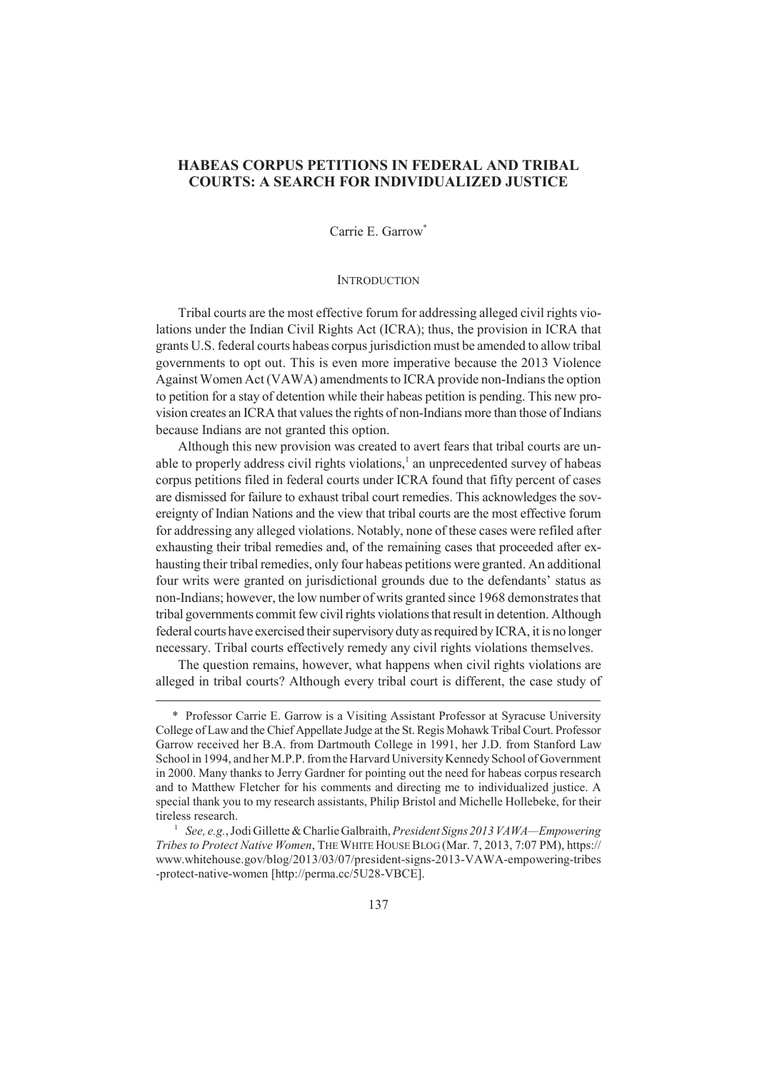# HABEAS CORPUS PETITIONS IN FEDERAL AND TRIBAL COURTS: A SEARCH FOR INDIVIDUALIZED JUSTICE

Carrie E. Garrow*

## INTRODUCTION

Tribal courts are the most effective forum for addressing alleged civil rights violations under the Indian Civil Rights Act (ICRA); thus, the provision in ICRA that grants U.S. federal courts habeas corpus jurisdiction must be amended to allow tribal governments to opt out. This is even more imperative because the 2013 Violence Against Women Act (VAWA) amendments to ICRA provide non-Indians the option to petition for a stay of detention while their habeas petition is pending. This new provision creates an ICRA that values the rights of non-Indians more than those of Indians because Indians are not granted this option.

Although this new provision was created to avert fears that tribal courts are unable to properly address civil rights violations,[1] an unprecedented survey of habeas corpus petitions filed in federal courts under ICRA found that fifty percent of cases are dismissed for failure to exhaust tribal court remedies. This acknowledges the sovereignty of Indian Nations and the view that tribal courts are the most effective forum for addressing any alleged violations. Notably, none of these cases were refiled after exhausting their tribal remedies and, of the remaining cases that proceeded after exhausting their tribal remedies, only four habeas petitions were granted. An additional four writs were granted on jurisdictional grounds due to the defendants' status as non-Indians; however, the low number of writs granted since 1968 demonstrates that tribal governments commit few civil rights violations that result in detention. Although federal courts have exercised their supervisory duty as required by ICRA, it is no longer necessary. Tribal courts effectively remedy any civil rights violations themselves.

The question remains, however, what happens when civil rights violations are alleged in tribal courts? Although every tribal court is different, the case study of

---

\* Professor Carrie E. Garrow is a Visiting Assistant Professor at Syracuse University College of Law and the Chief Appellate Judge at the St. Regis Mohawk Tribal Court. Professor Garrow received her B.A. from Dartmouth College in 1991, her J.D. from Stanford Law School in 1994, and her M.P.P. from the Harvard University Kennedy School of Government in 2000. Many thanks to Jerry Gardner for pointing out the need for habeas corpus research and to Matthew Fletcher for his comments and directing me to individualized justice. A special thank you to my research assistants, Philip Bristol and Michelle Hollebeke, for their tireless research.

[1] *See, e.g.*, Jodi Gillette & Charlie Galbraith, *President Signs 2013 VAWA—Empowering Tribes to Protect Native Women*, THE WHITE HOUSE BLOG (Mar. 7, 2013, 7:07 PM), https://www.whitehouse.gov/blog/2013/03/07/president-signs-2013-VAWA-empowering-tribes-protect-native-women [http://perma.cc/5U28-VBCE].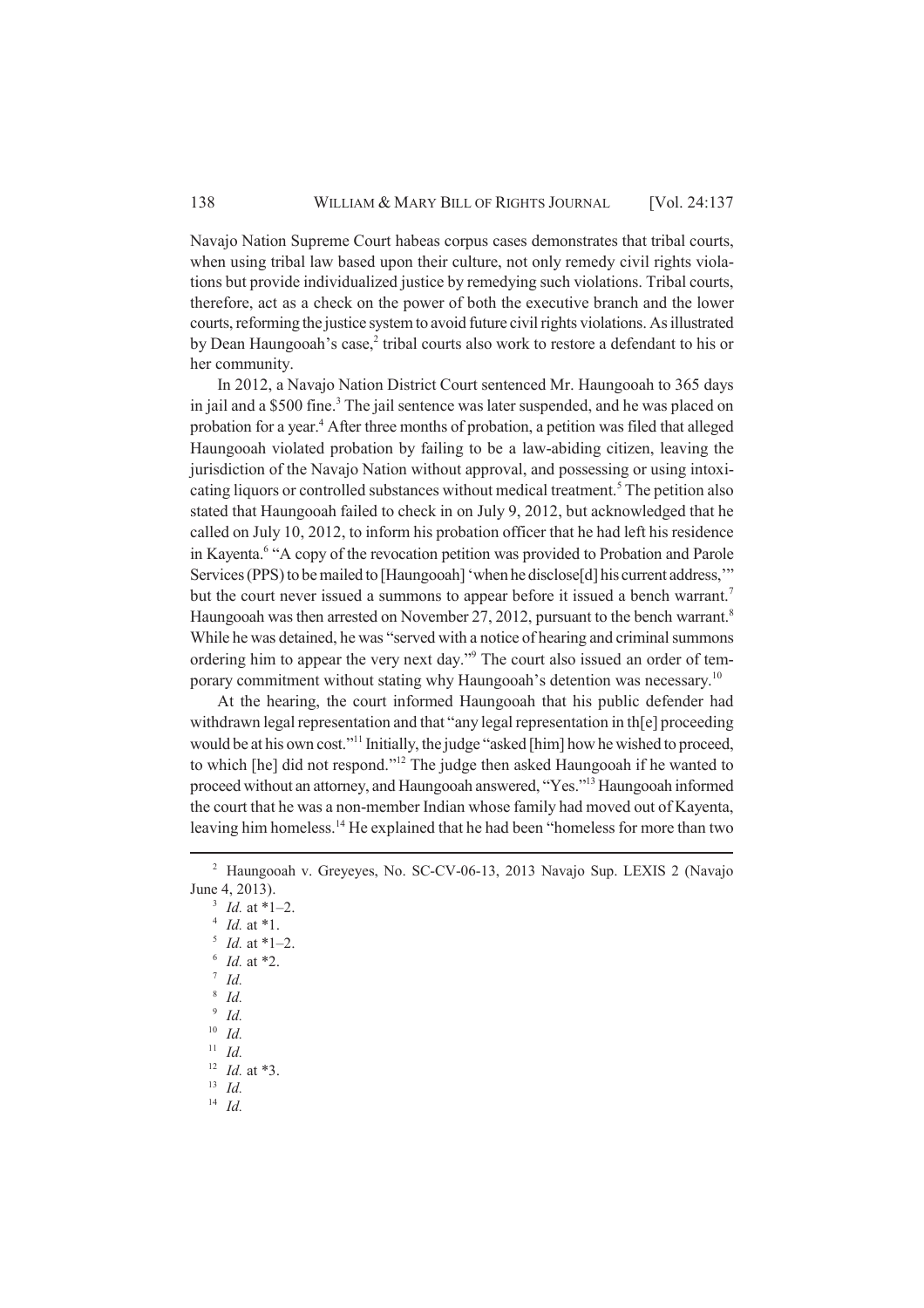Navajo Nation Supreme Court habeas corpus cases demonstrates that tribal courts, when using tribal law based upon their culture, not only remedy civil rights violations but provide individualized justice by remedying such violations. Tribal courts, therefore, act as a check on the power of both the executive branch and the lower courts, reforming the justice system to avoid future civil rights violations. As illustrated by Dean Haungooah's case,[2] tribal courts also work to restore a defendant to his or her community.

In 2012, a Navajo Nation District Court sentenced Mr. Haungooah to 365 days in jail and a $500 fine.[3] The jail sentence was later suspended, and he was placed on probation for a year.[4] After three months of probation, a petition was filed that alleged Haungooah violated probation by failing to be a law-abiding citizen, leaving the jurisdiction of the Navajo Nation without approval, and possessing or using intoxicating liquors or controlled substances without medical treatment.[5] The petition also stated that Haungooah failed to check in on July 9, 2012, but acknowledged that he called on July 10, 2012, to inform his probation officer that he had left his residence in Kayenta.[6] "A copy of the revocation petition was provided to Probation and Parole Services (PPS) to be mailed to [Haungooah] 'when he disclose[d] his current address,'" but the court never issued a summons to appear before it issued a bench warrant.[7] Haungooah was then arrested on November 27, 2012, pursuant to the bench warrant.[8] While he was detained, he was "served with a notice of hearing and criminal summons ordering him to appear the very next day."[9] The court also issued an order of temporary commitment without stating why Haungooah's detention was necessary.[10]

At the hearing, the court informed Haungooah that his public defender had withdrawn legal representation and that "any legal representation in th[e] proceeding would be at his own cost."[11] Initially, the judge "asked [him] how he wished to proceed, to which [he] did not respond."[12] The judge then asked Haungooah if he wanted to proceed without an attorney, and Haungooah answered, "Yes."[13] Haungooah informed the court that he was a non-member Indian whose family had moved out of Kayenta, leaving him homeless.[14] He explained that he had been "homeless for more than two

---

[2] Haungooah v. Greyeyes, No. SC-CV-06-13, 2013 Navajo Sup. LEXIS 2 (Navajo June 4, 2013).

[3] *Id.* at *1–2.

[4] *Id.* at *1.

[5] *Id.* at *1–2.

[6] *Id.* at *2.

[7] *Id.*

[8] *Id.*

[9] *Id.*

[10] *Id.*

[11] *Id.*

[12] *Id.* at *3.

[13] *Id.*

[14] *Id.*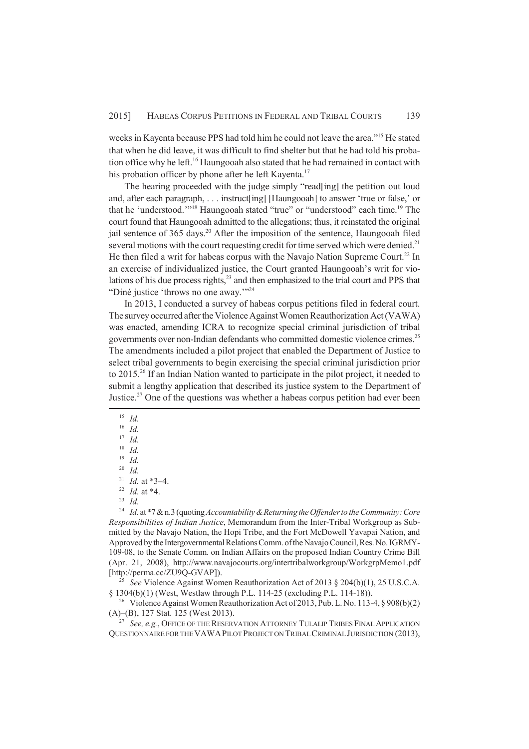weeks in Kayenta because PPS had told him he could not leave the area."[15] He stated that when he did leave, it was difficult to find shelter but that he had told his probation office why he left.[16] Haungooah also stated that he had remained in contact with his probation officer by phone after he left Kayenta.[17]

The hearing proceeded with the judge simply "read[ing] the petition out loud and, after each paragraph, . . . instruct[ing] [Haungooah] to answer 'true or false,' or that he 'understood.'"[18] Haungooah stated "true" or "understood" each time.[19] The court found that Haungooah admitted to the allegations; thus, it reinstated the original jail sentence of 365 days.[20] After the imposition of the sentence, Haungooah filed several motions with the court requesting credit for time served which were denied.[21] He then filed a writ for habeas corpus with the Navajo Nation Supreme Court.[22] In an exercise of individualized justice, the Court granted Haungooah's writ for violations of his due process rights,[23] and then emphasized to the trial court and PPS that "Diné justice 'throws no one away.'"[24]

In 2013, I conducted a survey of habeas corpus petitions filed in federal court. The survey occurred after the Violence Against Women Reauthorization Act (VAWA) was enacted, amending ICRA to recognize special criminal jurisdiction of tribal governments over non-Indian defendants who committed domestic violence crimes.[25] The amendments included a pilot project that enabled the Department of Justice to select tribal governments to begin exercising the special criminal jurisdiction prior to 2015.[26] If an Indian Nation wanted to participate in the pilot project, it needed to submit a lengthy application that described its justice system to the Department of Justice.[27] One of the questions was whether a habeas corpus petition had ever been

---

[15] *Id.*

[16] *Id.*

[17] *Id.*

[18] *Id.*

[19] *Id.*

[20] *Id.*

[21] *Id.* at *3–4.

[22] *Id.* at *4.

[23] *Id.*

[24] *Id.* at *7 & n.3 (quoting *Accountability & Returning the Offender to the Community: Core Responsibilities of Indian Justice*, Memorandum from the Inter-Tribal Workgroup as Submitted by the Navajo Nation, the Hopi Tribe, and the Fort McDowell Yavapai Nation, and Approved by the Intergovernmental Relations Comm. of the Navajo Council, Res. No. IGRMY-109-08, to the Senate Comm. on Indian Affairs on the proposed Indian Country Crime Bill (Apr. 21, 2008), http://www.navajocourts.org/intertribalworkgroup/WorkgrpMemo1.pdf [http://perma.cc/ZU9Q-GVAP]).

[25] *See* Violence Against Women Reauthorization Act of 2013 § 204(b)(1), 25 U.S.C.A. § 1304(b)(1) (West, Westlaw through P.L. 114-25 (excluding P.L. 114-18)).

[26] Violence Against Women Reauthorization Act of 2013, Pub. L. No. 113-4, § 908(b)(2)(A)–(B), 127 Stat. 125 (West 2013).

[27] *See, e.g.*, OFFICE OF THE RESERVATION ATTORNEY TULALIP TRIBES FINAL APPLICATION QUESTIONNAIRE FOR THE VAWA PILOT PROJECT ON TRIBAL CRIMINAL JURISDICTION (2013),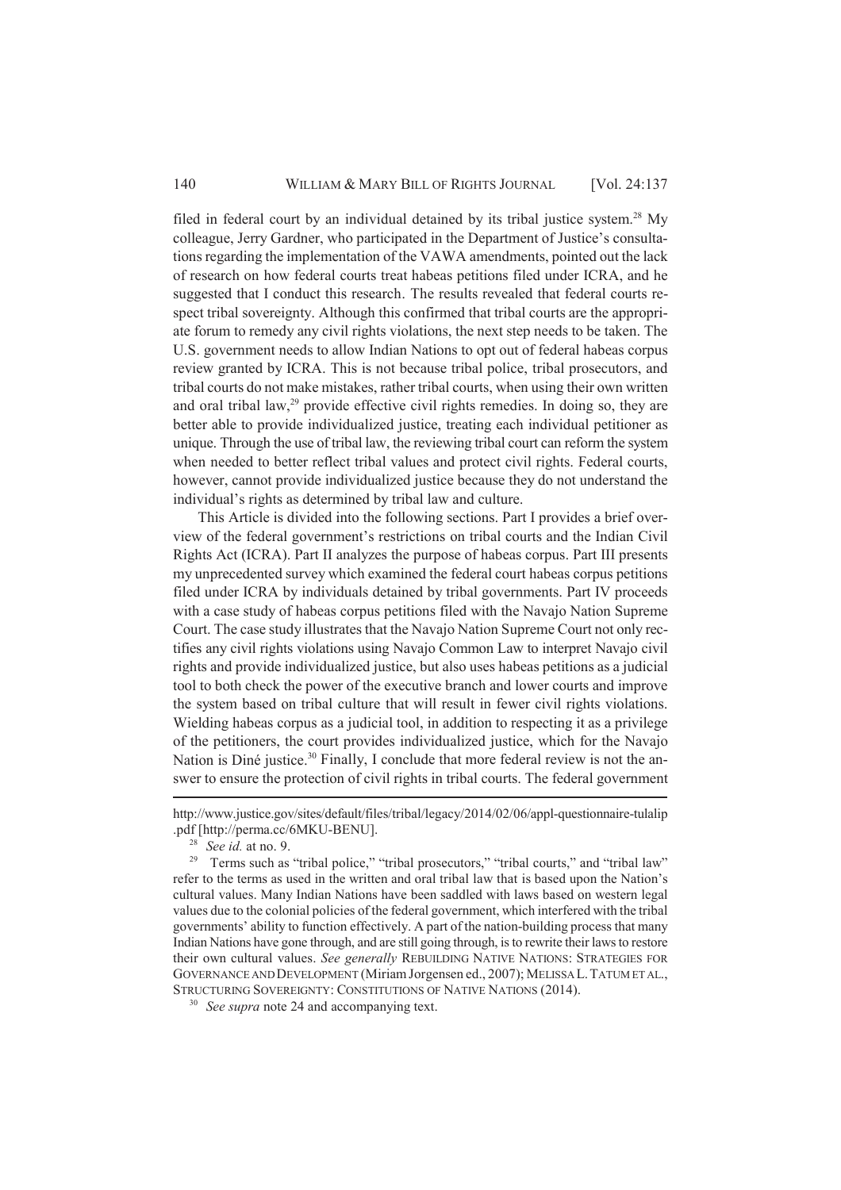filed in federal court by an individual detained by its tribal justice system.[28] My colleague, Jerry Gardner, who participated in the Department of Justice's consultations regarding the implementation of the VAWA amendments, pointed out the lack of research on how federal courts treat habeas petitions filed under ICRA, and he suggested that I conduct this research. The results revealed that federal courts respect tribal sovereignty. Although this confirmed that tribal courts are the appropriate forum to remedy any civil rights violations, the next step needs to be taken. The U.S. government needs to allow Indian Nations to opt out of federal habeas corpus review granted by ICRA. This is not because tribal police, tribal prosecutors, and tribal courts do not make mistakes, rather tribal courts, when using their own written and oral tribal law,[29] provide effective civil rights remedies. In doing so, they are better able to provide individualized justice, treating each individual petitioner as unique. Through the use of tribal law, the reviewing tribal court can reform the system when needed to better reflect tribal values and protect civil rights. Federal courts, however, cannot provide individualized justice because they do not understand the individual's rights as determined by tribal law and culture.

This Article is divided into the following sections. Part I provides a brief overview of the federal government's restrictions on tribal courts and the Indian Civil Rights Act (ICRA). Part II analyzes the purpose of habeas corpus. Part III presents my unprecedented survey which examined the federal court habeas corpus petitions filed under ICRA by individuals detained by tribal governments. Part IV proceeds with a case study of habeas corpus petitions filed with the Navajo Nation Supreme Court. The case study illustrates that the Navajo Nation Supreme Court not only rectifies any civil rights violations using Navajo Common Law to interpret Navajo civil rights and provide individualized justice, but also uses habeas petitions as a judicial tool to both check the power of the executive branch and lower courts and improve the system based on tribal culture that will result in fewer civil rights violations. Wielding habeas corpus as a judicial tool, in addition to respecting it as a privilege of the petitioners, the court provides individualized justice, which for the Navajo Nation is Diné justice.[30] Finally, I conclude that more federal review is not the answer to ensure the protection of civil rights in tribal courts. The federal government

---

http://www.justice.gov/sites/default/files/tribal/legacy/2014/02/06/appl-questionnaire-tulalip.pdf [http://perma.cc/6MKU-BENU].

[28] *See id.* at no. 9.

[29] Terms such as "tribal police," "tribal prosecutors," "tribal courts," and "tribal law" refer to the terms as used in the written and oral tribal law that is based upon the Nation's cultural values. Many Indian Nations have been saddled with laws based on western legal values due to the colonial policies of the federal government, which interfered with the tribal governments' ability to function effectively. A part of the nation-building process that many Indian Nations have gone through, and are still going through, is to rewrite their laws to restore their own cultural values. *See generally* REBUILDING NATIVE NATIONS: STRATEGIES FOR GOVERNANCE AND DEVELOPMENT (Miriam Jorgensen ed., 2007); MELISSA L. TATUM ET AL., STRUCTURING SOVEREIGNTY: CONSTITUTIONS OF NATIVE NATIONS (2014).

[30] *See supra* note 24 and accompanying text.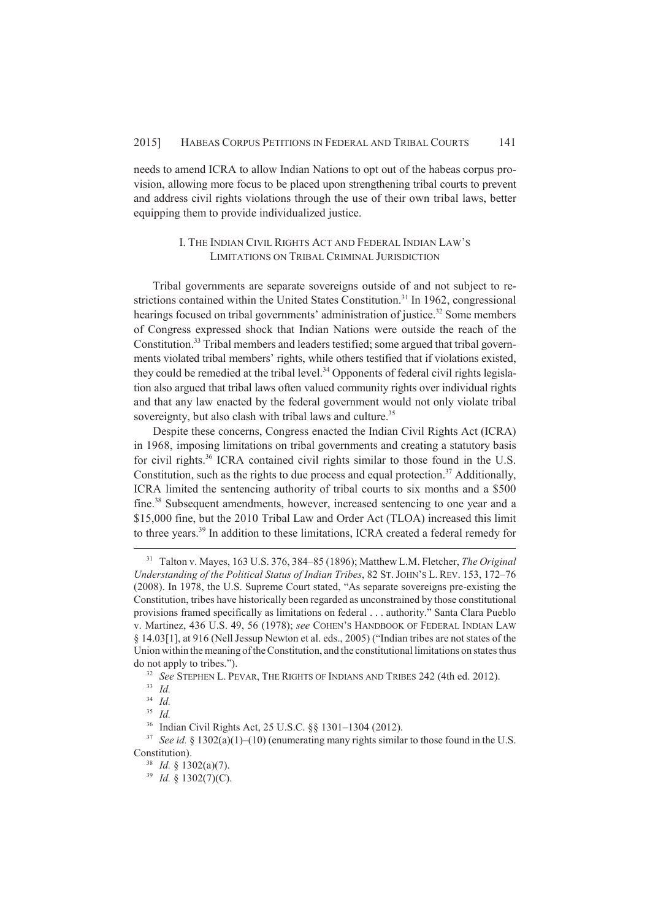needs to amend ICRA to allow Indian Nations to opt out of the habeas corpus provision, allowing more focus to be placed upon strengthening tribal courts to prevent and address civil rights violations through the use of their own tribal laws, better equipping them to provide individualized justice.

## I. THE INDIAN CIVIL RIGHTS ACT AND FEDERAL INDIAN LAW'S LIMITATIONS ON TRIBAL CRIMINAL JURISDICTION

Tribal governments are separate sovereigns outside of and not subject to restrictions contained within the United States Constitution.[31] In 1962, congressional hearings focused on tribal governments' administration of justice.[32] Some members of Congress expressed shock that Indian Nations were outside the reach of the Constitution.[33] Tribal members and leaders testified; some argued that tribal governments violated tribal members' rights, while others testified that if violations existed, they could be remedied at the tribal level.[34] Opponents of federal civil rights legislation also argued that tribal laws often valued community rights over individual rights and that any law enacted by the federal government would not only violate tribal sovereignty, but also clash with tribal laws and culture.[35]

Despite these concerns, Congress enacted the Indian Civil Rights Act (ICRA) in 1968, imposing limitations on tribal governments and creating a statutory basis for civil rights.[36] ICRA contained civil rights similar to those found in the U.S. Constitution, such as the rights to due process and equal protection.[37] Additionally, ICRA limited the sentencing authority of tribal courts to six months and a \$500 fine.[38] Subsequent amendments, however, increased sentencing to one year and a \$15,000 fine, but the 2010 Tribal Law and Order Act (TLOA) increased this limit to three years.[39] In addition to these limitations, ICRA created a federal remedy for

---

[31] Talton v. Mayes, 163 U.S. 376, 384–85 (1896); Matthew L.M. Fletcher, *The Original Understanding of the Political Status of Indian Tribes*, 82 ST. JOHN'S L. REV. 153, 172–76 (2008). In 1978, the U.S. Supreme Court stated, "As separate sovereigns pre-existing the Constitution, tribes have historically been regarded as unconstrained by those constitutional provisions framed specifically as limitations on federal . . . authority." Santa Clara Pueblo v. Martinez, 436 U.S. 49, 56 (1978); *see* COHEN'S HANDBOOK OF FEDERAL INDIAN LAW § 14.03[1], at 916 (Nell Jessup Newton et al. eds., 2005) ("Indian tribes are not states of the Union within the meaning of the Constitution, and the constitutional limitations on states thus do not apply to tribes.").

[32] *See* STEPHEN L. PEVAR, THE RIGHTS OF INDIANS AND TRIBES 242 (4th ed. 2012).

[33] *Id.*

[34] *Id.*

[35] *Id.*

[36] Indian Civil Rights Act, 25 U.S.C. §§ 1301–1304 (2012).

[37] *See id.* § 1302(a)(1)–(10) (enumerating many rights similar to those found in the U.S. Constitution).

[38] *Id.* § 1302(a)(7).

[39] *Id.* § 1302(7)(C).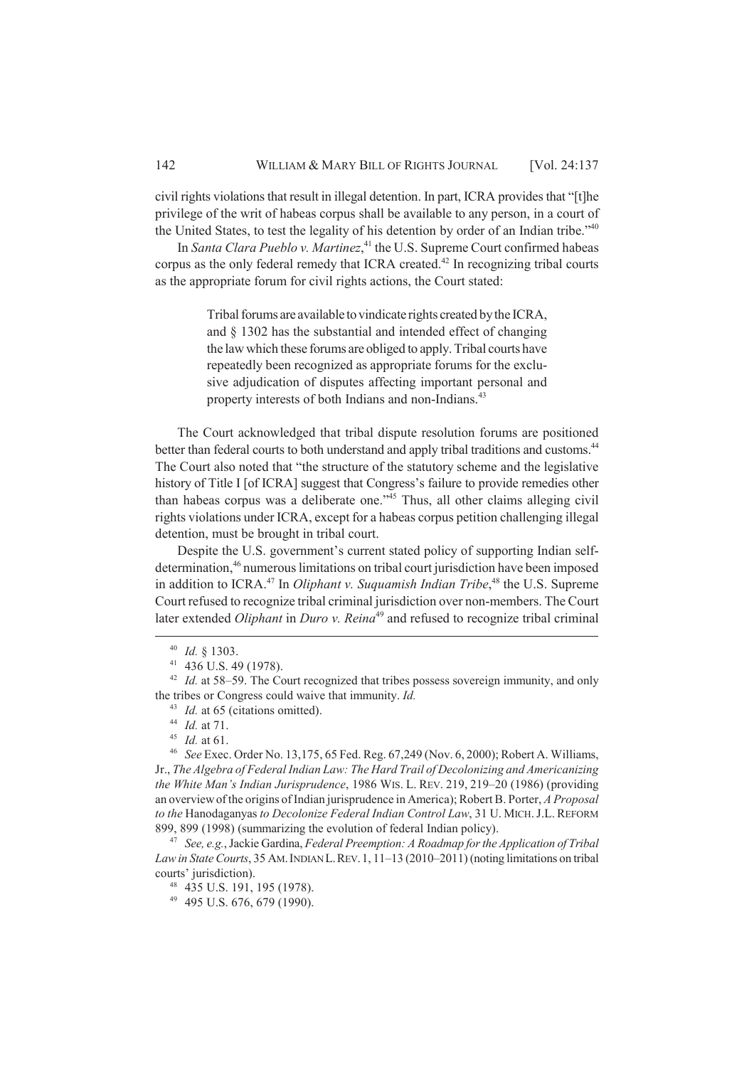civil rights violations that result in illegal detention. In part, ICRA provides that "[t]he privilege of the writ of habeas corpus shall be available to any person, in a court of the United States, to test the legality of his detention by order of an Indian tribe."[40]

In *Santa Clara Pueblo v. Martinez*,[41] the U.S. Supreme Court confirmed habeas corpus as the only federal remedy that ICRA created.[42] In recognizing tribal courts as the appropriate forum for civil rights actions, the Court stated:

> Tribal forums are available to vindicate rights created by the ICRA, and § 1302 has the substantial and intended effect of changing the law which these forums are obliged to apply. Tribal courts have repeatedly been recognized as appropriate forums for the exclusive adjudication of disputes affecting important personal and property interests of both Indians and non-Indians.[43]

The Court acknowledged that tribal dispute resolution forums are positioned better than federal courts to both understand and apply tribal traditions and customs.[44] The Court also noted that "the structure of the statutory scheme and the legislative history of Title I [of ICRA] suggest that Congress's failure to provide remedies other than habeas corpus was a deliberate one."[45] Thus, all other claims alleging civil rights violations under ICRA, except for a habeas corpus petition challenging illegal detention, must be brought in tribal court.

Despite the U.S. government's current stated policy of supporting Indian self-determination,[46] numerous limitations on tribal court jurisdiction have been imposed in addition to ICRA.[47] In *Oliphant v. Suquamish Indian Tribe*,[48] the U.S. Supreme Court refused to recognize tribal criminal jurisdiction over non-members. The Court later extended *Oliphant* in *Duro v. Reina*[49] and refused to recognize tribal criminal

---

[40] *Id.* § 1303.

[41] 436 U.S. 49 (1978).

[42] *Id.* at 58–59. The Court recognized that tribes possess sovereign immunity, and only the tribes or Congress could waive that immunity. *Id.*

[43] *Id.* at 65 (citations omitted).

[44] *Id.* at 71.

[45] *Id.* at 61.

[46] *See* Exec. Order No. 13,175, 65 Fed. Reg. 67,249 (Nov. 6, 2000); Robert A. Williams, Jr., *The Algebra of Federal Indian Law: The Hard Trail of Decolonizing and Americanizing the White Man's Indian Jurisprudence*, 1986 WIS. L. REV. 219, 219–20 (1986) (providing an overview of the origins of Indian jurisprudence in America); Robert B. Porter, *A Proposal to the* Hanodaganyas *to Decolonize Federal Indian Control Law*, 31 U. MICH. J.L. REFORM 899, 899 (1998) (summarizing the evolution of federal Indian policy).

[47] *See, e.g.*, Jackie Gardina, *Federal Preemption: A Roadmap for the Application of Tribal Law in State Courts*, 35 AM. INDIAN L. REV. 1, 11–13 (2010–2011) (noting limitations on tribal courts' jurisdiction).

[48] 435 U.S. 191, 195 (1978).

[49] 495 U.S. 676, 679 (1990).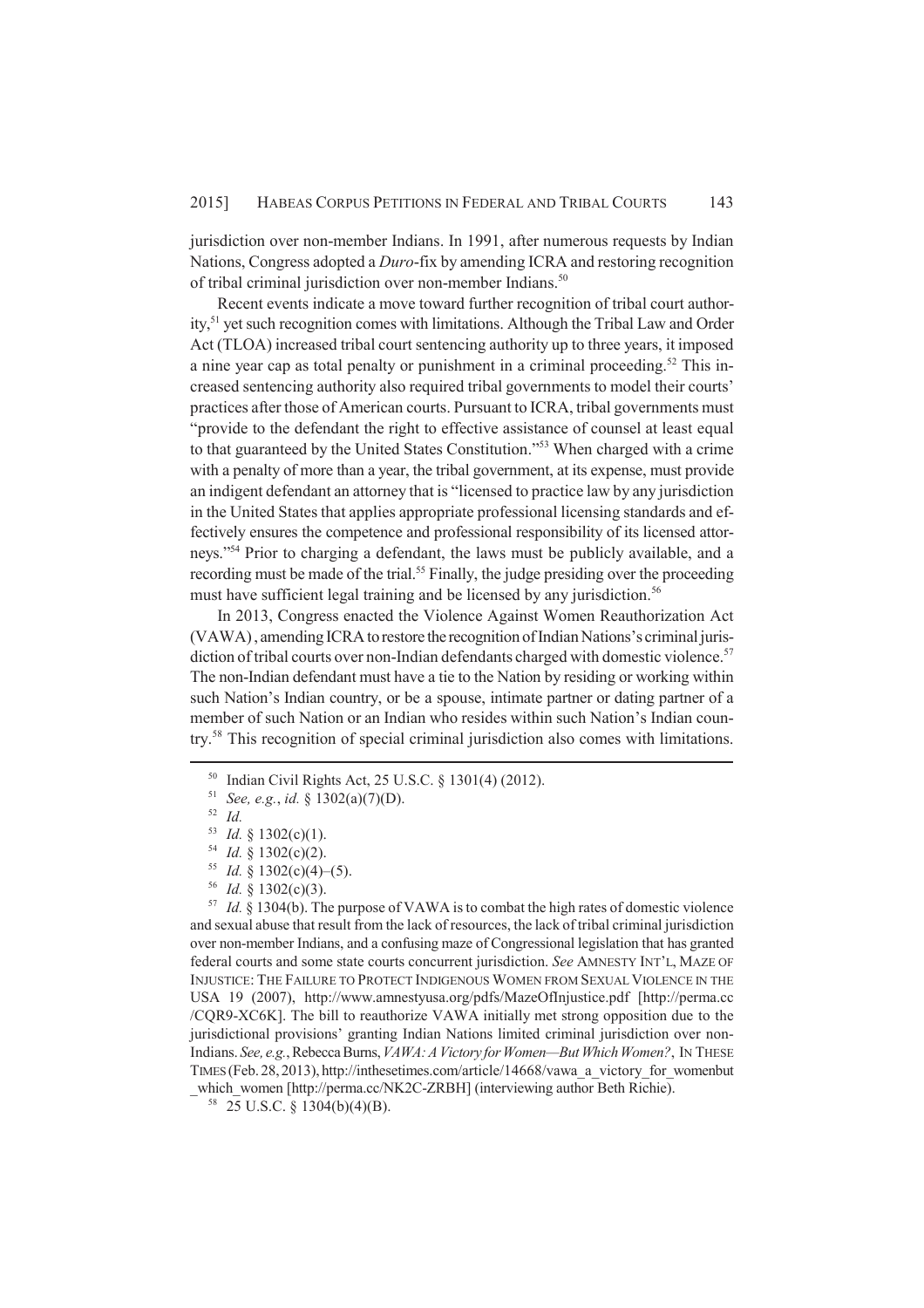jurisdiction over non-member Indians. In 1991, after numerous requests by Indian Nations, Congress adopted a *Duro*-fix by amending ICRA and restoring recognition of tribal criminal jurisdiction over non-member Indians.[50]

Recent events indicate a move toward further recognition of tribal court authority,[51] yet such recognition comes with limitations. Although the Tribal Law and Order Act (TLOA) increased tribal court sentencing authority up to three years, it imposed a nine year cap as total penalty or punishment in a criminal proceeding.[52] This increased sentencing authority also required tribal governments to model their courts' practices after those of American courts. Pursuant to ICRA, tribal governments must "provide to the defendant the right to effective assistance of counsel at least equal to that guaranteed by the United States Constitution."[53] When charged with a crime with a penalty of more than a year, the tribal government, at its expense, must provide an indigent defendant an attorney that is "licensed to practice law by any jurisdiction in the United States that applies appropriate professional licensing standards and effectively ensures the competence and professional responsibility of its licensed attorneys."[54] Prior to charging a defendant, the laws must be publicly available, and a recording must be made of the trial.[55] Finally, the judge presiding over the proceeding must have sufficient legal training and be licensed by any jurisdiction.[56]

In 2013, Congress enacted the Violence Against Women Reauthorization Act (VAWA), amending ICRA to restore the recognition of Indian Nations's criminal jurisdiction of tribal courts over non-Indian defendants charged with domestic violence.[57] The non-Indian defendant must have a tie to the Nation by residing or working within such Nation's Indian country, or be a spouse, intimate partner or dating partner of a member of such Nation or an Indian who resides within such Nation's Indian country.[58] This recognition of special criminal jurisdiction also comes with limitations.

---

[50] Indian Civil Rights Act, 25 U.S.C. § 1301(4) (2012).

[51] *See, e.g.*, *id.* § 1302(a)(7)(D).

[52] *Id.*

[53] *Id.* § 1302(c)(1).

[54] *Id.* § 1302(c)(2).

[55] *Id.* § 1302(c)(4)–(5).

[56] *Id.* § 1302(c)(3).

[57] *Id.* § 1304(b). The purpose of VAWA is to combat the high rates of domestic violence and sexual abuse that result from the lack of resources, the lack of tribal criminal jurisdiction over non-member Indians, and a confusing maze of Congressional legislation that has granted federal courts and some state courts concurrent jurisdiction. *See* AMNESTY INT'L, MAZE OF INJUSTICE: THE FAILURE TO PROTECT INDIGENOUS WOMEN FROM SEXUAL VIOLENCE IN THE USA 19 (2007), http://www.amnestyusa.org/pdfs/MazeOfInjustice.pdf [http://perma.cc/CQR9-XC6K]. The bill to reauthorize VAWA initially met strong opposition due to the jurisdictional provisions' granting Indian Nations limited criminal jurisdiction over non-Indians. *See, e.g.*, Rebecca Burns, *VAWA: A Victory for Women—But Which Women?*, IN THESE TIMES (Feb. 28, 2013), http://inthesetimes.com/article/14668/vawa_a_victory_for_womenbut_which_women [http://perma.cc/NK2C-ZRBH] (interviewing author Beth Richie).

[58] 25 U.S.C. § 1304(b)(4)(B).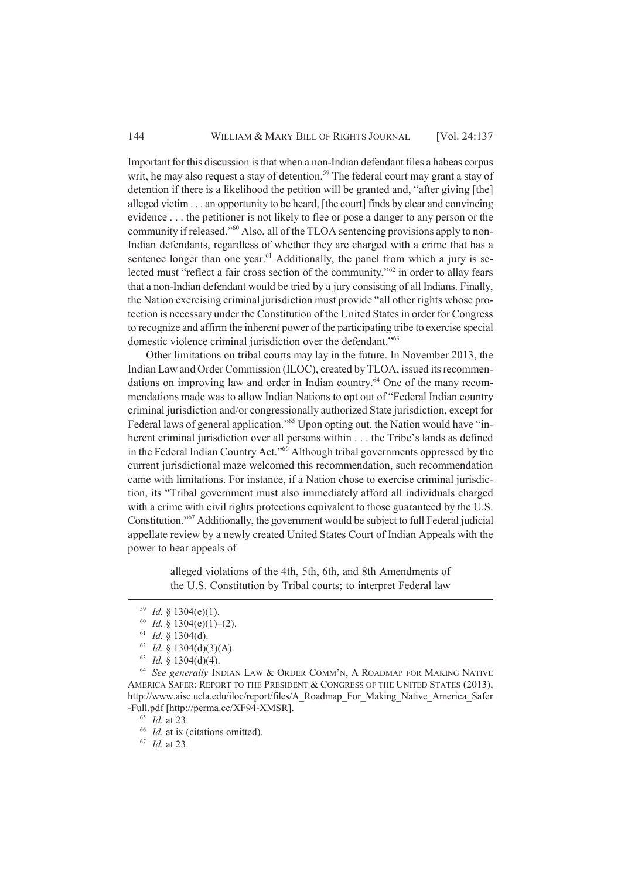Important for this discussion is that when a non-Indian defendant files a habeas corpus writ, he may also request a stay of detention.[59] The federal court may grant a stay of detention if there is a likelihood the petition will be granted and, "after giving [the] alleged victim . . . an opportunity to be heard, [the court] finds by clear and convincing evidence . . . the petitioner is not likely to flee or pose a danger to any person or the community if released."[60] Also, all of the TLOA sentencing provisions apply to non-Indian defendants, regardless of whether they are charged with a crime that has a sentence longer than one year.[61] Additionally, the panel from which a jury is selected must "reflect a fair cross section of the community,"[62] in order to allay fears that a non-Indian defendant would be tried by a jury consisting of all Indians. Finally, the Nation exercising criminal jurisdiction must provide "all other rights whose protection is necessary under the Constitution of the United States in order for Congress to recognize and affirm the inherent power of the participating tribe to exercise special domestic violence criminal jurisdiction over the defendant."[63]

Other limitations on tribal courts may lay in the future. In November 2013, the Indian Law and Order Commission (ILOC), created by TLOA, issued its recommendations on improving law and order in Indian country.[64] One of the many recommendations made was to allow Indian Nations to opt out of "Federal Indian country criminal jurisdiction and/or congressionally authorized State jurisdiction, except for Federal laws of general application."[65] Upon opting out, the Nation would have "inherent criminal jurisdiction over all persons within . . . the Tribe's lands as defined in the Federal Indian Country Act."[66] Although tribal governments oppressed by the current jurisdictional maze welcomed this recommendation, such recommendation came with limitations. For instance, if a Nation chose to exercise criminal jurisdiction, its "Tribal government must also immediately afford all individuals charged with a crime with civil rights protections equivalent to those guaranteed by the U.S. Constitution."[67] Additionally, the government would be subject to full Federal judicial appellate review by a newly created United States Court of Indian Appeals with the power to hear appeals of

> alleged violations of the 4th, 5th, 6th, and 8th Amendments of the U.S. Constitution by Tribal courts; to interpret Federal law

---

[59] *Id.* § 1304(e)(1).

[60] *Id.* § 1304(e)(1)–(2).

[61] *Id.* § 1304(d).

[62] *Id.* § 1304(d)(3)(A).

[63] *Id.* § 1304(d)(4).

[64] *See generally* INDIAN LAW & ORDER COMM'N, A ROADMAP FOR MAKING NATIVE AMERICA SAFER: REPORT TO THE PRESIDENT & CONGRESS OF THE UNITED STATES (2013), http://www.aisc.ucla.edu/iloc/report/files/A_Roadmap_For_Making_Native_America_Safer-Full.pdf [http://perma.cc/XF94-XMSR].

[65] *Id.* at 23.

[66] *Id.* at ix (citations omitted).

[67] *Id.* at 23.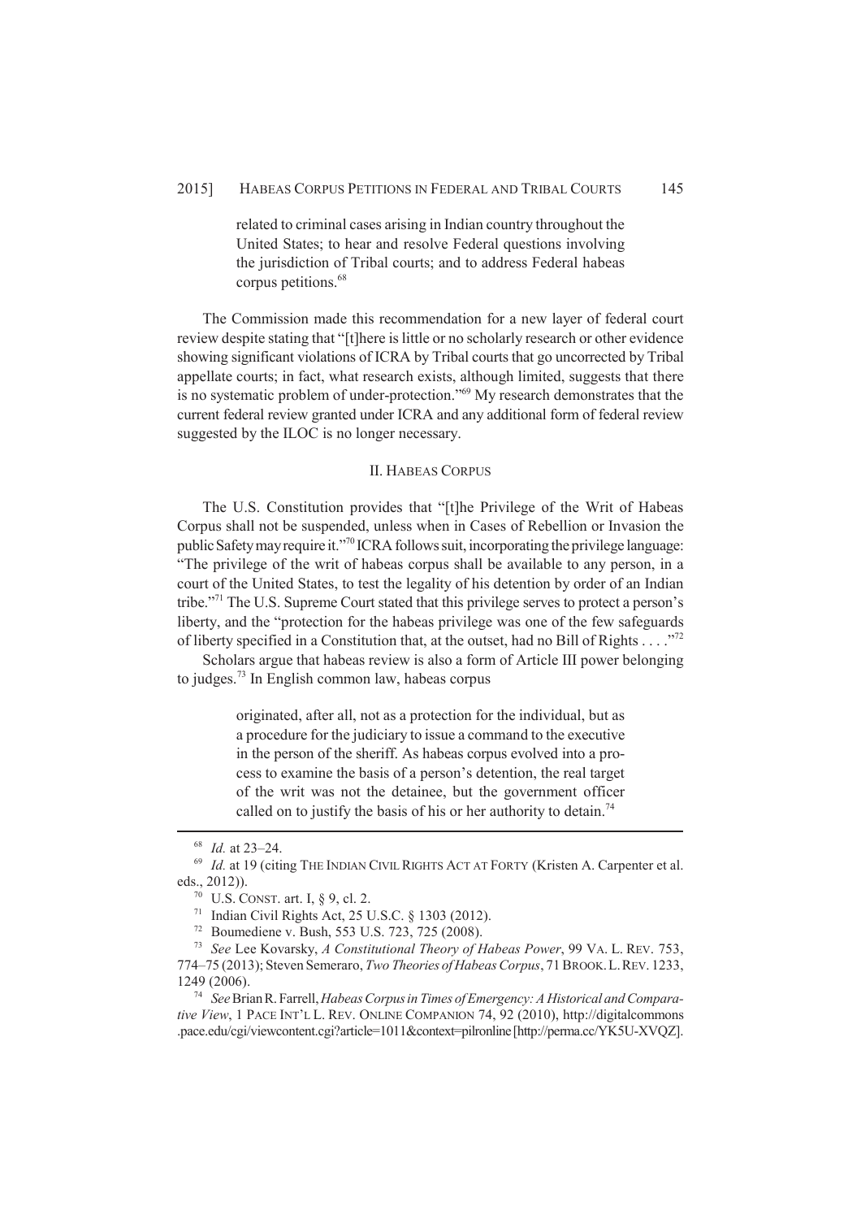> related to criminal cases arising in Indian country throughout the United States; to hear and resolve Federal questions involving the jurisdiction of Tribal courts; and to address Federal habeas corpus petitions.[68]

The Commission made this recommendation for a new layer of federal court review despite stating that "[t]here is little or no scholarly research or other evidence showing significant violations of ICRA by Tribal courts that go uncorrected by Tribal appellate courts; in fact, what research exists, although limited, suggests that there is no systematic problem of under-protection."[69] My research demonstrates that the current federal review granted under ICRA and any additional form of federal review suggested by the ILOC is no longer necessary.

## II. HABEAS CORPUS

The U.S. Constitution provides that "[t]he Privilege of the Writ of Habeas Corpus shall not be suspended, unless when in Cases of Rebellion or Invasion the public Safety may require it."[70] ICRA follows suit, incorporating the privilege language: "The privilege of the writ of habeas corpus shall be available to any person, in a court of the United States, to test the legality of his detention by order of an Indian tribe."[71] The U.S. Supreme Court stated that this privilege serves to protect a person's liberty, and the "protection for the habeas privilege was one of the few safeguards of liberty specified in a Constitution that, at the outset, had no Bill of Rights . . . ."[72]

Scholars argue that habeas review is also a form of Article III power belonging to judges.[73] In English common law, habeas corpus

> originated, after all, not as a protection for the individual, but as a procedure for the judiciary to issue a command to the executive in the person of the sheriff. As habeas corpus evolved into a process to examine the basis of a person's detention, the real target of the writ was not the detainee, but the government officer called on to justify the basis of his or her authority to detain.[74]

---

[68] *Id.* at 23–24.

[69] *Id.* at 19 (citing THE INDIAN CIVIL RIGHTS ACT AT FORTY (Kristen A. Carpenter et al. eds., 2012)).

[70] U.S. CONST. art. I, § 9, cl. 2.

[71] Indian Civil Rights Act, 25 U.S.C. § 1303 (2012).

[72] Boumediene v. Bush, 553 U.S. 723, 725 (2008).

[73] *See* Lee Kovarsky, *A Constitutional Theory of Habeas Power*, 99 VA. L. REV. 753, 774–75 (2013); Steven Semeraro, *Two Theories of Habeas Corpus*, 71 BROOK. L. REV. 1233, 1249 (2006).

[74] *See* Brian R. Farrell, *Habeas Corpus in Times of Emergency: A Historical and Comparative View*, 1 PACE INT'L L. REV. ONLINE COMPANION 74, 92 (2010), http://digitalcommons.pace.edu/cgi/viewcontent.cgi?article=1011&context=pilronline [http://perma.cc/YK5U-XVQZ].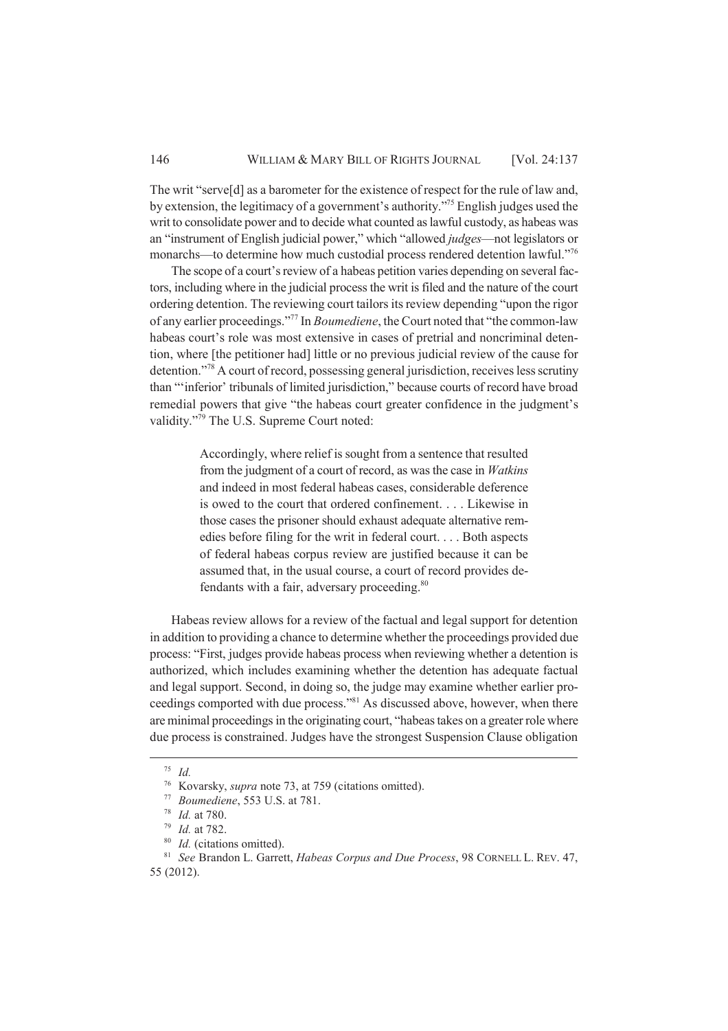The writ "serve[d] as a barometer for the existence of respect for the rule of law and, by extension, the legitimacy of a government's authority."[75] English judges used the writ to consolidate power and to decide what counted as lawful custody, as habeas was an "instrument of English judicial power," which "allowed *judges*—not legislators or monarchs—to determine how much custodial process rendered detention lawful."[76]

The scope of a court's review of a habeas petition varies depending on several factors, including where in the judicial process the writ is filed and the nature of the court ordering detention. The reviewing court tailors its review depending "upon the rigor of any earlier proceedings."[77] In *Boumediene*, the Court noted that "the common-law habeas court's role was most extensive in cases of pretrial and noncriminal detention, where [the petitioner had] little or no previous judicial review of the cause for detention."[78] A court of record, possessing general jurisdiction, receives less scrutiny than "'inferior' tribunals of limited jurisdiction," because courts of record have broad remedial powers that give "the habeas court greater confidence in the judgment's validity."[79] The U.S. Supreme Court noted:

> Accordingly, where relief is sought from a sentence that resulted from the judgment of a court of record, as was the case in *Watkins* and indeed in most federal habeas cases, considerable deference is owed to the court that ordered confinement. . . . Likewise in those cases the prisoner should exhaust adequate alternative remedies before filing for the writ in federal court. . . . Both aspects of federal habeas corpus review are justified because it can be assumed that, in the usual course, a court of record provides defendants with a fair, adversary proceeding.[80]

Habeas review allows for a review of the factual and legal support for detention in addition to providing a chance to determine whether the proceedings provided due process: "First, judges provide habeas process when reviewing whether a detention is authorized, which includes examining whether the detention has adequate factual and legal support. Second, in doing so, the judge may examine whether earlier proceedings comported with due process."[81] As discussed above, however, when there are minimal proceedings in the originating court, "habeas takes on a greater role where due process is constrained. Judges have the strongest Suspension Clause obligation

---

[75] *Id.*

[76] Kovarsky, *supra* note 73, at 759 (citations omitted).

[77] *Boumediene*, 553 U.S. at 781.

[78] *Id.* at 780.

[79] *Id.* at 782.

[80] *Id.* (citations omitted).

[81] *See* Brandon L. Garrett, *Habeas Corpus and Due Process*, 98 CORNELL L. REV. 47, 55 (2012).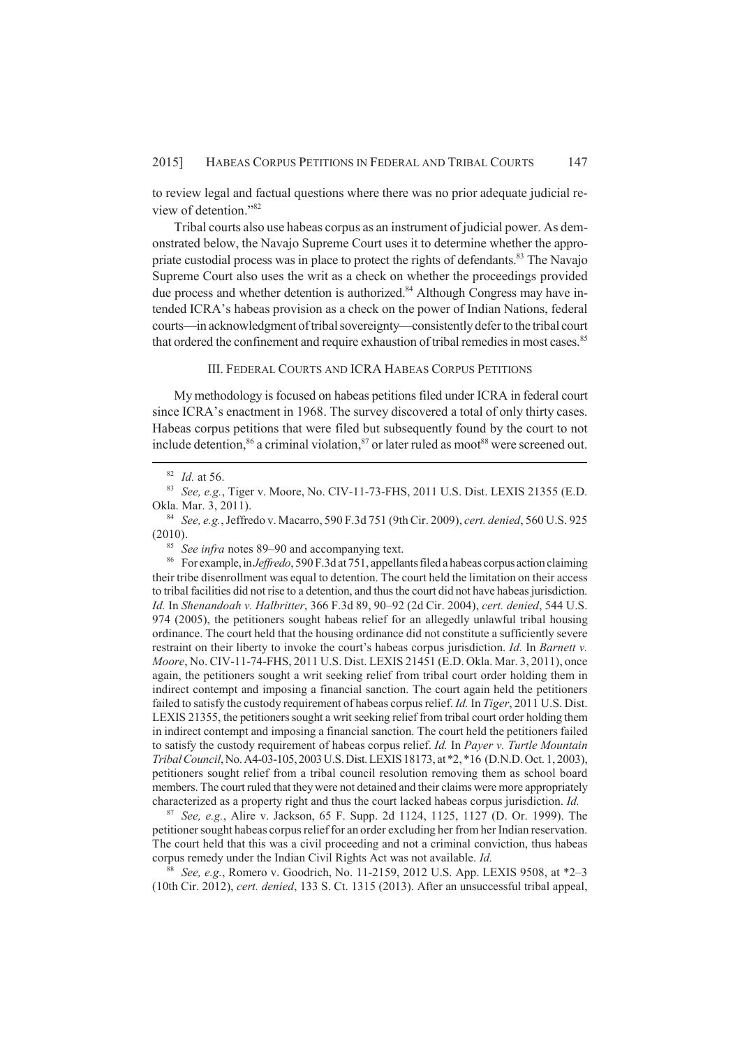to review legal and factual questions where there was no prior adequate judicial review of detention."[82]

Tribal courts also use habeas corpus as an instrument of judicial power. As demonstrated below, the Navajo Supreme Court uses it to determine whether the appropriate custodial process was in place to protect the rights of defendants.[83] The Navajo Supreme Court also uses the writ as a check on whether the proceedings provided due process and whether detention is authorized.[84] Although Congress may have intended ICRA's habeas provision as a check on the power of Indian Nations, federal courts—in acknowledgment of tribal sovereignty—consistently defer to the tribal court that ordered the confinement and require exhaustion of tribal remedies in most cases.[85]

## III. FEDERAL COURTS AND ICRA HABEAS CORPUS PETITIONS

My methodology is focused on habeas petitions filed under ICRA in federal court since ICRA's enactment in 1968. The survey discovered a total of only thirty cases. Habeas corpus petitions that were filed but subsequently found by the court to not include detention,[86] a criminal violation,[87] or later ruled as moot[88] were screened out.

---

[82] *Id.* at 56.

[83] *See, e.g.*, Tiger v. Moore, No. CIV-11-73-FHS, 2011 U.S. Dist. LEXIS 21355 (E.D. Okla. Mar. 3, 2011).

[84] *See, e.g.*, Jeffredo v. Macarro, 590 F.3d 751 (9th Cir. 2009), *cert. denied*, 560 U.S. 925 (2010).

[85] *See infra* notes 89–90 and accompanying text.

[86] For example, in *Jeffredo*, 590 F.3d at 751, appellants filed a habeas corpus action claiming their tribe disenrollment was equal to detention. The court held the limitation on their access to tribal facilities did not rise to a detention, and thus the court did not have habeas jurisdiction. *Id.* In *Shenandoah v. Halbritter*, 366 F.3d 89, 90–92 (2d Cir. 2004), *cert. denied*, 544 U.S. 974 (2005), the petitioners sought habeas relief for an allegedly unlawful tribal housing ordinance. The court held that the housing ordinance did not constitute a sufficiently severe restraint on their liberty to invoke the court's habeas corpus jurisdiction. *Id.* In *Barnett v. Moore*, No. CIV-11-74-FHS, 2011 U.S. Dist. LEXIS 21451 (E.D. Okla. Mar. 3, 2011), once again, the petitioners sought a writ seeking relief from tribal court order holding them in indirect contempt and imposing a financial sanction. The court again held the petitioners failed to satisfy the custody requirement of habeas corpus relief. *Id.* In *Tiger*, 2011 U.S. Dist. LEXIS 21355, the petitioners sought a writ seeking relief from tribal court order holding them in indirect contempt and imposing a financial sanction. The court held the petitioners failed to satisfy the custody requirement of habeas corpus relief. *Id.* In *Payer v. Turtle Mountain Tribal Council*, No. A4-03-105, 2003 U.S. Dist. LEXIS 18173, at *2, *16 (D.N.D. Oct. 1, 2003), petitioners sought relief from a tribal council resolution removing them as school board members. The court ruled that they were not detained and their claims were more appropriately characterized as a property right and thus the court lacked habeas corpus jurisdiction. *Id.*

[87] *See, e.g.*, Alire v. Jackson, 65 F. Supp. 2d 1124, 1125, 1127 (D. Or. 1999). The petitioner sought habeas corpus relief for an order excluding her from her Indian reservation. The court held that this was a civil proceeding and not a criminal conviction, thus habeas corpus remedy under the Indian Civil Rights Act was not available. *Id.*

[88] *See, e.g.*, Romero v. Goodrich, No. 11-2159, 2012 U.S. App. LEXIS 9508, at *2–3 (10th Cir. 2012), *cert. denied*, 133 S. Ct. 1315 (2013). After an unsuccessful tribal appeal,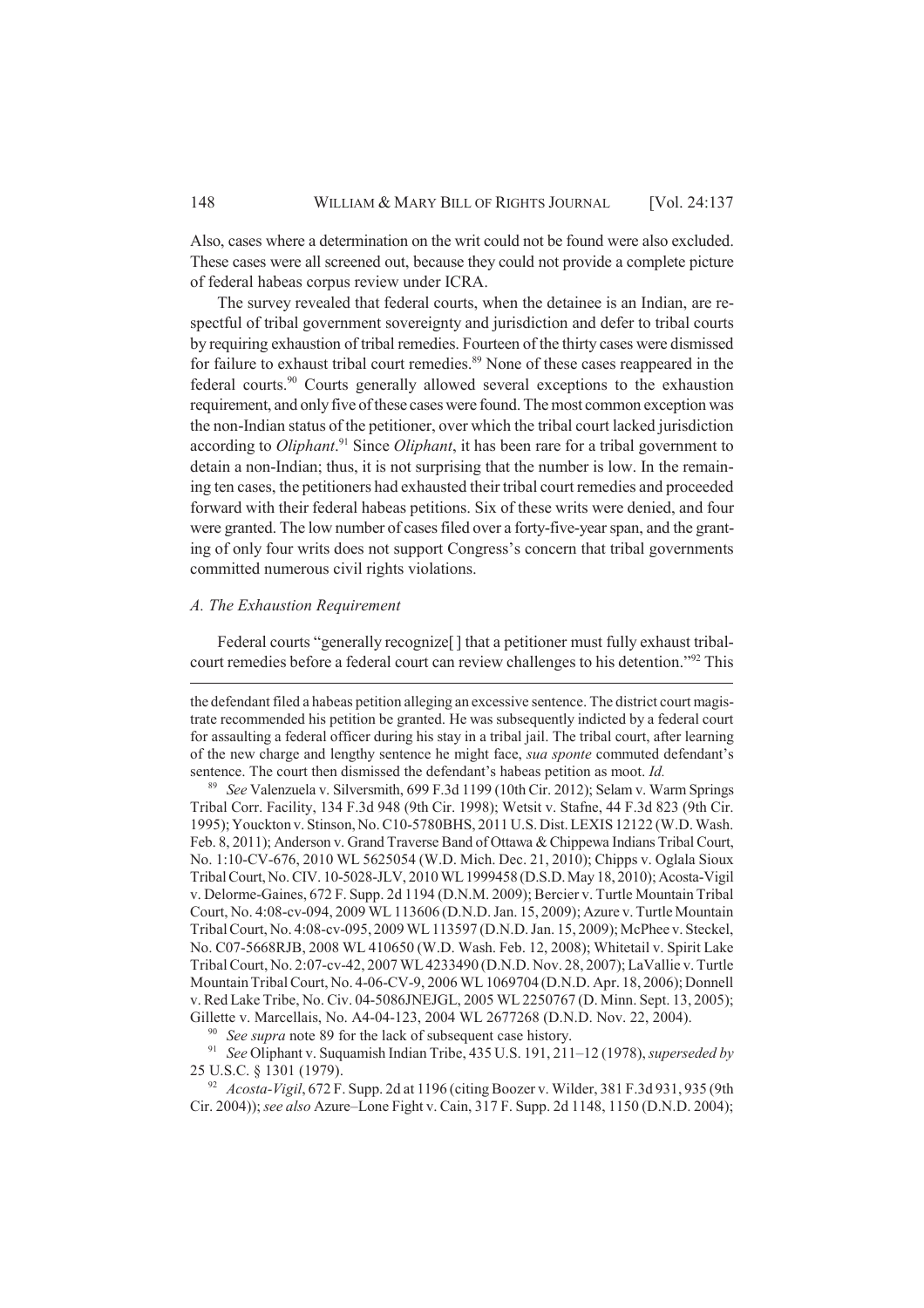Also, cases where a determination on the writ could not be found were also excluded. These cases were all screened out, because they could not provide a complete picture of federal habeas corpus review under ICRA.

The survey revealed that federal courts, when the detainee is an Indian, are respectful of tribal government sovereignty and jurisdiction and defer to tribal courts by requiring exhaustion of tribal remedies. Fourteen of the thirty cases were dismissed for failure to exhaust tribal court remedies.[89] None of these cases reappeared in the federal courts.[90] Courts generally allowed several exceptions to the exhaustion requirement, and only five of these cases were found. The most common exception was the non-Indian status of the petitioner, over which the tribal court lacked jurisdiction according to *Oliphant*.[91] Since *Oliphant*, it has been rare for a tribal government to detain a non-Indian; thus, it is not surprising that the number is low. In the remaining ten cases, the petitioners had exhausted their tribal court remedies and proceeded forward with their federal habeas petitions. Six of these writs were denied, and four were granted. The low number of cases filed over a forty-five-year span, and the granting of only four writs does not support Congress's concern that tribal governments committed numerous civil rights violations.

### *A. The Exhaustion Requirement*

Federal courts "generally recognize[ ] that a petitioner must fully exhaust tribal-court remedies before a federal court can review challenges to his detention."[92] This

---

the defendant filed a habeas petition alleging an excessive sentence. The district court magistrate recommended his petition be granted. He was subsequently indicted by a federal court for assaulting a federal officer during his stay in a tribal jail. The tribal court, after learning of the new charge and lengthy sentence he might face, *sua sponte* commuted defendant's sentence. The court then dismissed the defendant's habeas petition as moot. *Id.*

[89] *See* Valenzuela v. Silversmith, 699 F.3d 1199 (10th Cir. 2012); Selam v. Warm Springs Tribal Corr. Facility, 134 F.3d 948 (9th Cir. 1998); Wetsit v. Stafne, 44 F.3d 823 (9th Cir. 1995); Youckton v. Stinson, No. C10-5780BHS, 2011 U.S. Dist. LEXIS 12122 (W.D. Wash. Feb. 8, 2011); Anderson v. Grand Traverse Band of Ottawa & Chippewa Indians Tribal Court, No. 1:10-CV-676, 2010 WL 5625054 (W.D. Mich. Dec. 21, 2010); Chipps v. Oglala Sioux Tribal Court, No. CIV. 10-5028-JLV, 2010 WL 1999458 (D.S.D. May 18, 2010); Acosta-Vigil v. Delorme-Gaines, 672 F. Supp. 2d 1194 (D.N.M. 2009); Bercier v. Turtle Mountain Tribal Court, No. 4:08-cv-094, 2009 WL 113606 (D.N.D. Jan. 15, 2009); Azure v. Turtle Mountain Tribal Court, No. 4:08-cv-095, 2009 WL 113597 (D.N.D. Jan. 15, 2009); McPhee v. Steckel, No. C07-5668RJB, 2008 WL 410650 (W.D. Wash. Feb. 12, 2008); Whitetail v. Spirit Lake Tribal Court, No. 2:07-cv-42, 2007 WL 4233490 (D.N.D. Nov. 28, 2007); LaVallie v. Turtle Mountain Tribal Court, No. 4-06-CV-9, 2006 WL 1069704 (D.N.D. Apr. 18, 2006); Donnell v. Red Lake Tribe, No. Civ. 04-5086JNEJGL, 2005 WL 2250767 (D. Minn. Sept. 13, 2005); Gillette v. Marcellais, No. A4-04-123, 2004 WL 2677268 (D.N.D. Nov. 22, 2004).

[90] *See supra* note 89 for the lack of subsequent case history.

[91] *See* Oliphant v. Suquamish Indian Tribe, 435 U.S. 191, 211–12 (1978), *superseded by* 25 U.S.C. § 1301 (1979).

[92] *Acosta-Vigil*, 672 F. Supp. 2d at 1196 (citing Boozer v. Wilder, 381 F.3d 931, 935 (9th Cir. 2004)); *see also* Azure–Lone Fight v. Cain, 317 F. Supp. 2d 1148, 1150 (D.N.D. 2004);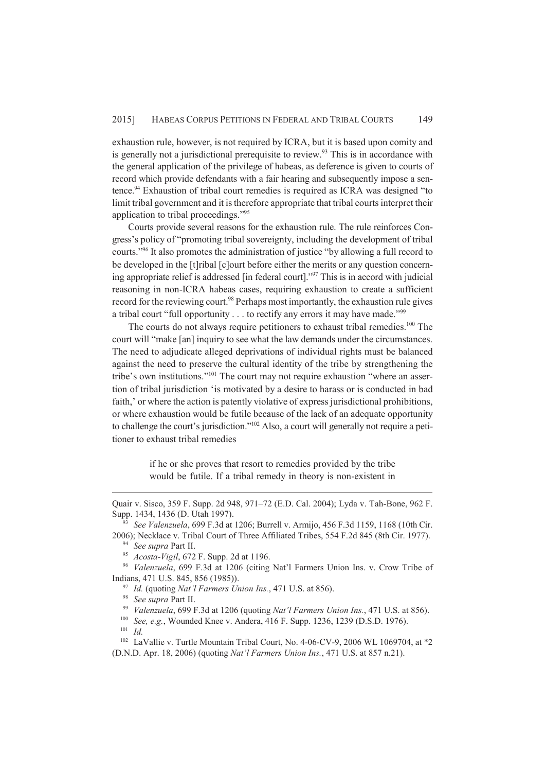exhaustion rule, however, is not required by ICRA, but it is based upon comity and is generally not a jurisdictional prerequisite to review.[93] This is in accordance with the general application of the privilege of habeas, as deference is given to courts of record which provide defendants with a fair hearing and subsequently impose a sentence.[94] Exhaustion of tribal court remedies is required as ICRA was designed "to limit tribal government and it is therefore appropriate that tribal courts interpret their application to tribal proceedings."[95]

Courts provide several reasons for the exhaustion rule. The rule reinforces Congress's policy of "promoting tribal sovereignty, including the development of tribal courts."[96] It also promotes the administration of justice "by allowing a full record to be developed in the [t]ribal [c]ourt before either the merits or any question concerning appropriate relief is addressed [in federal court]."[97] This is in accord with judicial reasoning in non-ICRA habeas cases, requiring exhaustion to create a sufficient record for the reviewing court.[98] Perhaps most importantly, the exhaustion rule gives a tribal court "full opportunity . . . to rectify any errors it may have made."[99]

The courts do not always require petitioners to exhaust tribal remedies.[100] The court will "make [an] inquiry to see what the law demands under the circumstances. The need to adjudicate alleged deprivations of individual rights must be balanced against the need to preserve the cultural identity of the tribe by strengthening the tribe's own institutions."[101] The court may not require exhaustion "where an assertion of tribal jurisdiction 'is motivated by a desire to harass or is conducted in bad faith,' or where the action is patently violative of express jurisdictional prohibitions, or where exhaustion would be futile because of the lack of an adequate opportunity to challenge the court's jurisdiction."[102] Also, a court will generally not require a petitioner to exhaust tribal remedies

> if he or she proves that resort to remedies provided by the tribe would be futile. If a tribal remedy in theory is non-existent in

---

Quair v. Sisco, 359 F. Supp. 2d 948, 971–72 (E.D. Cal. 2004); Lyda v. Tah-Bone, 962 F. Supp. 1434, 1436 (D. Utah 1997).

[93] *See Valenzuela*, 699 F.3d at 1206; Burrell v. Armijo, 456 F.3d 1159, 1168 (10th Cir. 2006); Necklace v. Tribal Court of Three Affiliated Tribes, 554 F.2d 845 (8th Cir. 1977).

[94] *See supra* Part II.

[95] *Acosta-Vigil*, 672 F. Supp. 2d at 1196.

[96] *Valenzuela*, 699 F.3d at 1206 (citing Nat'l Farmers Union Ins. v. Crow Tribe of Indians, 471 U.S. 845, 856 (1985)).

[97] *Id.* (quoting *Nat'l Farmers Union Ins.*, 471 U.S. at 856).

[98] *See supra* Part II.

[99] *Valenzuela*, 699 F.3d at 1206 (quoting *Nat'l Farmers Union Ins.*, 471 U.S. at 856).

[100] *See, e.g.*, Wounded Knee v. Andera, 416 F. Supp. 1236, 1239 (D.S.D. 1976).

[101] *Id.*

[102] LaVallie v. Turtle Mountain Tribal Court, No. 4-06-CV-9, 2006 WL 1069704, at *2 (D.N.D. Apr. 18, 2006) (quoting *Nat'l Farmers Union Ins.*, 471 U.S. at 857 n.21).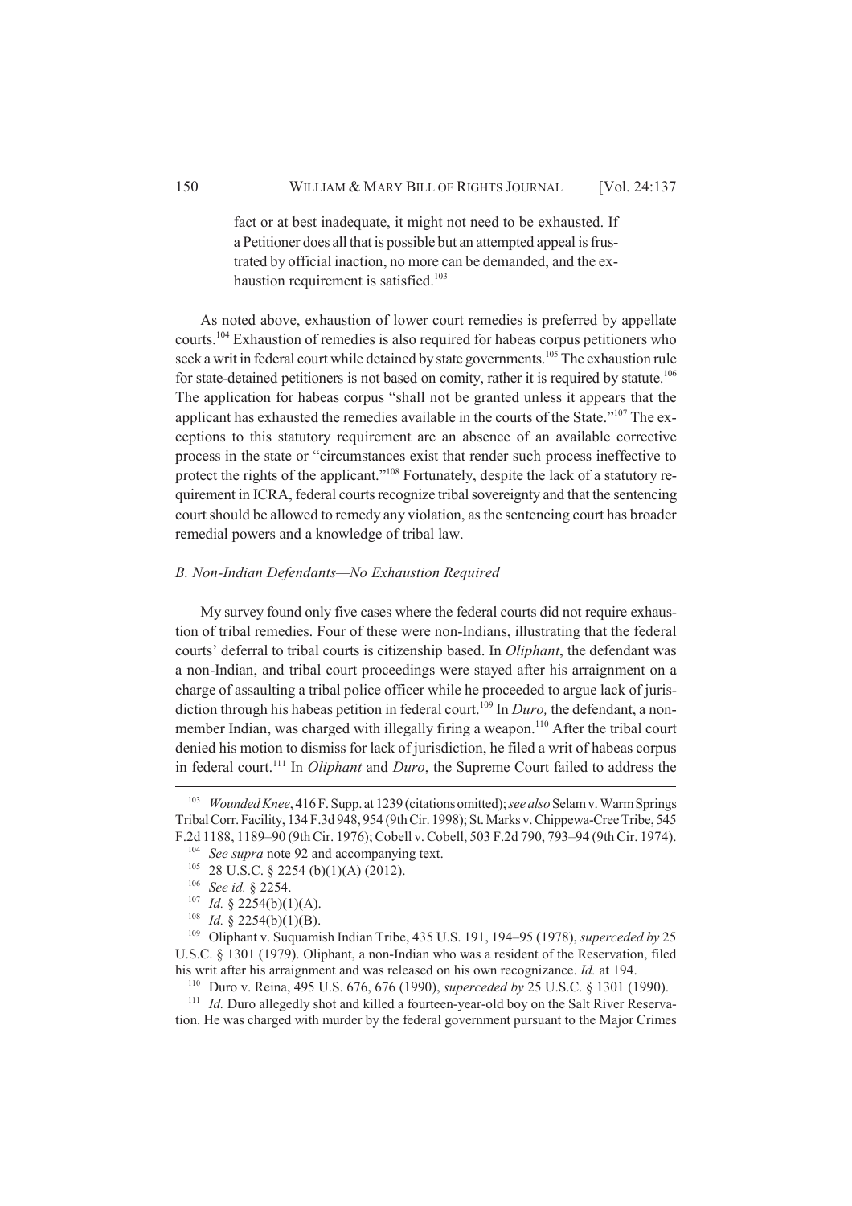fact or at best inadequate, it might not need to be exhausted. If a Petitioner does all that is possible but an attempted appeal is frustrated by official inaction, no more can be demanded, and the exhaustion requirement is satisfied.[103]

As noted above, exhaustion of lower court remedies is preferred by appellate courts.[104] Exhaustion of remedies is also required for habeas corpus petitioners who seek a writ in federal court while detained by state governments.[105] The exhaustion rule for state-detained petitioners is not based on comity, rather it is required by statute.[106] The application for habeas corpus "shall not be granted unless it appears that the applicant has exhausted the remedies available in the courts of the State."[107] The exceptions to this statutory requirement are an absence of an available corrective process in the state or "circumstances exist that render such process ineffective to protect the rights of the applicant."[108] Fortunately, despite the lack of a statutory requirement in ICRA, federal courts recognize tribal sovereignty and that the sentencing court should be allowed to remedy any violation, as the sentencing court has broader remedial powers and a knowledge of tribal law.

### *B. Non-Indian Defendants—No Exhaustion Required*

My survey found only five cases where the federal courts did not require exhaustion of tribal remedies. Four of these were non-Indians, illustrating that the federal courts' deferral to tribal courts is citizenship based. In *Oliphant*, the defendant was a non-Indian, and tribal court proceedings were stayed after his arraignment on a charge of assaulting a tribal police officer while he proceeded to argue lack of jurisdiction through his habeas petition in federal court.[109] In *Duro,* the defendant, a nonmember Indian, was charged with illegally firing a weapon.[110] After the tribal court denied his motion to dismiss for lack of jurisdiction, he filed a writ of habeas corpus in federal court.[111] In *Oliphant* and *Duro*, the Supreme Court failed to address the

---

[103] *Wounded Knee*, 416 F. Supp. at 1239 (citations omitted); *see also* Selam v. Warm Springs Tribal Corr. Facility, 134 F.3d 948, 954 (9th Cir. 1998); St. Marks v. Chippewa-Cree Tribe, 545 F.2d 1188, 1189–90 (9th Cir. 1976); Cobell v. Cobell, 503 F.2d 790, 793–94 (9th Cir. 1974).

[104] *See supra* note 92 and accompanying text.

[105] 28 U.S.C. § 2254 (b)(1)(A) (2012).

[106] *See id.* § 2254.

[107] *Id.* § 2254(b)(1)(A).

[108] *Id.* § 2254(b)(1)(B).

[109] Oliphant v. Suquamish Indian Tribe, 435 U.S. 191, 194–95 (1978), *superceded by* 25 U.S.C. § 1301 (1979). Oliphant, a non-Indian who was a resident of the Reservation, filed his writ after his arraignment and was released on his own recognizance. *Id.* at 194.

[110] Duro v. Reina, 495 U.S. 676, 676 (1990), *superceded by* 25 U.S.C. § 1301 (1990).

[111] *Id.* Duro allegedly shot and killed a fourteen-year-old boy on the Salt River Reservation. He was charged with murder by the federal government pursuant to the Major Crimes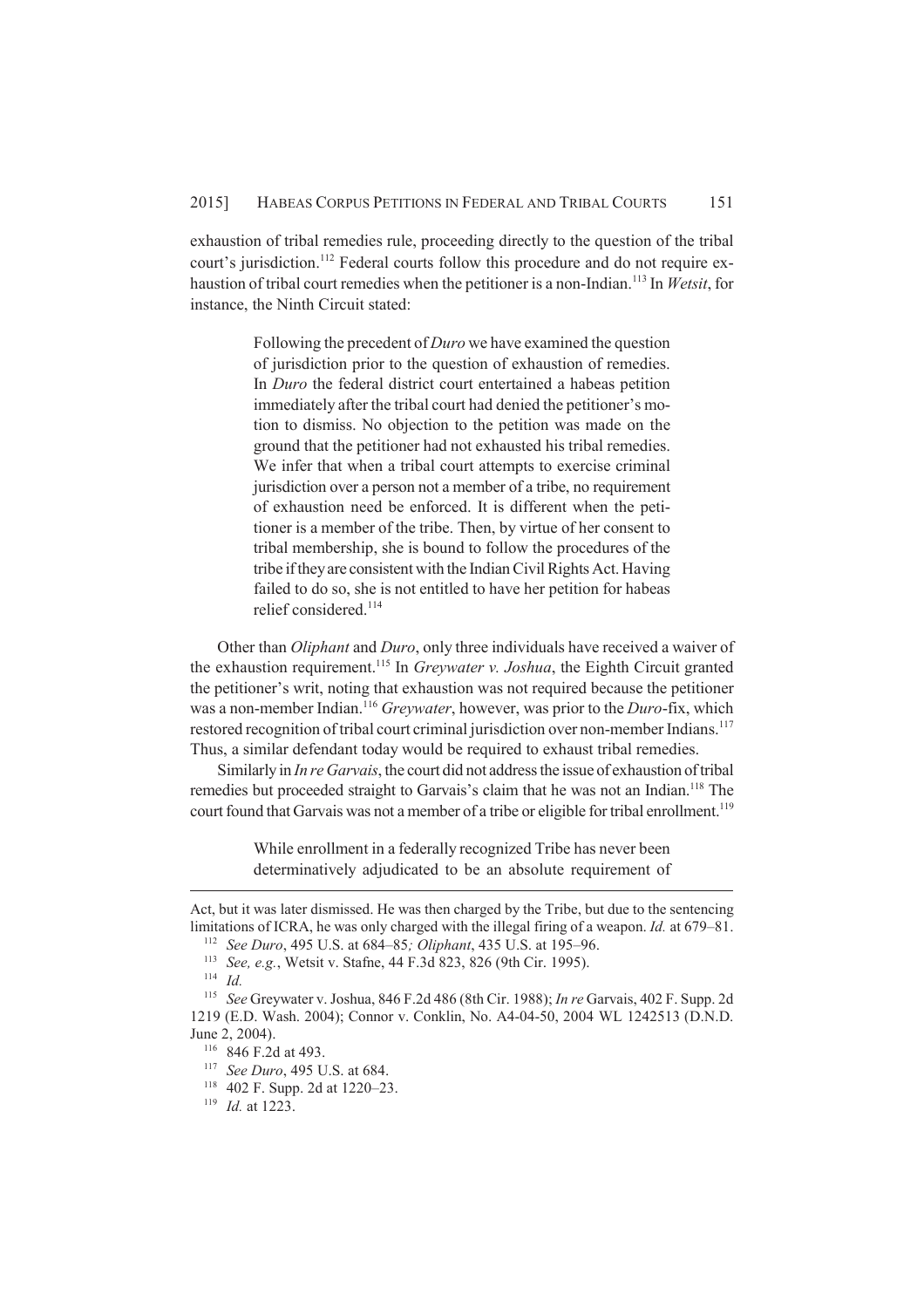exhaustion of tribal remedies rule, proceeding directly to the question of the tribal court's jurisdiction.[112] Federal courts follow this procedure and do not require exhaustion of tribal court remedies when the petitioner is a non-Indian.[113] In *Wetsit*, for instance, the Ninth Circuit stated:

> Following the precedent of *Duro* we have examined the question of jurisdiction prior to the question of exhaustion of remedies. In *Duro* the federal district court entertained a habeas petition immediately after the tribal court had denied the petitioner's motion to dismiss. No objection to the petition was made on the ground that the petitioner had not exhausted his tribal remedies. We infer that when a tribal court attempts to exercise criminal jurisdiction over a person not a member of a tribe, no requirement of exhaustion need be enforced. It is different when the petitioner is a member of the tribe. Then, by virtue of her consent to tribal membership, she is bound to follow the procedures of the tribe if they are consistent with the Indian Civil Rights Act. Having failed to do so, she is not entitled to have her petition for habeas relief considered.[114]

Other than *Oliphant* and *Duro*, only three individuals have received a waiver of the exhaustion requirement.[115] In *Greywater v. Joshua*, the Eighth Circuit granted the petitioner's writ, noting that exhaustion was not required because the petitioner was a non-member Indian.[116] *Greywater*, however, was prior to the *Duro*-fix, which restored recognition of tribal court criminal jurisdiction over non-member Indians.[117] Thus, a similar defendant today would be required to exhaust tribal remedies.

Similarly in *In re Garvais*, the court did not address the issue of exhaustion of tribal remedies but proceeded straight to Garvais's claim that he was not an Indian.[118] The court found that Garvais was not a member of a tribe or eligible for tribal enrollment.[119]

> While enrollment in a federally recognized Tribe has never been determinatively adjudicated to be an absolute requirement of

---

Act, but it was later dismissed. He was then charged by the Tribe, but due to the sentencing limitations of ICRA, he was only charged with the illegal firing of a weapon. *Id.* at 679–81.

[112] *See Duro*, 495 U.S. at 684–85*; Oliphant*, 435 U.S. at 195–96.

[113] *See, e.g.*, Wetsit v. Stafne, 44 F.3d 823, 826 (9th Cir. 1995).

[114] *Id.*

[115] *See* Greywater v. Joshua, 846 F.2d 486 (8th Cir. 1988); *In re* Garvais, 402 F. Supp. 2d 1219 (E.D. Wash. 2004); Connor v. Conklin, No. A4-04-50, 2004 WL 1242513 (D.N.D. June 2, 2004).

[116] 846 F.2d at 493.

[117] *See Duro*, 495 U.S. at 684.

[118] 402 F. Supp. 2d at 1220–23.

[119] *Id.* at 1223.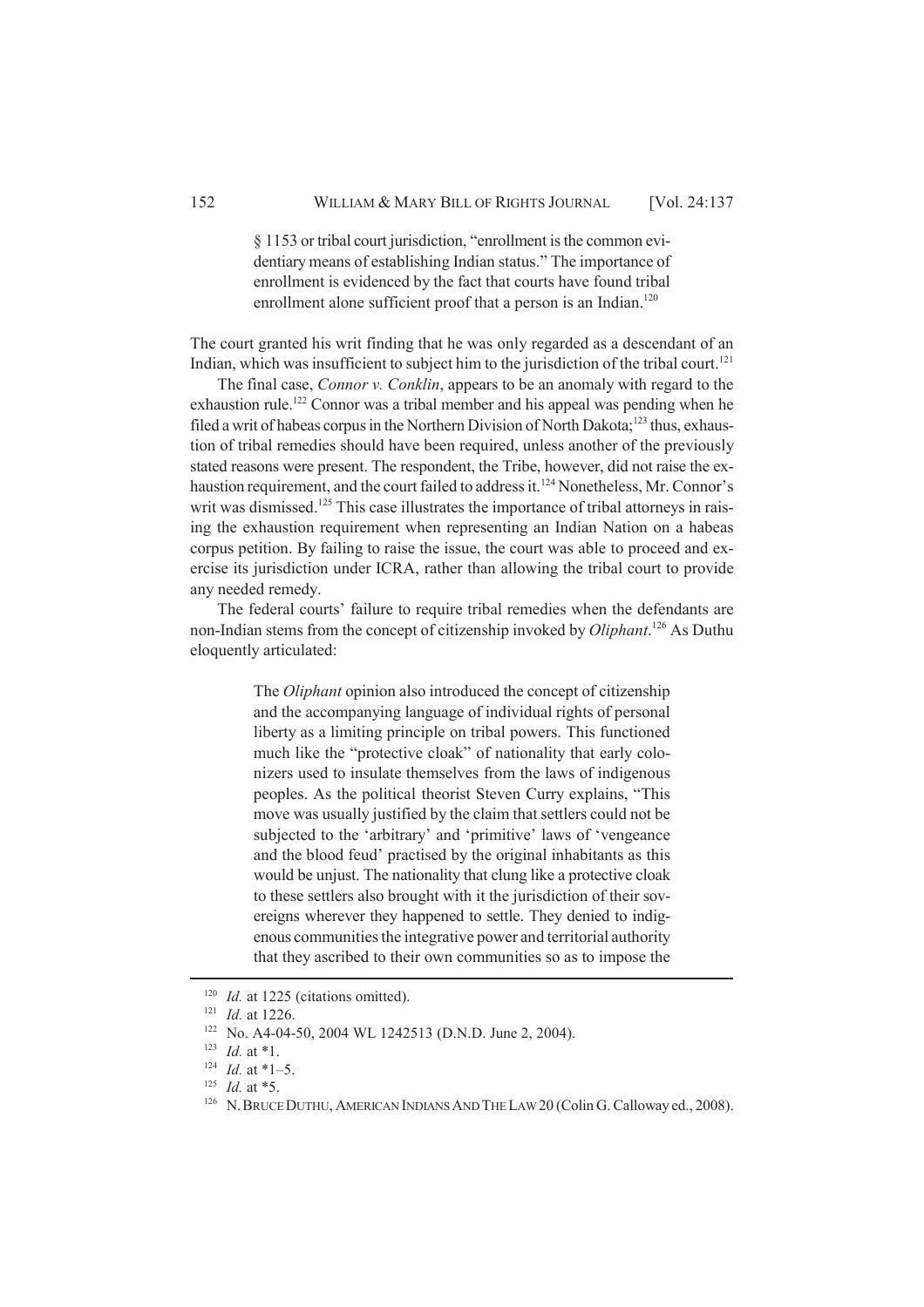> § 1153 or tribal court jurisdiction, "enrollment is the common evidentiary means of establishing Indian status." The importance of enrollment is evidenced by the fact that courts have found tribal enrollment alone sufficient proof that a person is an Indian.[120]

The court granted his writ finding that he was only regarded as a descendant of an Indian, which was insufficient to subject him to the jurisdiction of the tribal court.[121]

The final case, *Connor v. Conklin*, appears to be an anomaly with regard to the exhaustion rule.[122] Connor was a tribal member and his appeal was pending when he filed a writ of habeas corpus in the Northern Division of North Dakota;[123] thus, exhaustion of tribal remedies should have been required, unless another of the previously stated reasons were present. The respondent, the Tribe, however, did not raise the exhaustion requirement, and the court failed to address it.[124] Nonetheless, Mr. Connor's writ was dismissed.[125] This case illustrates the importance of tribal attorneys in raising the exhaustion requirement when representing an Indian Nation on a habeas corpus petition. By failing to raise the issue, the court was able to proceed and exercise its jurisdiction under ICRA, rather than allowing the tribal court to provide any needed remedy.

The federal courts' failure to require tribal remedies when the defendants are non-Indian stems from the concept of citizenship invoked by *Oliphant*.[126] As Duthu eloquently articulated:

> The *Oliphant* opinion also introduced the concept of citizenship and the accompanying language of individual rights of personal liberty as a limiting principle on tribal powers. This functioned much like the "protective cloak" of nationality that early colonizers used to insulate themselves from the laws of indigenous peoples. As the political theorist Steven Curry explains, "This move was usually justified by the claim that settlers could not be subjected to the 'arbitrary' and 'primitive' laws of 'vengeance and the blood feud' practised by the original inhabitants as this would be unjust. The nationality that clung like a protective cloak to these settlers also brought with it the jurisdiction of their sovereigns wherever they happened to settle. They denied to indigenous communities the integrative power and territorial authority that they ascribed to their own communities so as to impose the

---

[120] *Id.* at 1225 (citations omitted).

[121] *Id.* at 1226.

[122] No. A4-04-50, 2004 WL 1242513 (D.N.D. June 2, 2004).

[123] *Id.* at \*1.

[124] *Id.* at \*1–5.

[125] *Id.* at \*5.

[126] N. BRUCE DUTHU, AMERICAN INDIANS AND THE LAW 20 (Colin G. Calloway ed., 2008).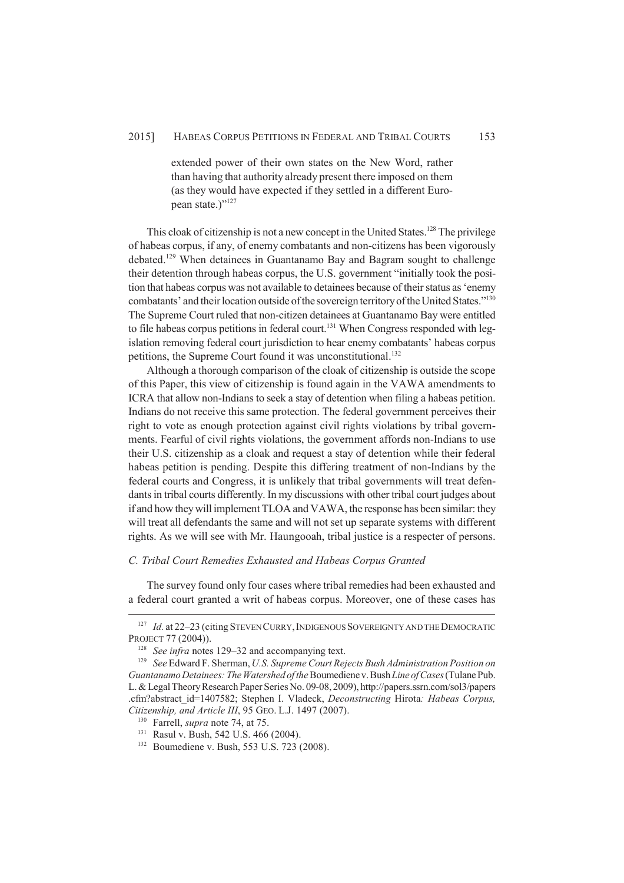extended power of their own states on the New Word, rather than having that authority already present there imposed on them (as they would have expected if they settled in a different European state.)"[127]

This cloak of citizenship is not a new concept in the United States.[128] The privilege of habeas corpus, if any, of enemy combatants and non-citizens has been vigorously debated.[129] When detainees in Guantanamo Bay and Bagram sought to challenge their detention through habeas corpus, the U.S. government "initially took the position that habeas corpus was not available to detainees because of their status as 'enemy combatants' and their location outside of the sovereign territory of the United States."[130] The Supreme Court ruled that non-citizen detainees at Guantanamo Bay were entitled to file habeas corpus petitions in federal court.[131] When Congress responded with legislation removing federal court jurisdiction to hear enemy combatants' habeas corpus petitions, the Supreme Court found it was unconstitutional.[132]

Although a thorough comparison of the cloak of citizenship is outside the scope of this Paper, this view of citizenship is found again in the VAWA amendments to ICRA that allow non-Indians to seek a stay of detention when filing a habeas petition. Indians do not receive this same protection. The federal government perceives their right to vote as enough protection against civil rights violations by tribal governments. Fearful of civil rights violations, the government affords non-Indians to use their U.S. citizenship as a cloak and request a stay of detention while their federal habeas petition is pending. Despite this differing treatment of non-Indians by the federal courts and Congress, it is unlikely that tribal governments will treat defendants in tribal courts differently. In my discussions with other tribal court judges about if and how they will implement TLOA and VAWA, the response has been similar: they will treat all defendants the same and will not set up separate systems with different rights. As we will see with Mr. Haungooah, tribal justice is a respecter of persons.

### *C. Tribal Court Remedies Exhausted and Habeas Corpus Granted*

The survey found only four cases where tribal remedies had been exhausted and a federal court granted a writ of habeas corpus. Moreover, one of these cases has

---

[127] *Id.* at 22–23 (citing STEVEN CURRY, INDIGENOUS SOVEREIGNTY AND THE DEMOCRATIC PROJECT 77 (2004)).

[128] *See infra* notes 129–32 and accompanying text.

[129] *See* Edward F. Sherman, *U.S. Supreme Court Rejects Bush Administration Position on Guantanamo Detainees: The Watershed of the* Boumediene v. Bush *Line of Cases* (Tulane Pub. L. & Legal Theory Research Paper Series No. 09-08, 2009), http://papers.ssrn.com/sol3/papers.cfm?abstract_id=1407582; Stephen I. Vladeck, *Deconstructing* Hirota*: Habeas Corpus, Citizenship, and Article III*, 95 GEO. L.J. 1497 (2007).

[130] Farrell, *supra* note 74, at 75.

[131] Rasul v. Bush, 542 U.S. 466 (2004).

[132] Boumediene v. Bush, 553 U.S. 723 (2008).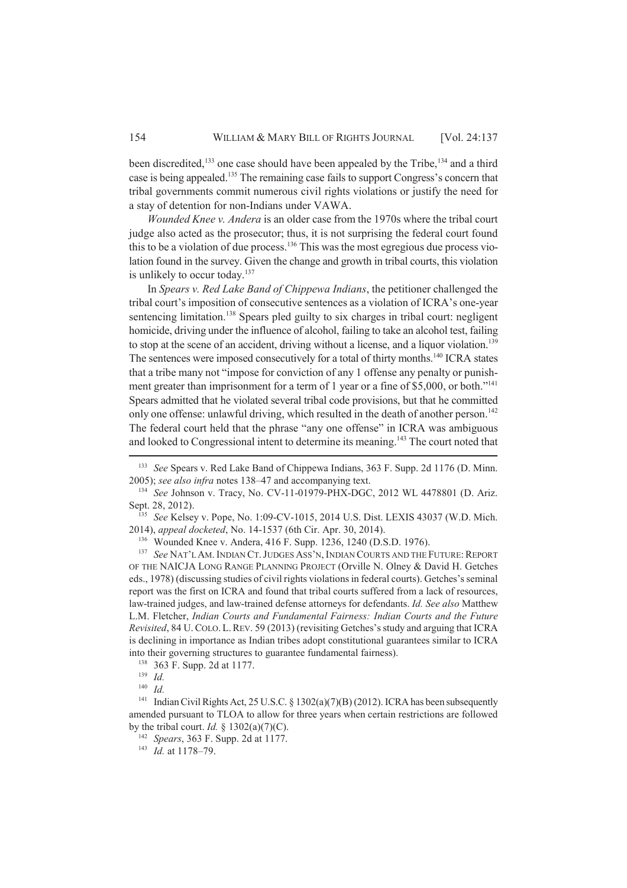been discredited,[133] one case should have been appealed by the Tribe,[134] and a third case is being appealed.[135] The remaining case fails to support Congress's concern that tribal governments commit numerous civil rights violations or justify the need for a stay of detention for non-Indians under VAWA.

*Wounded Knee v. Andera* is an older case from the 1970s where the tribal court judge also acted as the prosecutor; thus, it is not surprising the federal court found this to be a violation of due process.[136] This was the most egregious due process violation found in the survey. Given the change and growth in tribal courts, this violation is unlikely to occur today.[137]

In *Spears v. Red Lake Band of Chippewa Indians*, the petitioner challenged the tribal court's imposition of consecutive sentences as a violation of ICRA's one-year sentencing limitation.[138] Spears pled guilty to six charges in tribal court: negligent homicide, driving under the influence of alcohol, failing to take an alcohol test, failing to stop at the scene of an accident, driving without a license, and a liquor violation.[139] The sentences were imposed consecutively for a total of thirty months.[140] ICRA states that a tribe many not "impose for conviction of any 1 offense any penalty or punishment greater than imprisonment for a term of 1 year or a fine of $5,000, or both."[141] Spears admitted that he violated several tribal code provisions, but that he committed only one offense: unlawful driving, which resulted in the death of another person.[142] The federal court held that the phrase "any one offense" in ICRA was ambiguous and looked to Congressional intent to determine its meaning.[143] The court noted that

---

[133] *See* Spears v. Red Lake Band of Chippewa Indians, 363 F. Supp. 2d 1176 (D. Minn. 2005); *see also infra* notes 138–47 and accompanying text.

[134] *See* Johnson v. Tracy, No. CV-11-01979-PHX-DGC, 2012 WL 4478801 (D. Ariz. Sept. 28, 2012).

[135] *See* Kelsey v. Pope, No. 1:09-CV-1015, 2014 U.S. Dist. LEXIS 43037 (W.D. Mich. 2014), *appeal docketed*, No. 14-1537 (6th Cir. Apr. 30, 2014).

[136] Wounded Knee v. Andera, 416 F. Supp. 1236, 1240 (D.S.D. 1976).

[137] *See* NAT'L AM. INDIAN CT. JUDGES ASS'N, INDIAN COURTS AND THE FUTURE: REPORT OF THE NAICJA LONG RANGE PLANNING PROJECT (Orville N. Olney & David H. Getches eds., 1978) (discussing studies of civil rights violations in federal courts). Getches's seminal report was the first on ICRA and found that tribal courts suffered from a lack of resources, law-trained judges, and law-trained defense attorneys for defendants. *Id. See also* Matthew L.M. Fletcher, *Indian Courts and Fundamental Fairness: Indian Courts and the Future Revisited*, 84 U. COLO. L. REV. 59 (2013) (revisiting Getches's study and arguing that ICRA is declining in importance as Indian tribes adopt constitutional guarantees similar to ICRA into their governing structures to guarantee fundamental fairness).

[138] 363 F. Supp. 2d at 1177.

[139] *Id.*

[140] *Id.*

[141] Indian Civil Rights Act, 25 U.S.C. § 1302(a)(7)(B) (2012). ICRA has been subsequently amended pursuant to TLOA to allow for three years when certain restrictions are followed by the tribal court. *Id.* § 1302(a)(7)(C).

[142] *Spears*, 363 F. Supp. 2d at 1177.

[143] *Id.* at 1178–79.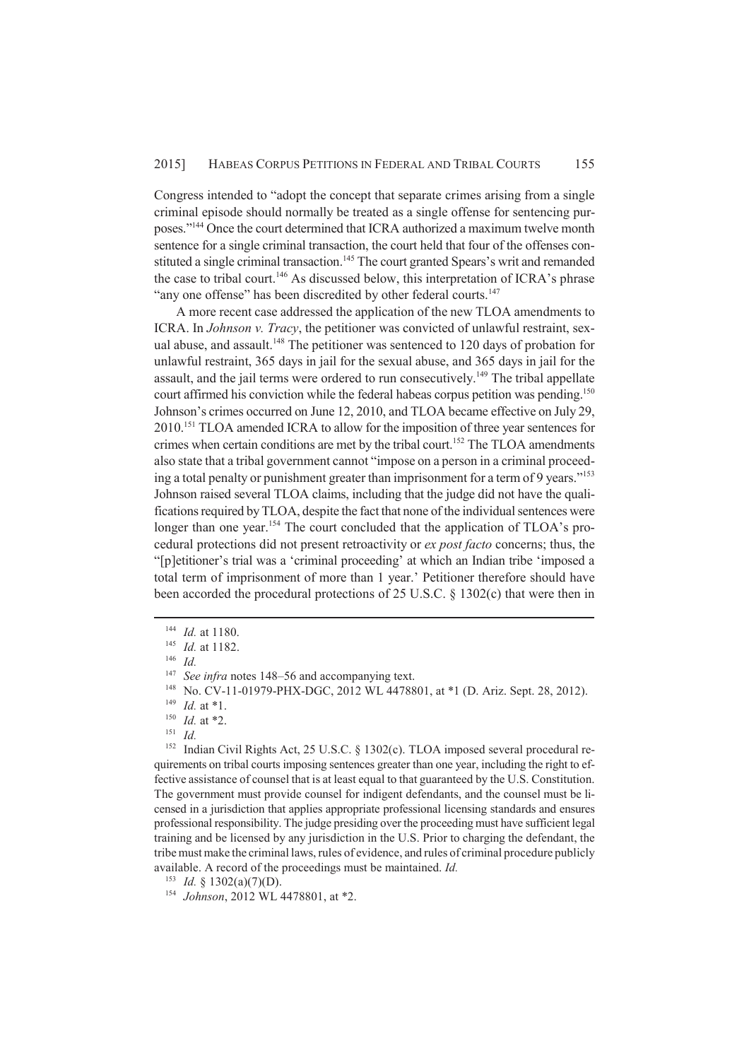Congress intended to "adopt the concept that separate crimes arising from a single criminal episode should normally be treated as a single offense for sentencing purposes."[144] Once the court determined that ICRA authorized a maximum twelve month sentence for a single criminal transaction, the court held that four of the offenses constituted a single criminal transaction.[145] The court granted Spears's writ and remanded the case to tribal court.[146] As discussed below, this interpretation of ICRA's phrase "any one offense" has been discredited by other federal courts.[147]

A more recent case addressed the application of the new TLOA amendments to ICRA. In *Johnson v. Tracy*, the petitioner was convicted of unlawful restraint, sexual abuse, and assault.[148] The petitioner was sentenced to 120 days of probation for unlawful restraint, 365 days in jail for the sexual abuse, and 365 days in jail for the assault, and the jail terms were ordered to run consecutively.[149] The tribal appellate court affirmed his conviction while the federal habeas corpus petition was pending.[150] Johnson's crimes occurred on June 12, 2010, and TLOA became effective on July 29, 2010.[151] TLOA amended ICRA to allow for the imposition of three year sentences for crimes when certain conditions are met by the tribal court.[152] The TLOA amendments also state that a tribal government cannot "impose on a person in a criminal proceeding a total penalty or punishment greater than imprisonment for a term of 9 years."[153] Johnson raised several TLOA claims, including that the judge did not have the qualifications required by TLOA, despite the fact that none of the individual sentences were longer than one year.[154] The court concluded that the application of TLOA's procedural protections did not present retroactivity or *ex post facto* concerns; thus, the "[p]etitioner's trial was a 'criminal proceeding' at which an Indian tribe 'imposed a total term of imprisonment of more than 1 year.' Petitioner therefore should have been accorded the procedural protections of 25 U.S.C. § 1302(c) that were then in

---

[144] *Id.* at 1180.

[145] *Id.* at 1182.

[146] *Id.*

[147] *See infra* notes 148–56 and accompanying text.

[148] No. CV-11-01979-PHX-DGC, 2012 WL 4478801, at *1 (D. Ariz. Sept. 28, 2012).

[149] *Id.* at *1.

[150] *Id.* at *2.

[151] *Id.*

[152] Indian Civil Rights Act, 25 U.S.C. § 1302(c). TLOA imposed several procedural requirements on tribal courts imposing sentences greater than one year, including the right to effective assistance of counsel that is at least equal to that guaranteed by the U.S. Constitution. The government must provide counsel for indigent defendants, and the counsel must be licensed in a jurisdiction that applies appropriate professional licensing standards and ensures professional responsibility. The judge presiding over the proceeding must have sufficient legal training and be licensed by any jurisdiction in the U.S. Prior to charging the defendant, the tribe must make the criminal laws, rules of evidence, and rules of criminal procedure publicly available. A record of the proceedings must be maintained. *Id.*

[153] *Id.* § 1302(a)(7)(D).

[154] *Johnson*, 2012 WL 4478801, at *2.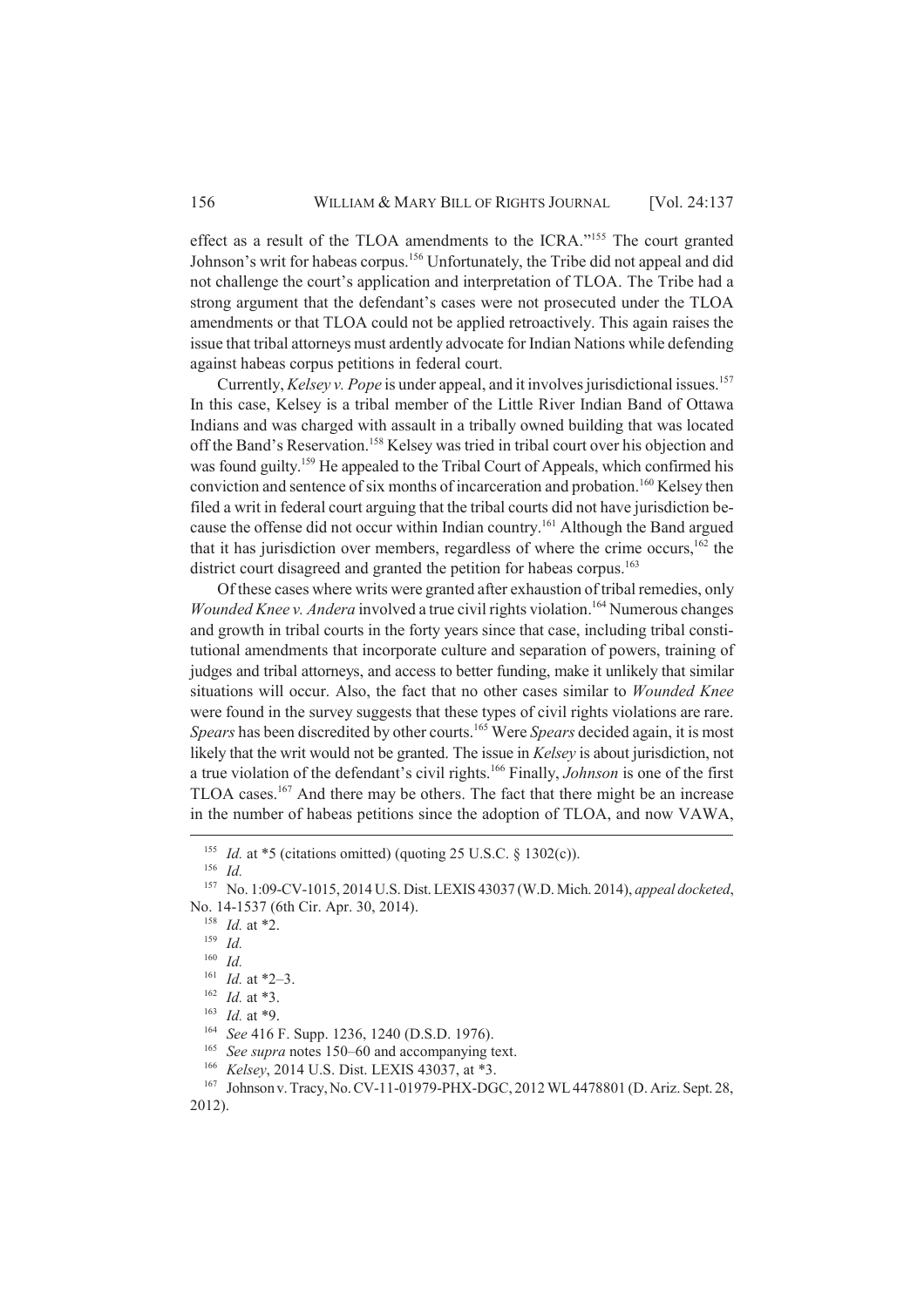effect as a result of the TLOA amendments to the ICRA."[155] The court granted Johnson's writ for habeas corpus.[156] Unfortunately, the Tribe did not appeal and did not challenge the court's application and interpretation of TLOA. The Tribe had a strong argument that the defendant's cases were not prosecuted under the TLOA amendments or that TLOA could not be applied retroactively. This again raises the issue that tribal attorneys must ardently advocate for Indian Nations while defending against habeas corpus petitions in federal court.

Currently, *Kelsey v. Pope* is under appeal, and it involves jurisdictional issues.[157] In this case, Kelsey is a tribal member of the Little River Indian Band of Ottawa Indians and was charged with assault in a tribally owned building that was located off the Band's Reservation.[158] Kelsey was tried in tribal court over his objection and was found guilty.[159] He appealed to the Tribal Court of Appeals, which confirmed his conviction and sentence of six months of incarceration and probation.[160] Kelsey then filed a writ in federal court arguing that the tribal courts did not have jurisdiction because the offense did not occur within Indian country.[161] Although the Band argued that it has jurisdiction over members, regardless of where the crime occurs,[162] the district court disagreed and granted the petition for habeas corpus.[163]

Of these cases where writs were granted after exhaustion of tribal remedies, only *Wounded Knee v. Andera* involved a true civil rights violation.[164] Numerous changes and growth in tribal courts in the forty years since that case, including tribal constitutional amendments that incorporate culture and separation of powers, training of judges and tribal attorneys, and access to better funding, make it unlikely that similar situations will occur. Also, the fact that no other cases similar to *Wounded Knee* were found in the survey suggests that these types of civil rights violations are rare. *Spears* has been discredited by other courts.[165] Were *Spears* decided again, it is most likely that the writ would not be granted. The issue in *Kelsey* is about jurisdiction, not a true violation of the defendant's civil rights.[166] Finally, *Johnson* is one of the first TLOA cases.[167] And there may be others. The fact that there might be an increase in the number of habeas petitions since the adoption of TLOA, and now VAWA,

---

[155] *Id.* at *5 (citations omitted) (quoting 25 U.S.C. § 1302(c)).

[156] *Id.*

[157] No. 1:09-CV-1015, 2014 U.S. Dist. LEXIS 43037 (W.D. Mich. 2014), *appeal docketed*, No. 14-1537 (6th Cir. Apr. 30, 2014).

[158] *Id.* at *2.

[159] *Id.*

[160] *Id.*

[161] *Id.* at *2–3.

[162] *Id.* at *3.

[163] *Id.* at *9.

[164] *See* 416 F. Supp. 1236, 1240 (D.S.D. 1976).

[165] *See supra* notes 150–60 and accompanying text.

[166] *Kelsey*, 2014 U.S. Dist. LEXIS 43037, at *3.

[167] Johnson v. Tracy, No. CV-11-01979-PHX-DGC, 2012 WL 4478801 (D. Ariz. Sept. 28, 2012).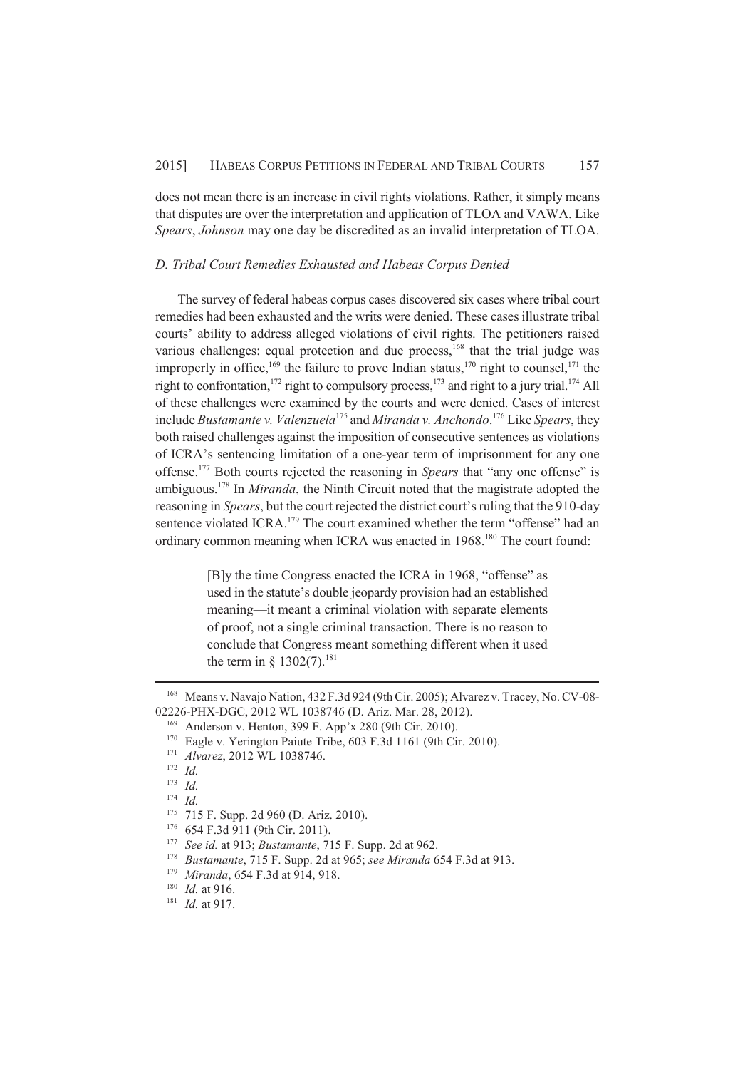does not mean there is an increase in civil rights violations. Rather, it simply means that disputes are over the interpretation and application of TLOA and VAWA. Like *Spears*, *Johnson* may one day be discredited as an invalid interpretation of TLOA.

### *D. Tribal Court Remedies Exhausted and Habeas Corpus Denied*

The survey of federal habeas corpus cases discovered six cases where tribal court remedies had been exhausted and the writs were denied. These cases illustrate tribal courts' ability to address alleged violations of civil rights. The petitioners raised various challenges: equal protection and due process,[168] that the trial judge was improperly in office,[169] the failure to prove Indian status,[170] right to counsel,[171] the right to confrontation,[172] right to compulsory process,[173] and right to a jury trial.[174] All of these challenges were examined by the courts and were denied. Cases of interest include *Bustamante v. Valenzuela*[175] and *Miranda v. Anchondo*.[176] Like *Spears*, they both raised challenges against the imposition of consecutive sentences as violations of ICRA's sentencing limitation of a one-year term of imprisonment for any one offense.[177] Both courts rejected the reasoning in *Spears* that "any one offense" is ambiguous.[178] In *Miranda*, the Ninth Circuit noted that the magistrate adopted the reasoning in *Spears*, but the court rejected the district court's ruling that the 910-day sentence violated ICRA.[179] The court examined whether the term "offense" had an ordinary common meaning when ICRA was enacted in 1968.[180] The court found:

> [B]y the time Congress enacted the ICRA in 1968, "offense" as used in the statute's double jeopardy provision had an established meaning—it meant a criminal violation with separate elements of proof, not a single criminal transaction. There is no reason to conclude that Congress meant something different when it used the term in § 1302(7).[181]

---

[168] Means v. Navajo Nation, 432 F.3d 924 (9th Cir. 2005); Alvarez v. Tracey, No. CV-08-02226-PHX-DGC, 2012 WL 1038746 (D. Ariz. Mar. 28, 2012).

[169] Anderson v. Henton, 399 F. App'x 280 (9th Cir. 2010).

[170] Eagle v. Yerington Paiute Tribe, 603 F.3d 1161 (9th Cir. 2010).

[171] *Alvarez*, 2012 WL 1038746.

[172] *Id.*

[173] *Id.*

[174] *Id.*

[175] 715 F. Supp. 2d 960 (D. Ariz. 2010).

[176] 654 F.3d 911 (9th Cir. 2011).

[177] *See id.* at 913; *Bustamante*, 715 F. Supp. 2d at 962.

[178] *Bustamante*, 715 F. Supp. 2d at 965; *see Miranda* 654 F.3d at 913.

[179] *Miranda*, 654 F.3d at 914, 918.

[180] *Id.* at 916.

[181] *Id.* at 917.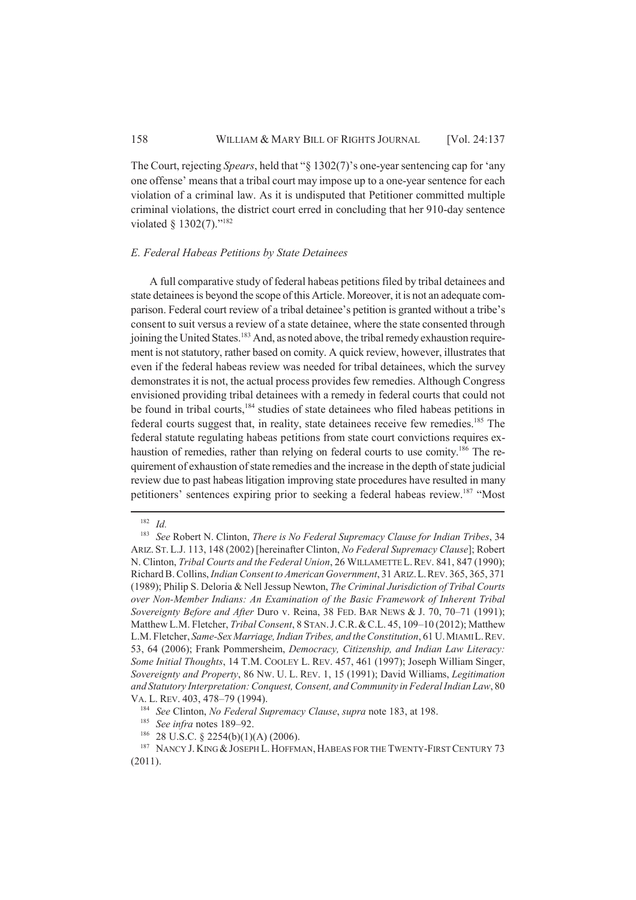The Court, rejecting *Spears*, held that "§ 1302(7)'s one-year sentencing cap for 'any one offense' means that a tribal court may impose up to a one-year sentence for each violation of a criminal law. As it is undisputed that Petitioner committed multiple criminal violations, the district court erred in concluding that her 910-day sentence violated § 1302(7)."[182]

### *E. Federal Habeas Petitions by State Detainees*

A full comparative study of federal habeas petitions filed by tribal detainees and state detainees is beyond the scope of this Article. Moreover, it is not an adequate comparison. Federal court review of a tribal detainee's petition is granted without a tribe's consent to suit versus a review of a state detainee, where the state consented through joining the United States.[183] And, as noted above, the tribal remedy exhaustion requirement is not statutory, rather based on comity. A quick review, however, illustrates that even if the federal habeas review was needed for tribal detainees, which the survey demonstrates it is not, the actual process provides few remedies. Although Congress envisioned providing tribal detainees with a remedy in federal courts that could not be found in tribal courts,[184] studies of state detainees who filed habeas petitions in federal courts suggest that, in reality, state detainees receive few remedies.[185] The federal statute regulating habeas petitions from state court convictions requires exhaustion of remedies, rather than relying on federal courts to use comity.[186] The requirement of exhaustion of state remedies and the increase in the depth of state judicial review due to past habeas litigation improving state procedures have resulted in many petitioners' sentences expiring prior to seeking a federal habeas review.[187] "Most

---

[182] *Id.*

[183] *See* Robert N. Clinton, *There is No Federal Supremacy Clause for Indian Tribes*, 34 ARIZ. ST. L.J. 113, 148 (2002) [hereinafter Clinton, *No Federal Supremacy Clause*]; Robert N. Clinton, *Tribal Courts and the Federal Union*, 26 WILLAMETTE L. REV. 841, 847 (1990); Richard B. Collins, *Indian Consent to American Government*, 31 ARIZ. L. REV. 365, 365, 371 (1989); Philip S. Deloria & Nell Jessup Newton, *The Criminal Jurisdiction of Tribal Courts over Non-Member Indians: An Examination of the Basic Framework of Inherent Tribal Sovereignty Before and After* Duro v. Reina, 38 FED. BAR NEWS & J. 70, 70–71 (1991); Matthew L.M. Fletcher, *Tribal Consent*, 8 STAN. J. C.R. & C.L. 45, 109–10 (2012); Matthew L.M. Fletcher, *Same-Sex Marriage, Indian Tribes, and the Constitution*, 61 U. MIAMI L. REV. 53, 64 (2006); Frank Pommersheim, *Democracy, Citizenship, and Indian Law Literacy: Some Initial Thoughts*, 14 T.M. COOLEY L. REV. 457, 461 (1997); Joseph William Singer, *Sovereignty and Property*, 86 NW. U. L. REV. 1, 15 (1991); David Williams, *Legitimation and Statutory Interpretation: Conquest, Consent, and Community in Federal Indian Law*, 80 VA. L. REV. 403, 478–79 (1994).

[184] *See* Clinton, *No Federal Supremacy Clause*, *supra* note 183, at 198.

[185] *See infra* notes 189–92.

[186] 28 U.S.C. § 2254(b)(1)(A) (2006).

[187] NANCY J. KING & JOSEPH L. HOFFMAN, HABEAS FOR THE TWENTY-FIRST CENTURY 73 (2011).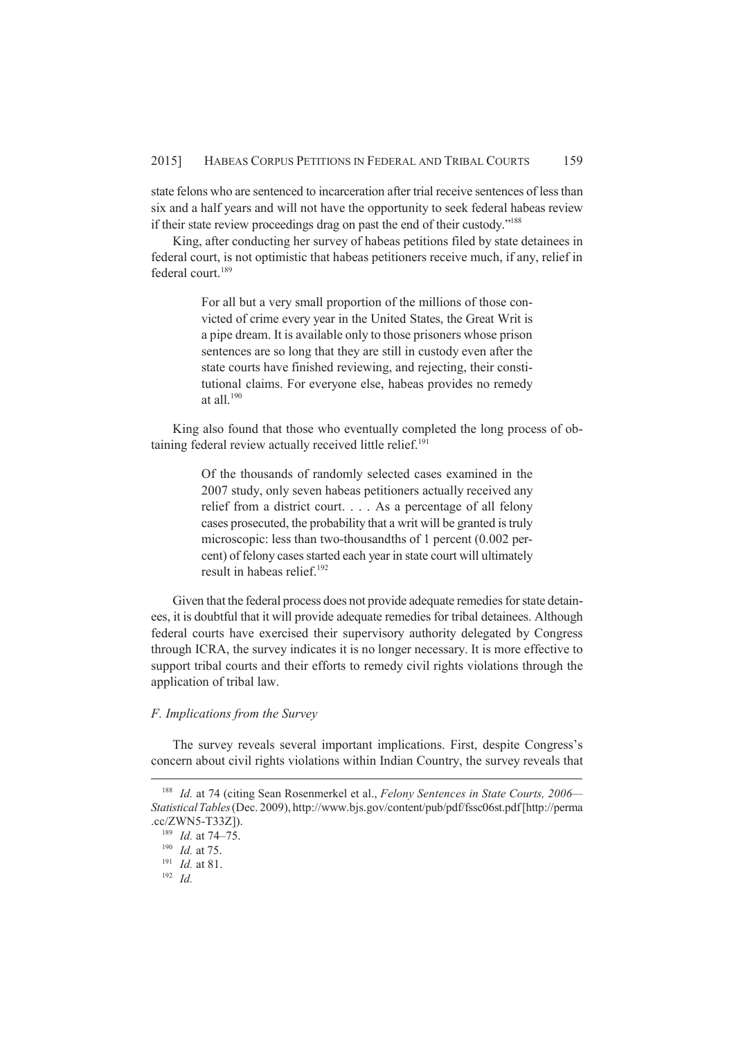state felons who are sentenced to incarceration after trial receive sentences of less than six and a half years and will not have the opportunity to seek federal habeas review if their state review proceedings drag on past the end of their custody."[188]

King, after conducting her survey of habeas petitions filed by state detainees in federal court, is not optimistic that habeas petitioners receive much, if any, relief in federal court.[189]

> For all but a very small proportion of the millions of those convicted of crime every year in the United States, the Great Writ is a pipe dream. It is available only to those prisoners whose prison sentences are so long that they are still in custody even after the state courts have finished reviewing, and rejecting, their constitutional claims. For everyone else, habeas provides no remedy at all.[190]

King also found that those who eventually completed the long process of obtaining federal review actually received little relief.[191]

> Of the thousands of randomly selected cases examined in the 2007 study, only seven habeas petitioners actually received any relief from a district court. . . . As a percentage of all felony cases prosecuted, the probability that a writ will be granted is truly microscopic: less than two-thousandths of 1 percent (0.002 percent) of felony cases started each year in state court will ultimately result in habeas relief.[192]

Given that the federal process does not provide adequate remedies for state detainees, it is doubtful that it will provide adequate remedies for tribal detainees. Although federal courts have exercised their supervisory authority delegated by Congress through ICRA, the survey indicates it is no longer necessary. It is more effective to support tribal courts and their efforts to remedy civil rights violations through the application of tribal law.

### *F. Implications from the Survey*

The survey reveals several important implications. First, despite Congress's concern about civil rights violations within Indian Country, the survey reveals that

---

[188] *Id.* at 74 (citing Sean Rosenmerkel et al., *Felony Sentences in State Courts, 2006—Statistical Tables* (Dec. 2009), http://www.bjs.gov/content/pub/pdf/fssc06st.pdf [http://perma.cc/ZWN5-T33Z]).

[189] *Id.* at 74–75.

[190] *Id.* at 75.

[191] *Id.* at 81.

[192] *Id.*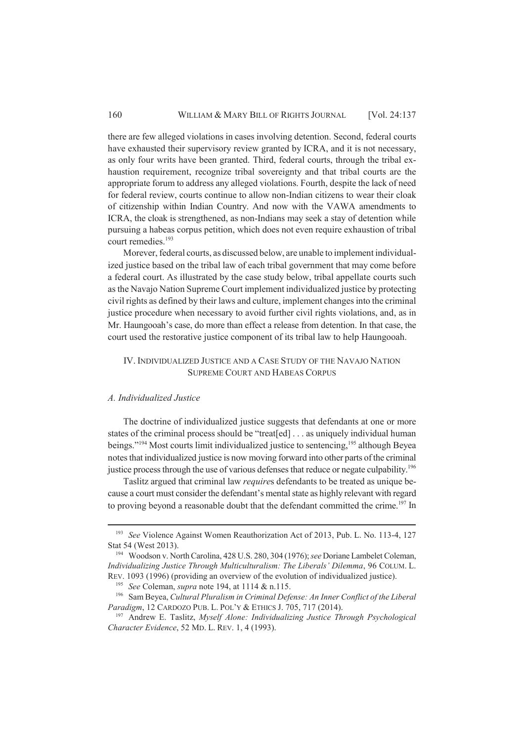there are few alleged violations in cases involving detention. Second, federal courts have exhausted their supervisory review granted by ICRA, and it is not necessary, as only four writs have been granted. Third, federal courts, through the tribal exhaustion requirement, recognize tribal sovereignty and that tribal courts are the appropriate forum to address any alleged violations. Fourth, despite the lack of need for federal review, courts continue to allow non-Indian citizens to wear their cloak of citizenship within Indian Country. And now with the VAWA amendments to ICRA, the cloak is strengthened, as non-Indians may seek a stay of detention while pursuing a habeas corpus petition, which does not even require exhaustion of tribal court remedies.[193]

Morever, federal courts, as discussed below, are unable to implement individualized justice based on the tribal law of each tribal government that may come before a federal court. As illustrated by the case study below, tribal appellate courts such as the Navajo Nation Supreme Court implement individualized justice by protecting civil rights as defined by their laws and culture, implement changes into the criminal justice procedure when necessary to avoid further civil rights violations, and, as in Mr. Haungooah's case, do more than effect a release from detention. In that case, the court used the restorative justice component of its tribal law to help Haungooah.

## IV. INDIVIDUALIZED JUSTICE AND A CASE STUDY OF THE NAVAJO NATION SUPREME COURT AND HABEAS CORPUS

### *A. Individualized Justice*

The doctrine of individualized justice suggests that defendants at one or more states of the criminal process should be "treat[ed] . . . as uniquely individual human beings."[194] Most courts limit individualized justice to sentencing,[195] although Beyea notes that individualized justice is now moving forward into other parts of the criminal justice process through the use of various defenses that reduce or negate culpability.[196]

Taslitz argued that criminal law *require*s defendants to be treated as unique because a court must consider the defendant's mental state as highly relevant with regard to proving beyond a reasonable doubt that the defendant committed the crime.[197] In

---

[193] *See* Violence Against Women Reauthorization Act of 2013, Pub. L. No. 113-4, 127 Stat 54 (West 2013).

[194] Woodson v. North Carolina, 428 U.S. 280, 304 (1976); *see* Doriane Lambelet Coleman, *Individualizing Justice Through Multiculturalism: The Liberals' Dilemma*, 96 COLUM. L. REV. 1093 (1996) (providing an overview of the evolution of individualized justice).

[195] *See* Coleman, *supra* note 194, at 1114 & n.115.

[196] Sam Beyea, *Cultural Pluralism in Criminal Defense: An Inner Conflict of the Liberal Paradigm*, 12 CARDOZO PUB. L. POL'Y & ETHICS J. 705, 717 (2014).

[197] Andrew E. Taslitz, *Myself Alone: Individualizing Justice Through Psychological Character Evidence*, 52 MD. L. REV. 1, 4 (1993).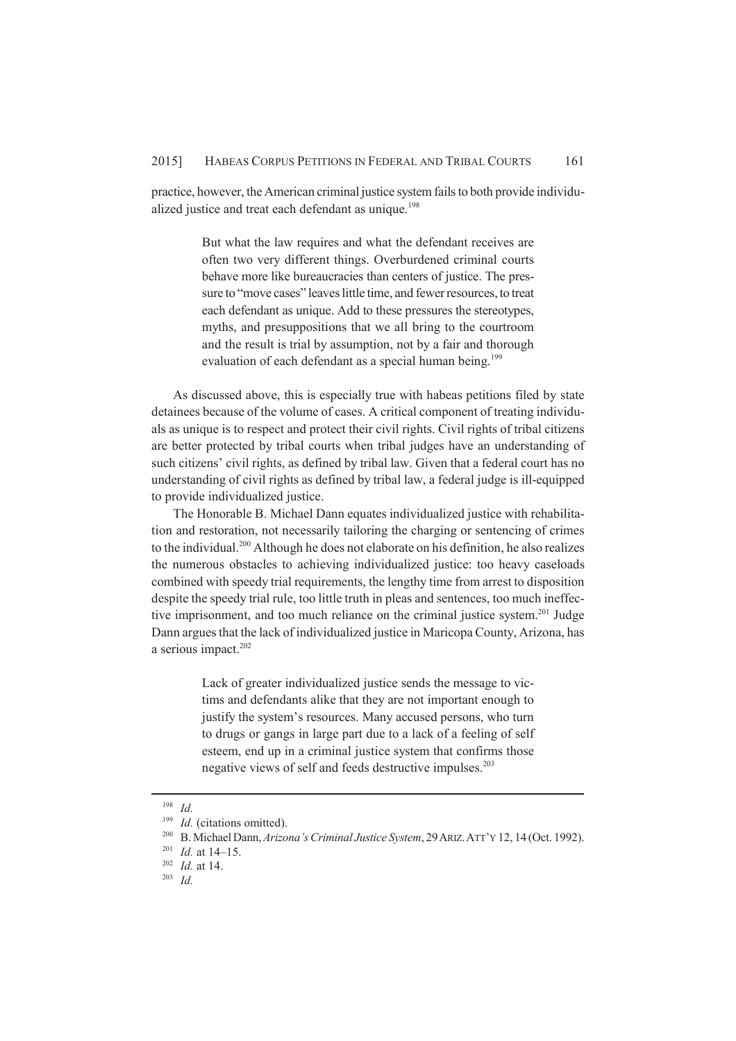practice, however, the American criminal justice system fails to both provide individualized justice and treat each defendant as unique.[198]

> But what the law requires and what the defendant receives are often two very different things. Overburdened criminal courts behave more like bureaucracies than centers of justice. The pressure to "move cases" leaves little time, and fewer resources, to treat each defendant as unique. Add to these pressures the stereotypes, myths, and presuppositions that we all bring to the courtroom and the result is trial by assumption, not by a fair and thorough evaluation of each defendant as a special human being.[199]

As discussed above, this is especially true with habeas petitions filed by state detainees because of the volume of cases. A critical component of treating individuals as unique is to respect and protect their civil rights. Civil rights of tribal citizens are better protected by tribal courts when tribal judges have an understanding of such citizens' civil rights, as defined by tribal law. Given that a federal court has no understanding of civil rights as defined by tribal law, a federal judge is ill-equipped to provide individualized justice.

The Honorable B. Michael Dann equates individualized justice with rehabilitation and restoration, not necessarily tailoring the charging or sentencing of crimes to the individual.[200] Although he does not elaborate on his definition, he also realizes the numerous obstacles to achieving individualized justice: too heavy caseloads combined with speedy trial requirements, the lengthy time from arrest to disposition despite the speedy trial rule, too little truth in pleas and sentences, too much ineffective imprisonment, and too much reliance on the criminal justice system.[201] Judge Dann argues that the lack of individualized justice in Maricopa County, Arizona, has a serious impact.[202]

> Lack of greater individualized justice sends the message to victims and defendants alike that they are not important enough to justify the system's resources. Many accused persons, who turn to drugs or gangs in large part due to a lack of a feeling of self esteem, end up in a criminal justice system that confirms those negative views of self and feeds destructive impulses.[203]

---

[198] *Id.*

[199] *Id.* (citations omitted).

[200] B. Michael Dann, *Arizona's Criminal Justice System*, 29 ARIZ. ATT'Y 12, 14 (Oct. 1992).

[201] *Id.* at 14–15.

[202] *Id.* at 14.

[203] *Id.*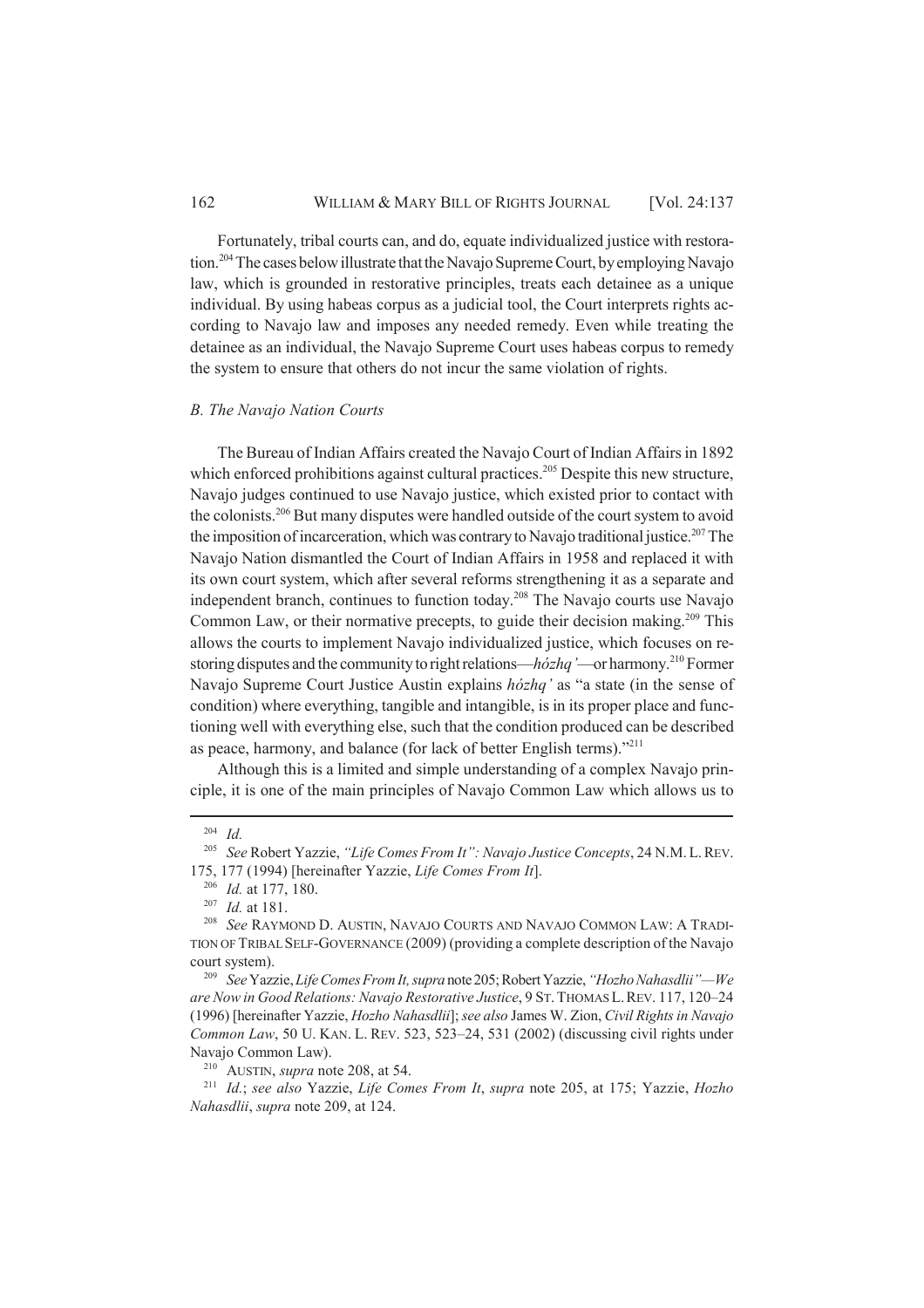Fortunately, tribal courts can, and do, equate individualized justice with restoration.[204] The cases below illustrate that the Navajo Supreme Court, by employing Navajo law, which is grounded in restorative principles, treats each detainee as a unique individual. By using habeas corpus as a judicial tool, the Court interprets rights according to Navajo law and imposes any needed remedy. Even while treating the detainee as an individual, the Navajo Supreme Court uses habeas corpus to remedy the system to ensure that others do not incur the same violation of rights.

### *B. The Navajo Nation Courts*

The Bureau of Indian Affairs created the Navajo Court of Indian Affairs in 1892 which enforced prohibitions against cultural practices.[205] Despite this new structure, Navajo judges continued to use Navajo justice, which existed prior to contact with the colonists.[206] But many disputes were handled outside of the court system to avoid the imposition of incarceration, which was contrary to Navajo traditional justice.[207] The Navajo Nation dismantled the Court of Indian Affairs in 1958 and replaced it with its own court system, which after several reforms strengthening it as a separate and independent branch, continues to function today.[208] The Navajo courts use Navajo Common Law, or their normative precepts, to guide their decision making.[209] This allows the courts to implement Navajo individualized justice, which focuses on restoring disputes and the community to right relations—*hózhq'*—or harmony.[210] Former Navajo Supreme Court Justice Austin explains *hózhq'* as "a state (in the sense of condition) where everything, tangible and intangible, is in its proper place and functioning well with everything else, such that the condition produced can be described as peace, harmony, and balance (for lack of better English terms)."[211]

Although this is a limited and simple understanding of a complex Navajo principle, it is one of the main principles of Navajo Common Law which allows us to

---

[204] *Id.*

[205] *See* Robert Yazzie, *"Life Comes From It": Navajo Justice Concepts*, 24 N.M. L. REV. 175, 177 (1994) [hereinafter Yazzie, *Life Comes From It*].

[206] *Id.* at 177, 180.

[207] *Id.* at 181.

[208] *See* RAYMOND D. AUSTIN, NAVAJO COURTS AND NAVAJO COMMON LAW: A TRADITION OF TRIBAL SELF-GOVERNANCE (2009) (providing a complete description of the Navajo court system).

[209] *See* Yazzie, *Life Comes From It*, *supra* note 205; Robert Yazzie, *"Hozho Nahasdlii"—We are Now in Good Relations: Navajo Restorative Justice*, 9 ST. THOMAS L. REV. 117, 120–24 (1996) [hereinafter Yazzie, *Hozho Nahasdlii*]; *see also* James W. Zion, *Civil Rights in Navajo Common Law*, 50 U. KAN. L. REV. 523, 523–24, 531 (2002) (discussing civil rights under Navajo Common Law).

[210] AUSTIN, *supra* note 208, at 54.

[211] *Id.*; *see also* Yazzie, *Life Comes From It*, *supra* note 205, at 175; Yazzie, *Hozho Nahasdlii*, *supra* note 209, at 124.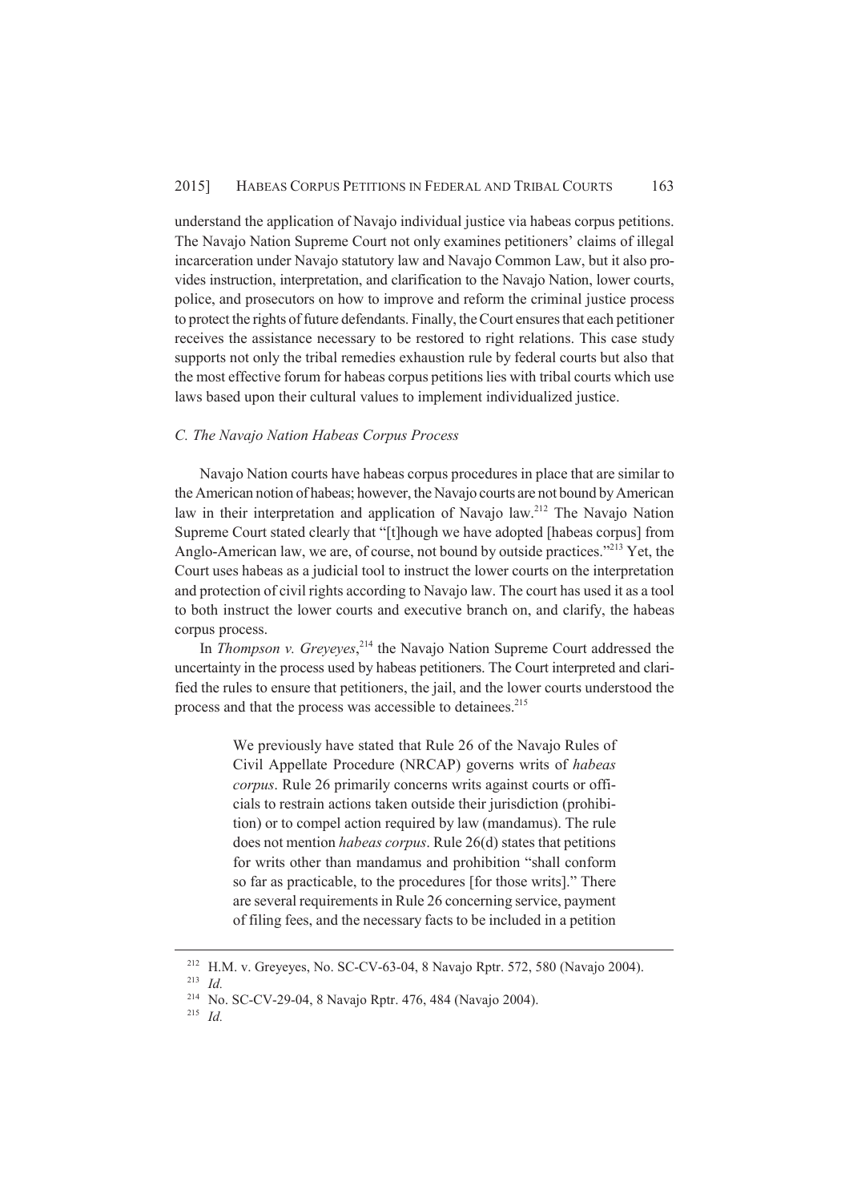understand the application of Navajo individual justice via habeas corpus petitions. The Navajo Nation Supreme Court not only examines petitioners' claims of illegal incarceration under Navajo statutory law and Navajo Common Law, but it also provides instruction, interpretation, and clarification to the Navajo Nation, lower courts, police, and prosecutors on how to improve and reform the criminal justice process to protect the rights of future defendants. Finally, the Court ensures that each petitioner receives the assistance necessary to be restored to right relations. This case study supports not only the tribal remedies exhaustion rule by federal courts but also that the most effective forum for habeas corpus petitions lies with tribal courts which use laws based upon their cultural values to implement individualized justice.

### *C. The Navajo Nation Habeas Corpus Process*

Navajo Nation courts have habeas corpus procedures in place that are similar to the American notion of habeas; however, the Navajo courts are not bound by American law in their interpretation and application of Navajo law.[212] The Navajo Nation Supreme Court stated clearly that "[t]hough we have adopted [habeas corpus] from Anglo-American law, we are, of course, not bound by outside practices."[213] Yet, the Court uses habeas as a judicial tool to instruct the lower courts on the interpretation and protection of civil rights according to Navajo law. The court has used it as a tool to both instruct the lower courts and executive branch on, and clarify, the habeas corpus process.

In *Thompson v. Greyeyes*,[214] the Navajo Nation Supreme Court addressed the uncertainty in the process used by habeas petitioners. The Court interpreted and clarified the rules to ensure that petitioners, the jail, and the lower courts understood the process and that the process was accessible to detainees.[215]

> We previously have stated that Rule 26 of the Navajo Rules of Civil Appellate Procedure (NRCAP) governs writs of *habeas corpus*. Rule 26 primarily concerns writs against courts or officials to restrain actions taken outside their jurisdiction (prohibition) or to compel action required by law (mandamus). The rule does not mention *habeas corpus*. Rule 26(d) states that petitions for writs other than mandamus and prohibition "shall conform so far as practicable, to the procedures [for those writs]." There are several requirements in Rule 26 concerning service, payment of filing fees, and the necessary facts to be included in a petition

---

[212] H.M. v. Greyeyes, No. SC-CV-63-04, 8 Navajo Rptr. 572, 580 (Navajo 2004).

[213] *Id.*

[214] No. SC-CV-29-04, 8 Navajo Rptr. 476, 484 (Navajo 2004).

[215] *Id.*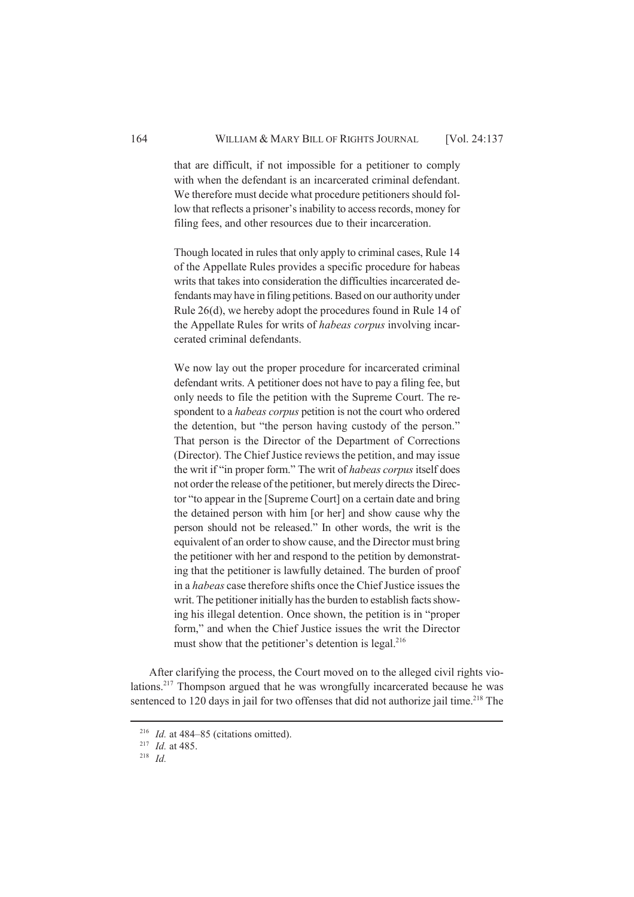> that are difficult, if not impossible for a petitioner to comply with when the defendant is an incarcerated criminal defendant. We therefore must decide what procedure petitioners should follow that reflects a prisoner's inability to access records, money for filing fees, and other resources due to their incarceration.
>
> Though located in rules that only apply to criminal cases, Rule 14 of the Appellate Rules provides a specific procedure for habeas writs that takes into consideration the difficulties incarcerated defendants may have in filing petitions. Based on our authority under Rule 26(d), we hereby adopt the procedures found in Rule 14 of the Appellate Rules for writs of *habeas corpus* involving incarcerated criminal defendants.
>
> We now lay out the proper procedure for incarcerated criminal defendant writs. A petitioner does not have to pay a filing fee, but only needs to file the petition with the Supreme Court. The respondent to a *habeas corpus* petition is not the court who ordered the detention, but "the person having custody of the person." That person is the Director of the Department of Corrections (Director). The Chief Justice reviews the petition, and may issue the writ if "in proper form." The writ of *habeas corpus* itself does not order the release of the petitioner, but merely directs the Director "to appear in the [Supreme Court] on a certain date and bring the detained person with him [or her] and show cause why the person should not be released." In other words, the writ is the equivalent of an order to show cause, and the Director must bring the petitioner with her and respond to the petition by demonstrating that the petitioner is lawfully detained. The burden of proof in a *habeas* case therefore shifts once the Chief Justice issues the writ. The petitioner initially has the burden to establish facts showing his illegal detention. Once shown, the petition is in "proper form," and when the Chief Justice issues the writ the Director must show that the petitioner's detention is legal.[216]

After clarifying the process, the Court moved on to the alleged civil rights violations.[217] Thompson argued that he was wrongfully incarcerated because he was sentenced to 120 days in jail for two offenses that did not authorize jail time.[218] The

---

[216] *Id.* at 484–85 (citations omitted).

[217] *Id.* at 485.

[218] *Id.*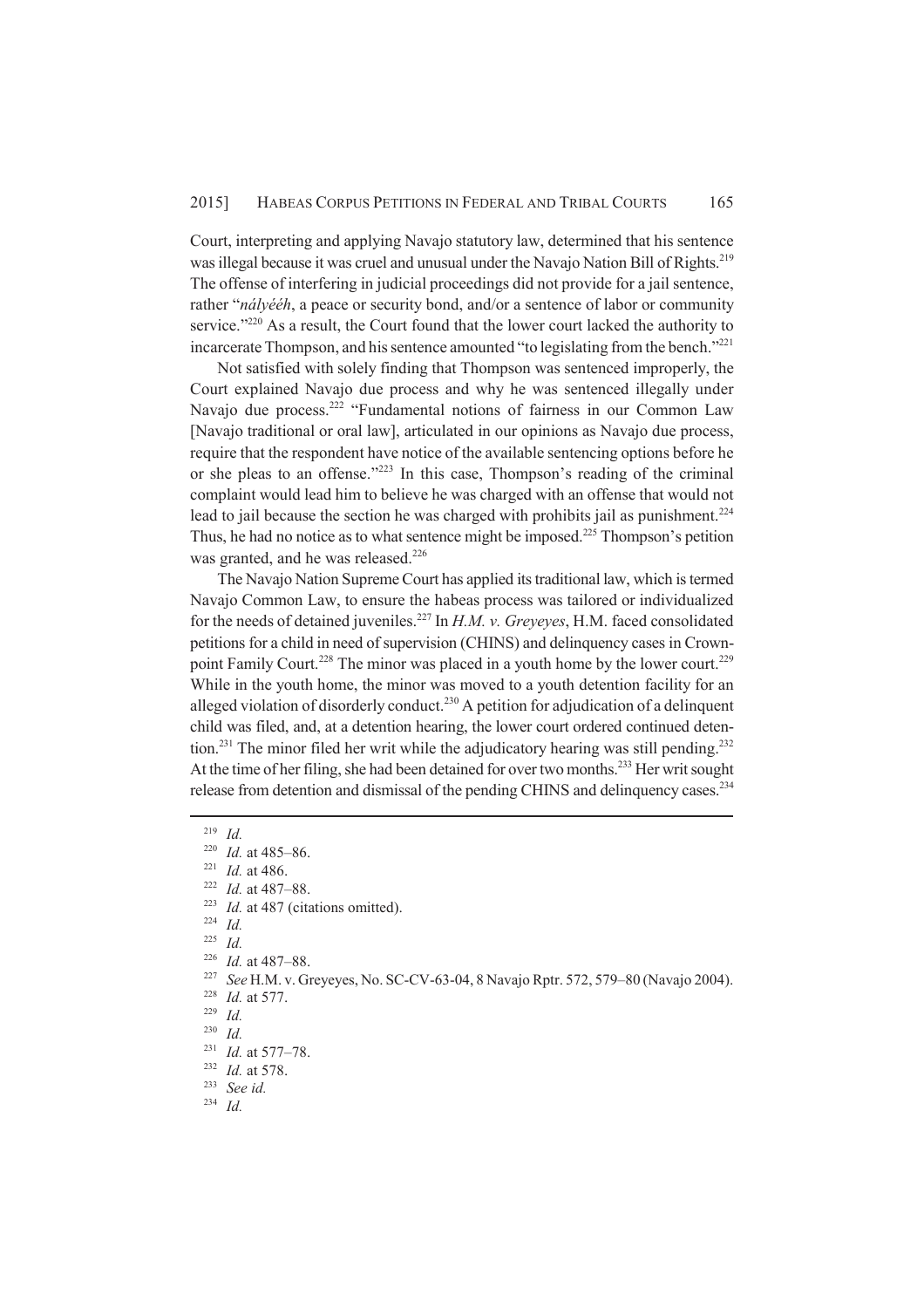Court, interpreting and applying Navajo statutory law, determined that his sentence was illegal because it was cruel and unusual under the Navajo Nation Bill of Rights.[219] The offense of interfering in judicial proceedings did not provide for a jail sentence, rather "*nályééh*, a peace or security bond, and/or a sentence of labor or community service."[220] As a result, the Court found that the lower court lacked the authority to incarcerate Thompson, and his sentence amounted "to legislating from the bench."[221]

Not satisfied with solely finding that Thompson was sentenced improperly, the Court explained Navajo due process and why he was sentenced illegally under Navajo due process.[222] "Fundamental notions of fairness in our Common Law [Navajo traditional or oral law], articulated in our opinions as Navajo due process, require that the respondent have notice of the available sentencing options before he or she pleas to an offense."[223] In this case, Thompson's reading of the criminal complaint would lead him to believe he was charged with an offense that would not lead to jail because the section he was charged with prohibits jail as punishment.[224] Thus, he had no notice as to what sentence might be imposed.[225] Thompson's petition was granted, and he was released.[226]

The Navajo Nation Supreme Court has applied its traditional law, which is termed Navajo Common Law, to ensure the habeas process was tailored or individualized for the needs of detained juveniles.[227] In *H.M. v. Greyeyes*, H.M. faced consolidated petitions for a child in need of supervision (CHINS) and delinquency cases in Crownpoint Family Court.[228] The minor was placed in a youth home by the lower court.[229] While in the youth home, the minor was moved to a youth detention facility for an alleged violation of disorderly conduct.[230] A petition for adjudication of a delinquent child was filed, and, at a detention hearing, the lower court ordered continued detention.[231] The minor filed her writ while the adjudicatory hearing was still pending.[232] At the time of her filing, she had been detained for over two months.[233] Her writ sought release from detention and dismissal of the pending CHINS and delinquency cases.[234]

---

[219] *Id.*

[220] *Id.* at 485–86.

[221] *Id.* at 486.

[222] *Id.* at 487–88.

[223] *Id.* at 487 (citations omitted).

[224] *Id.*

[225] *Id.*

[226] *Id.* at 487–88.

[227] *See* H.M. v. Greyeyes, No. SC-CV-63-04, 8 Navajo Rptr. 572, 579–80 (Navajo 2004).

[228] *Id.* at 577.

[229] *Id.*

[230] *Id.*

[231] *Id.* at 577–78.

[232] *Id.* at 578.

[233] *See id.*

[234] *Id.*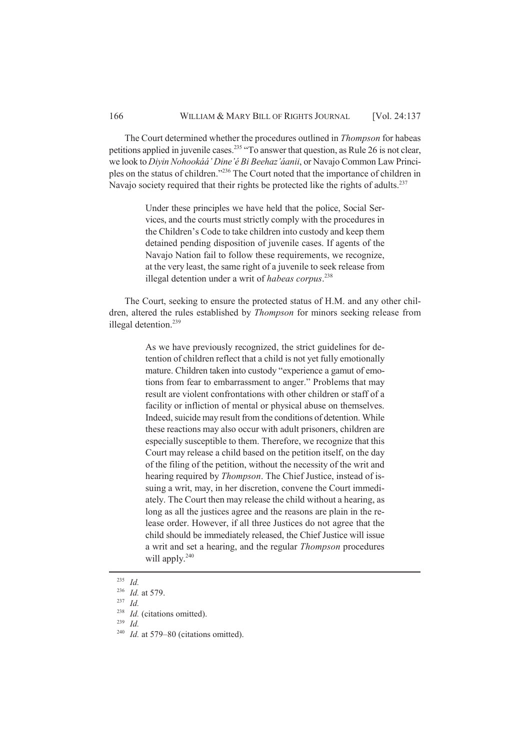The Court determined whether the procedures outlined in *Thompson* for habeas petitions applied in juvenile cases.[235] "To answer that question, as Rule 26 is not clear, we look to *Diyin Nohookáá' Dine'é Bi Beehaz'áanii*, or Navajo Common Law Principles on the status of children."[236] The Court noted that the importance of children in Navajo society required that their rights be protected like the rights of adults.[237]

> Under these principles we have held that the police, Social Services, and the courts must strictly comply with the procedures in the Children's Code to take children into custody and keep them detained pending disposition of juvenile cases. If agents of the Navajo Nation fail to follow these requirements, we recognize, at the very least, the same right of a juvenile to seek release from illegal detention under a writ of *habeas corpus*.[238]

The Court, seeking to ensure the protected status of H.M. and any other children, altered the rules established by *Thompson* for minors seeking release from illegal detention.[239]

> As we have previously recognized, the strict guidelines for detention of children reflect that a child is not yet fully emotionally mature. Children taken into custody "experience a gamut of emotions from fear to embarrassment to anger." Problems that may result are violent confrontations with other children or staff of a facility or infliction of mental or physical abuse on themselves. Indeed, suicide may result from the conditions of detention. While these reactions may also occur with adult prisoners, children are especially susceptible to them. Therefore, we recognize that this Court may release a child based on the petition itself, on the day of the filing of the petition, without the necessity of the writ and hearing required by *Thompson*. The Chief Justice, instead of issuing a writ, may, in her discretion, convene the Court immediately. The Court then may release the child without a hearing, as long as all the justices agree and the reasons are plain in the release order. However, if all three Justices do not agree that the child should be immediately released, the Chief Justice will issue a writ and set a hearing, and the regular *Thompson* procedures will apply.[240]

---

[235] *Id.*

[236] *Id.* at 579.

[237] *Id.*

[238] *Id.* (citations omitted).

[239] *Id.*

[240] *Id.* at 579–80 (citations omitted).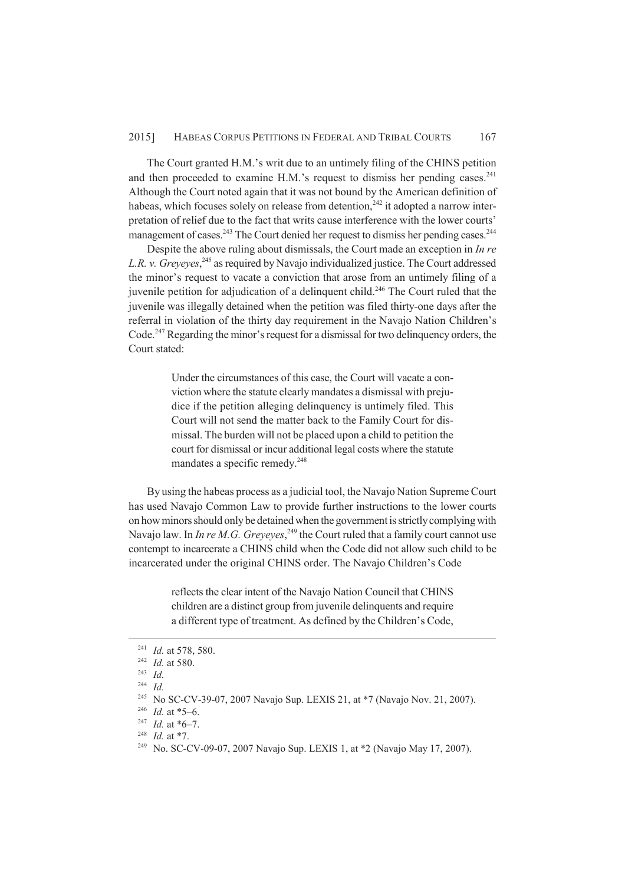The Court granted H.M.'s writ due to an untimely filing of the CHINS petition and then proceeded to examine H.M.'s request to dismiss her pending cases.[241] Although the Court noted again that it was not bound by the American definition of habeas, which focuses solely on release from detention,[242] it adopted a narrow interpretation of relief due to the fact that writs cause interference with the lower courts' management of cases.[243] The Court denied her request to dismiss her pending cases.[244]

Despite the above ruling about dismissals, the Court made an exception in *In re L.R. v. Greyeyes*,[245] as required by Navajo individualized justice. The Court addressed the minor's request to vacate a conviction that arose from an untimely filing of a juvenile petition for adjudication of a delinquent child.[246] The Court ruled that the juvenile was illegally detained when the petition was filed thirty-one days after the referral in violation of the thirty day requirement in the Navajo Nation Children's Code.[247] Regarding the minor's request for a dismissal for two delinquency orders, the Court stated:

> Under the circumstances of this case, the Court will vacate a conviction where the statute clearly mandates a dismissal with prejudice if the petition alleging delinquency is untimely filed. This Court will not send the matter back to the Family Court for dismissal. The burden will not be placed upon a child to petition the court for dismissal or incur additional legal costs where the statute mandates a specific remedy.[248]

By using the habeas process as a judicial tool, the Navajo Nation Supreme Court has used Navajo Common Law to provide further instructions to the lower courts on how minors should only be detained when the government is strictly complying with Navajo law. In *In re M.G. Greyeyes*,[249] the Court ruled that a family court cannot use contempt to incarcerate a CHINS child when the Code did not allow such child to be incarcerated under the original CHINS order. The Navajo Children's Code

> reflects the clear intent of the Navajo Nation Council that CHINS children are a distinct group from juvenile delinquents and require a different type of treatment. As defined by the Children's Code,

---

[241] *Id.* at 578, 580.

[242] *Id.* at 580.

[243] *Id.*

[244] *Id.*

[245] No SC-CV-39-07, 2007 Navajo Sup. LEXIS 21, at *7 (Navajo Nov. 21, 2007).

[246] *Id.* at *5–6.

[247] *Id.* at *6–7.

[248] *Id.* at *7.

[249] No. SC-CV-09-07, 2007 Navajo Sup. LEXIS 1, at *2 (Navajo May 17, 2007).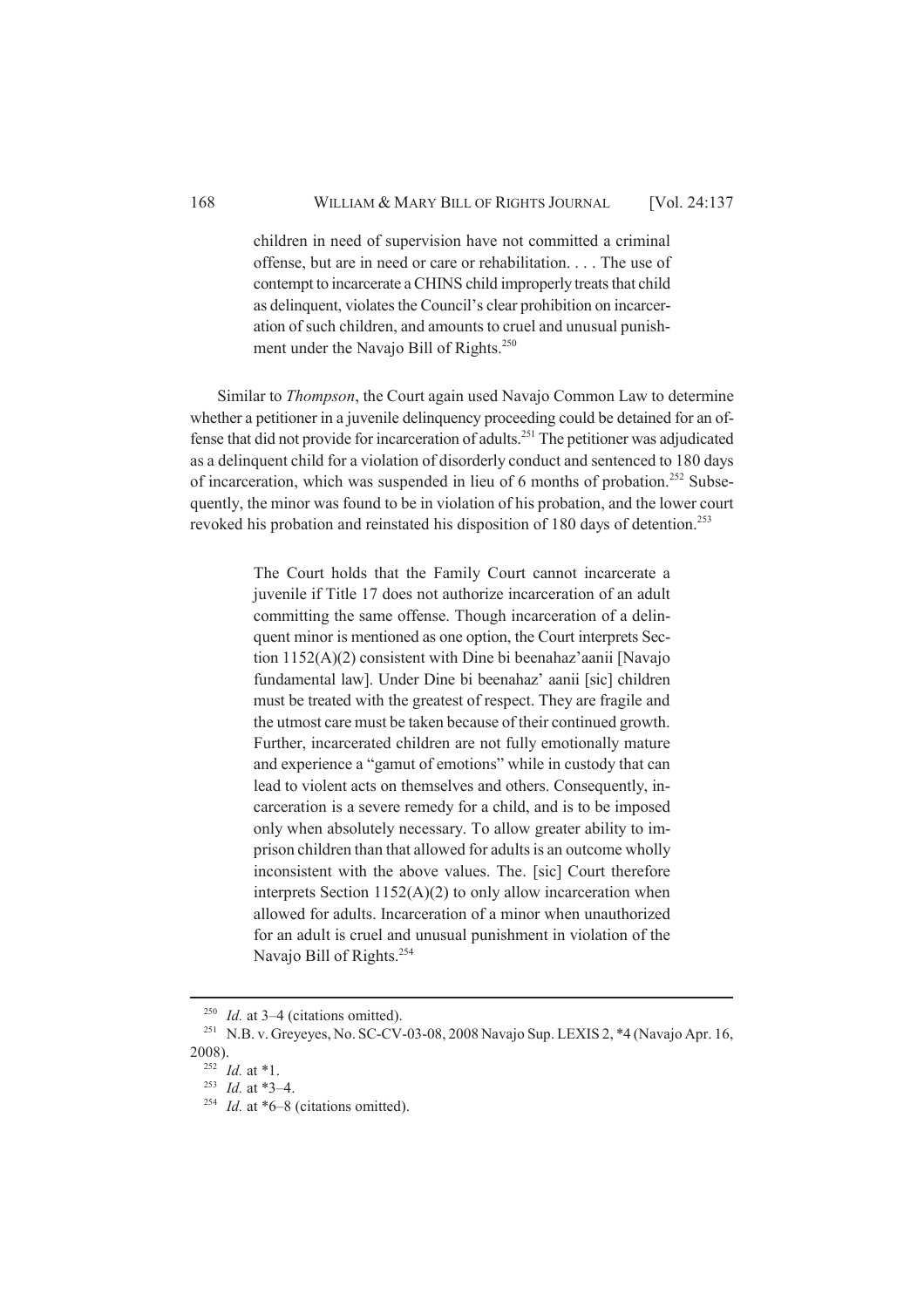> children in need of supervision have not committed a criminal offense, but are in need or care or rehabilitation. . . . The use of contempt to incarcerate a CHINS child improperly treats that child as delinquent, violates the Council's clear prohibition on incarceration of such children, and amounts to cruel and unusual punishment under the Navajo Bill of Rights.[250]

Similar to *Thompson*, the Court again used Navajo Common Law to determine whether a petitioner in a juvenile delinquency proceeding could be detained for an offense that did not provide for incarceration of adults.[251] The petitioner was adjudicated as a delinquent child for a violation of disorderly conduct and sentenced to 180 days of incarceration, which was suspended in lieu of 6 months of probation.[252] Subsequently, the minor was found to be in violation of his probation, and the lower court revoked his probation and reinstated his disposition of 180 days of detention.[253]

> The Court holds that the Family Court cannot incarcerate a juvenile if Title 17 does not authorize incarceration of an adult committing the same offense. Though incarceration of a delinquent minor is mentioned as one option, the Court interprets Section 1152(A)(2) consistent with Dine bi beenahaz'aanii [Navajo fundamental law]. Under Dine bi beenahaz' aanii [sic] children must be treated with the greatest of respect. They are fragile and the utmost care must be taken because of their continued growth. Further, incarcerated children are not fully emotionally mature and experience a "gamut of emotions" while in custody that can lead to violent acts on themselves and others. Consequently, incarceration is a severe remedy for a child, and is to be imposed only when absolutely necessary. To allow greater ability to imprison children than that allowed for adults is an outcome wholly inconsistent with the above values. The. [sic] Court therefore interprets Section 1152(A)(2) to only allow incarceration when allowed for adults. Incarceration of a minor when unauthorized for an adult is cruel and unusual punishment in violation of the Navajo Bill of Rights.[254]

---

[250] *Id.* at 3–4 (citations omitted).

[251] N.B. v. Greyeyes, No. SC-CV-03-08, 2008 Navajo Sup. LEXIS 2, *4 (Navajo Apr. 16, 2008).

[252] *Id.* at *1.

[253] *Id.* at *3–4.

[254] *Id.* at *6–8 (citations omitted).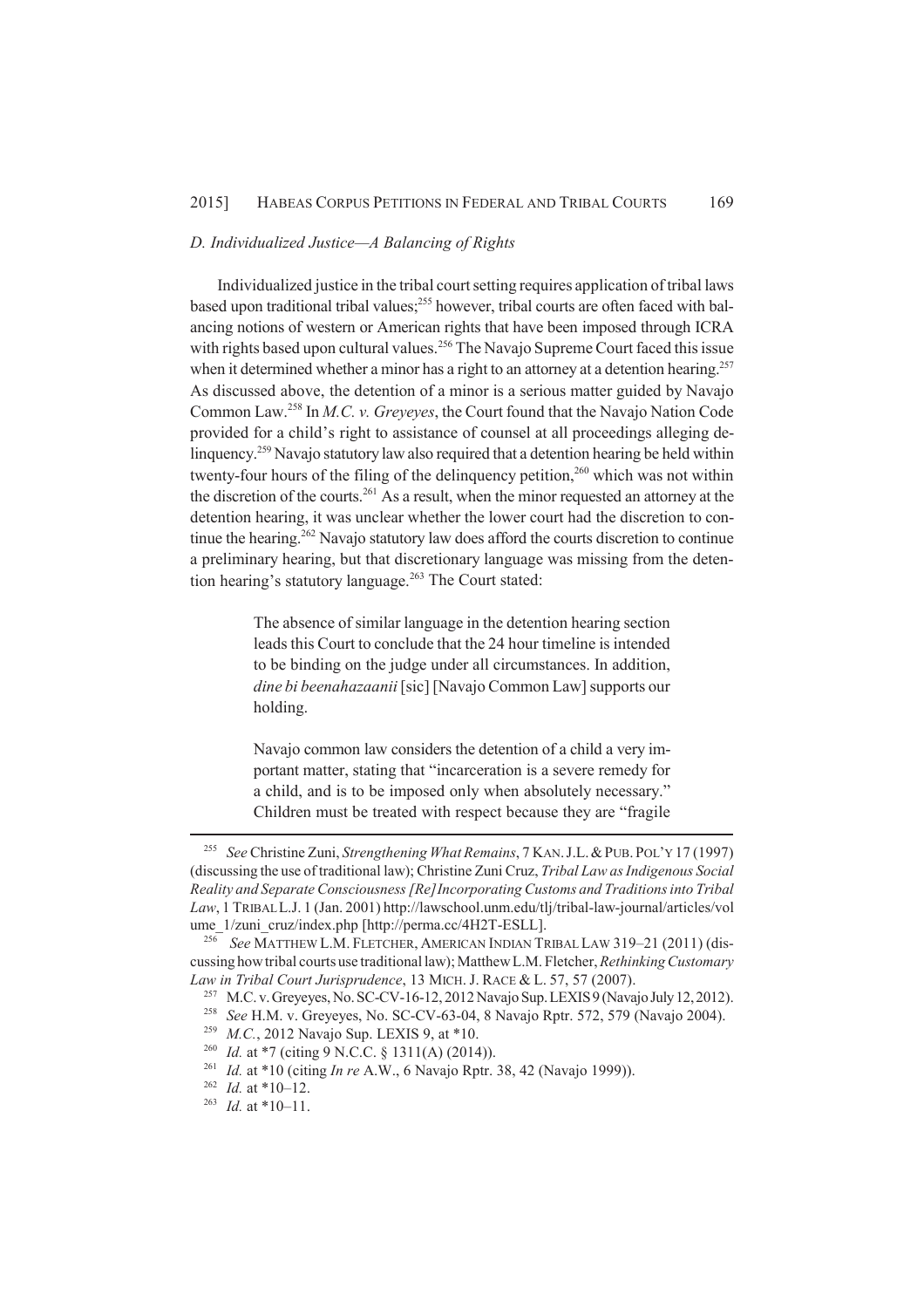### *D. Individualized Justice—A Balancing of Rights*

Individualized justice in the tribal court setting requires application of tribal laws based upon traditional tribal values;[255] however, tribal courts are often faced with balancing notions of western or American rights that have been imposed through ICRA with rights based upon cultural values.[256] The Navajo Supreme Court faced this issue when it determined whether a minor has a right to an attorney at a detention hearing.[257] As discussed above, the detention of a minor is a serious matter guided by Navajo Common Law.[258] In *M.C. v. Greyeyes*, the Court found that the Navajo Nation Code provided for a child's right to assistance of counsel at all proceedings alleging delinquency.[259] Navajo statutory law also required that a detention hearing be held within twenty-four hours of the filing of the delinquency petition,[260] which was not within the discretion of the courts.[261] As a result, when the minor requested an attorney at the detention hearing, it was unclear whether the lower court had the discretion to continue the hearing.[262] Navajo statutory law does afford the courts discretion to continue a preliminary hearing, but that discretionary language was missing from the detention hearing's statutory language.[263] The Court stated:

> The absence of similar language in the detention hearing section leads this Court to conclude that the 24 hour timeline is intended to be binding on the judge under all circumstances. In addition, *dine bi beenahazaanii* [sic] [Navajo Common Law] supports our holding.
>
> Navajo common law considers the detention of a child a very important matter, stating that "incarceration is a severe remedy for a child, and is to be imposed only when absolutely necessary." Children must be treated with respect because they are "fragile

---

[255] *See* Christine Zuni, *Strengthening What Remains*, 7 KAN. J.L. & PUB. POL'Y 17 (1997) (discussing the use of traditional law); Christine Zuni Cruz, *Tribal Law as Indigenous Social Reality and Separate Consciousness [Re]Incorporating Customs and Traditions into Tribal Law*, 1 TRIBAL L.J. 1 (Jan. 2001) http://lawschool.unm.edu/tlj/tribal-law-journal/articles/volume_1/zuni_cruz/index.php [http://perma.cc/4H2T-ESLL].

[256] *See* MATTHEW L.M. FLETCHER, AMERICAN INDIAN TRIBAL LAW 319–21 (2011) (discussing how tribal courts use traditional law); Matthew L.M. Fletcher, *Rethinking Customary Law in Tribal Court Jurisprudence*, 13 MICH. J. RACE & L. 57, 57 (2007).

[257] M.C. v. Greyeyes, No. SC-CV-16-12, 2012 Navajo Sup. LEXIS 9 (Navajo July 12, 2012).

[258] *See* H.M. v. Greyeyes, No. SC-CV-63-04, 8 Navajo Rptr. 572, 579 (Navajo 2004).

[259] *M.C.*, 2012 Navajo Sup. LEXIS 9, at *10.

[260] *Id.* at *7 (citing 9 N.C.C. § 1311(A) (2014)).

[261] *Id.* at *10 (citing *In re* A.W., 6 Navajo Rptr. 38, 42 (Navajo 1999)).

[262] *Id.* at *10–12.

[263] *Id.* at *10–11.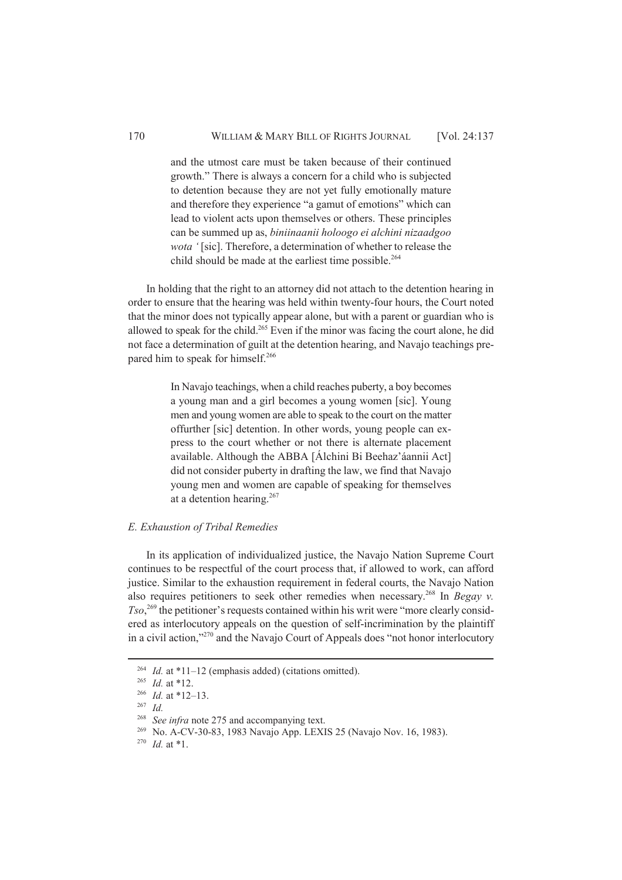> and the utmost care must be taken because of their continued growth." There is always a concern for a child who is subjected to detention because they are not yet fully emotionally mature and therefore they experience "a gamut of emotions" which can lead to violent acts upon themselves or others. These principles can be summed up as, *biniinaanii holoogo ei alchini nizaadgoo wota '* [sic]. Therefore, a determination of whether to release the child should be made at the earliest time possible.[264]

In holding that the right to an attorney did not attach to the detention hearing in order to ensure that the hearing was held within twenty-four hours, the Court noted that the minor does not typically appear alone, but with a parent or guardian who is allowed to speak for the child.[265] Even if the minor was facing the court alone, he did not face a determination of guilt at the detention hearing, and Navajo teachings prepared him to speak for himself.[266]

> In Navajo teachings, when a child reaches puberty, a boy becomes a young man and a girl becomes a young women [sic]. Young men and young women are able to speak to the court on the matter offurther [sic] detention. In other words, young people can express to the court whether or not there is alternate placement available. Although the ABBA [Álchini Bi Beehaz'áannii Act] did not consider puberty in drafting the law, we find that Navajo young men and women are capable of speaking for themselves at a detention hearing.[267]

### *E. Exhaustion of Tribal Remedies*

In its application of individualized justice, the Navajo Nation Supreme Court continues to be respectful of the court process that, if allowed to work, can afford justice. Similar to the exhaustion requirement in federal courts, the Navajo Nation also requires petitioners to seek other remedies when necessary.[268] In *Begay v. Tso*,[269] the petitioner's requests contained within his writ were "more clearly considered as interlocutory appeals on the question of self-incrimination by the plaintiff in a civil action,"[270] and the Navajo Court of Appeals does "not honor interlocutory

---

[264] *Id.* at *11–12 (emphasis added) (citations omitted).

[265] *Id.* at *12.

[266] *Id.* at *12–13.

[267] *Id.*

[268] *See infra* note 275 and accompanying text.

[269] No. A-CV-30-83, 1983 Navajo App. LEXIS 25 (Navajo Nov. 16, 1983).

[270] *Id.* at *1.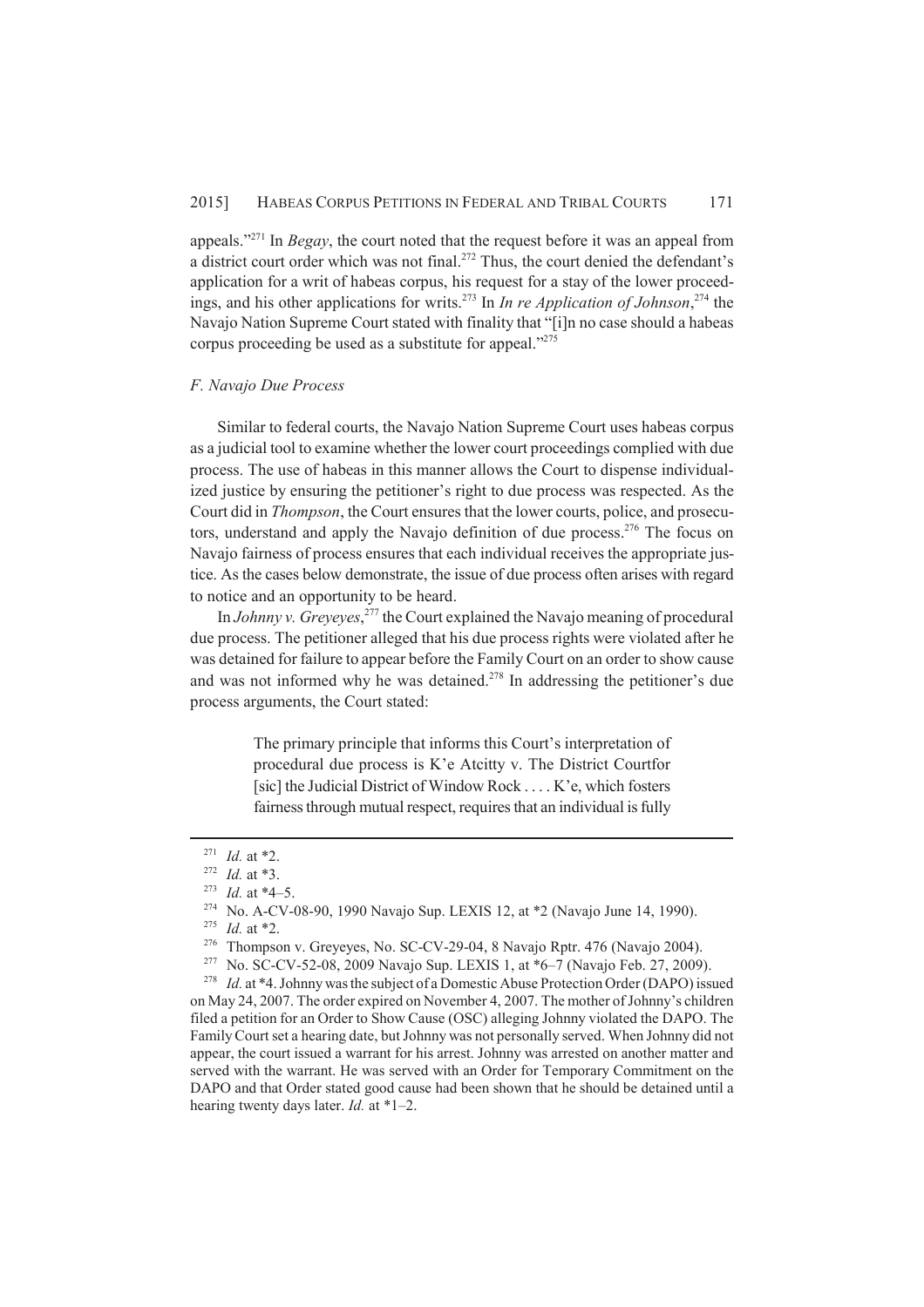appeals."[271] In *Begay*, the court noted that the request before it was an appeal from a district court order which was not final.[272] Thus, the court denied the defendant's application for a writ of habeas corpus, his request for a stay of the lower proceedings, and his other applications for writs.[273] In *In re Application of Johnson*,[274] the Navajo Nation Supreme Court stated with finality that "[i]n no case should a habeas corpus proceeding be used as a substitute for appeal."[275]

### *F. Navajo Due Process*

Similar to federal courts, the Navajo Nation Supreme Court uses habeas corpus as a judicial tool to examine whether the lower court proceedings complied with due process. The use of habeas in this manner allows the Court to dispense individualized justice by ensuring the petitioner's right to due process was respected. As the Court did in *Thompson*, the Court ensures that the lower courts, police, and prosecutors, understand and apply the Navajo definition of due process.[276] The focus on Navajo fairness of process ensures that each individual receives the appropriate justice. As the cases below demonstrate, the issue of due process often arises with regard to notice and an opportunity to be heard.

In *Johnny v. Greyeyes*,[277] the Court explained the Navajo meaning of procedural due process. The petitioner alleged that his due process rights were violated after he was detained for failure to appear before the Family Court on an order to show cause and was not informed why he was detained.[278] In addressing the petitioner's due process arguments, the Court stated:

> The primary principle that informs this Court's interpretation of procedural due process is K'e Atcitty v. The District Courtfor [sic] the Judicial District of Window Rock . . . . K'e, which fosters fairness through mutual respect, requires that an individual is fully

---

[271] *Id.* at *2.

[272] *Id.* at *3.

[273] *Id.* at *4–5.

[274] No. A-CV-08-90, 1990 Navajo Sup. LEXIS 12, at *2 (Navajo June 14, 1990).

[275] *Id.* at *2.

[276] Thompson v. Greyeyes, No. SC-CV-29-04, 8 Navajo Rptr. 476 (Navajo 2004).

[277] No. SC-CV-52-08, 2009 Navajo Sup. LEXIS 1, at *6–7 (Navajo Feb. 27, 2009).

[278] *Id.* at *4. Johnny was the subject of a Domestic Abuse Protection Order (DAPO) issued on May 24, 2007. The order expired on November 4, 2007. The mother of Johnny's children filed a petition for an Order to Show Cause (OSC) alleging Johnny violated the DAPO. The Family Court set a hearing date, but Johnny was not personally served. When Johnny did not appear, the court issued a warrant for his arrest. Johnny was arrested on another matter and served with the warrant. He was served with an Order for Temporary Commitment on the DAPO and that Order stated good cause had been shown that he should be detained until a hearing twenty days later. *Id.* at *1–2.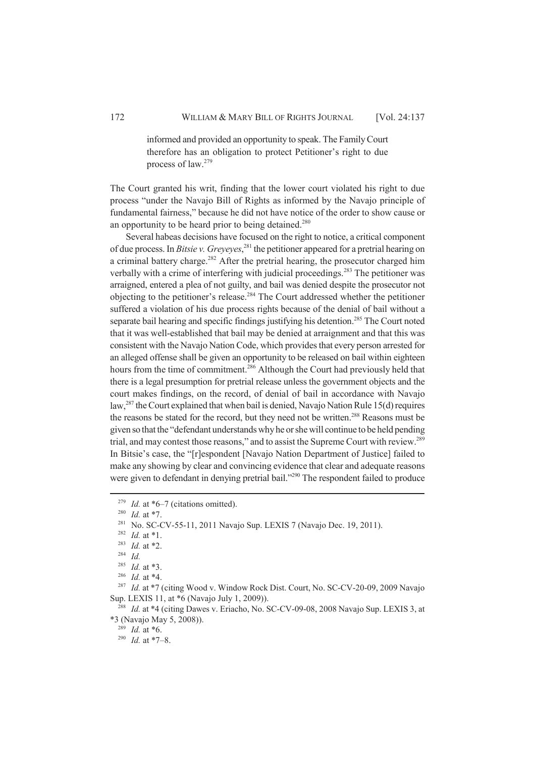informed and provided an opportunity to speak. The Family Court therefore has an obligation to protect Petitioner's right to due process of law.[279]

The Court granted his writ, finding that the lower court violated his right to due process "under the Navajo Bill of Rights as informed by the Navajo principle of fundamental fairness," because he did not have notice of the order to show cause or an opportunity to be heard prior to being detained.[280]

Several habeas decisions have focused on the right to notice, a critical component of due process. In *Bitsie v. Greyeyes*,[281] the petitioner appeared for a pretrial hearing on a criminal battery charge.[282] After the pretrial hearing, the prosecutor charged him verbally with a crime of interfering with judicial proceedings.[283] The petitioner was arraigned, entered a plea of not guilty, and bail was denied despite the prosecutor not objecting to the petitioner's release.[284] The Court addressed whether the petitioner suffered a violation of his due process rights because of the denial of bail without a separate bail hearing and specific findings justifying his detention.[285] The Court noted that it was well-established that bail may be denied at arraignment and that this was consistent with the Navajo Nation Code, which provides that every person arrested for an alleged offense shall be given an opportunity to be released on bail within eighteen hours from the time of commitment.[286] Although the Court had previously held that there is a legal presumption for pretrial release unless the government objects and the court makes findings, on the record, of denial of bail in accordance with Navajo law,[287] the Court explained that when bail is denied, Navajo Nation Rule 15(d) requires the reasons be stated for the record, but they need not be written.[288] Reasons must be given so that the "defendant understands why he or she will continue to be held pending trial, and may contest those reasons," and to assist the Supreme Court with review.[289] In Bitsie's case, the "[r]espondent [Navajo Nation Department of Justice] failed to make any showing by clear and convincing evidence that clear and adequate reasons were given to defendant in denying pretrial bail."[290] The respondent failed to produce

---

[279] *Id.* at *6–7 (citations omitted).

[280] *Id.* at *7.

[281] No. SC-CV-55-11, 2011 Navajo Sup. LEXIS 7 (Navajo Dec. 19, 2011).

[282] *Id.* at *1.

[283] *Id.* at *2.

[284] *Id.*

[285] *Id.* at *3.

[286] *Id.* at *4.

[287] *Id.* at *7 (citing Wood v. Window Rock Dist. Court, No. SC-CV-20-09, 2009 Navajo Sup. LEXIS 11, at *6 (Navajo July 1, 2009)).

[288] *Id.* at *4 (citing Dawes v. Eriacho, No. SC-CV-09-08, 2008 Navajo Sup. LEXIS 3, at *3 (Navajo May 5, 2008)).

[289] *Id.* at *6.

[290] *Id.* at *7–8.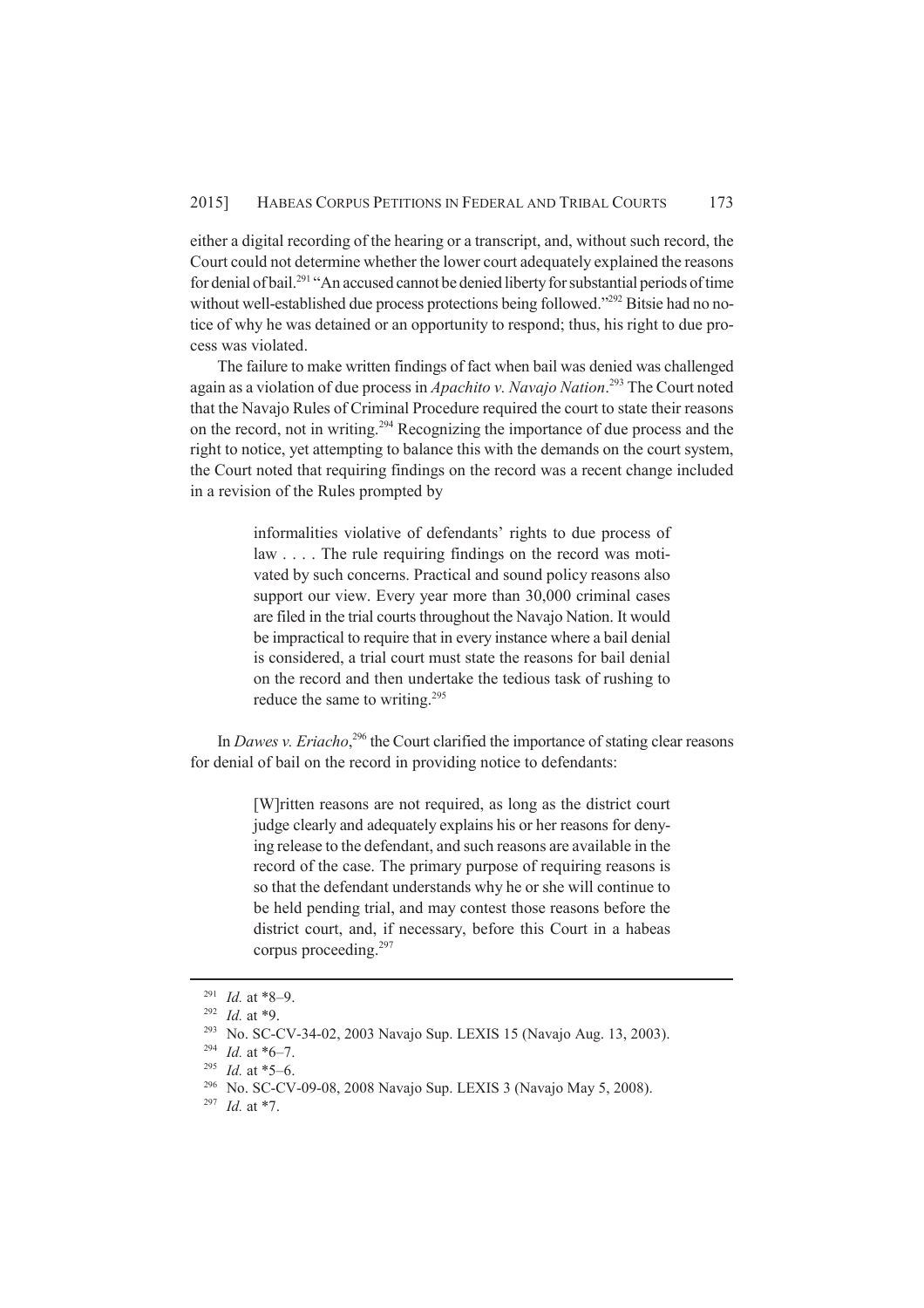either a digital recording of the hearing or a transcript, and, without such record, the Court could not determine whether the lower court adequately explained the reasons for denial of bail.[291] "An accused cannot be denied liberty for substantial periods of time without well-established due process protections being followed."[292] Bitsie had no notice of why he was detained or an opportunity to respond; thus, his right to due process was violated.

The failure to make written findings of fact when bail was denied was challenged again as a violation of due process in *Apachito v. Navajo Nation*.[293] The Court noted that the Navajo Rules of Criminal Procedure required the court to state their reasons on the record, not in writing.[294] Recognizing the importance of due process and the right to notice, yet attempting to balance this with the demands on the court system, the Court noted that requiring findings on the record was a recent change included in a revision of the Rules prompted by

> informalities violative of defendants' rights to due process of law . . . . The rule requiring findings on the record was motivated by such concerns. Practical and sound policy reasons also support our view. Every year more than 30,000 criminal cases are filed in the trial courts throughout the Navajo Nation. It would be impractical to require that in every instance where a bail denial is considered, a trial court must state the reasons for bail denial on the record and then undertake the tedious task of rushing to reduce the same to writing.[295]

In *Dawes v. Eriacho*,[296] the Court clarified the importance of stating clear reasons for denial of bail on the record in providing notice to defendants:

> [W]ritten reasons are not required, as long as the district court judge clearly and adequately explains his or her reasons for denying release to the defendant, and such reasons are available in the record of the case. The primary purpose of requiring reasons is so that the defendant understands why he or she will continue to be held pending trial, and may contest those reasons before the district court, and, if necessary, before this Court in a habeas corpus proceeding.[297]

---

[291] *Id.* at *8–9.

[292] *Id.* at *9.

[293] No. SC-CV-34-02, 2003 Navajo Sup. LEXIS 15 (Navajo Aug. 13, 2003).

[294] *Id.* at *6–7.

[295] *Id.* at *5–6.

[296] No. SC-CV-09-08, 2008 Navajo Sup. LEXIS 3 (Navajo May 5, 2008).

[297] *Id.* at *7.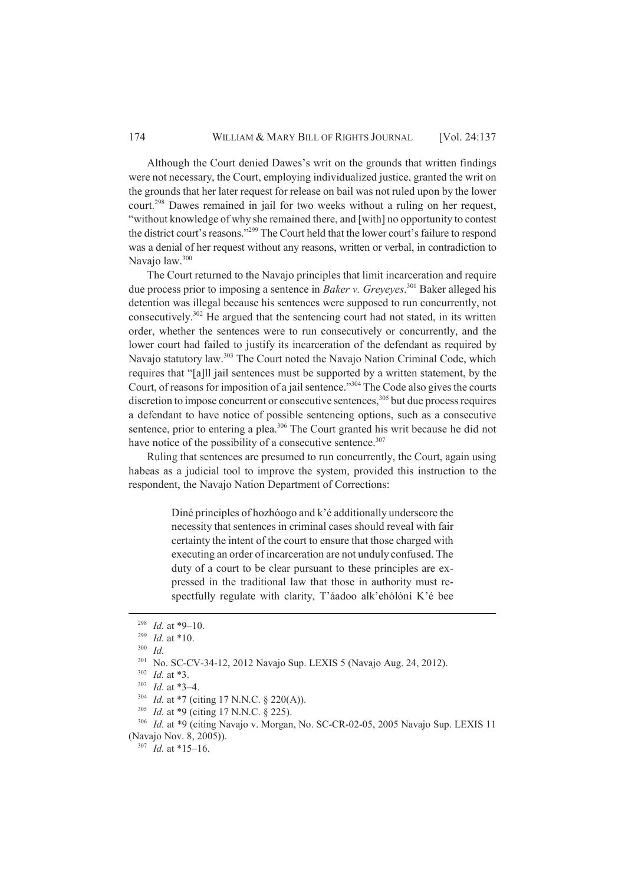Although the Court denied Dawes's writ on the grounds that written findings were not necessary, the Court, employing individualized justice, granted the writ on the grounds that her later request for release on bail was not ruled upon by the lower court.[298] Dawes remained in jail for two weeks without a ruling on her request, "without knowledge of why she remained there, and [with] no opportunity to contest the district court's reasons."[299] The Court held that the lower court's failure to respond was a denial of her request without any reasons, written or verbal, in contradiction to Navajo law.[300]

The Court returned to the Navajo principles that limit incarceration and require due process prior to imposing a sentence in *Baker v. Greyeyes*.[301] Baker alleged his detention was illegal because his sentences were supposed to run concurrently, not consecutively.[302] He argued that the sentencing court had not stated, in its written order, whether the sentences were to run consecutively or concurrently, and the lower court had failed to justify its incarceration of the defendant as required by Navajo statutory law.[303] The Court noted the Navajo Nation Criminal Code, which requires that "[a]ll jail sentences must be supported by a written statement, by the Court, of reasons for imposition of a jail sentence."[304] The Code also gives the courts discretion to impose concurrent or consecutive sentences,[305] but due process requires a defendant to have notice of possible sentencing options, such as a consecutive sentence, prior to entering a plea.[306] The Court granted his writ because he did not have notice of the possibility of a consecutive sentence.[307]

Ruling that sentences are presumed to run concurrently, the Court, again using habeas as a judicial tool to improve the system, provided this instruction to the respondent, the Navajo Nation Department of Corrections:

> Diné principles of hozhóogo and k'é additionally underscore the necessity that sentences in criminal cases should reveal with fair certainty the intent of the court to ensure that those charged with executing an order of incarceration are not unduly confused. The duty of a court to be clear pursuant to these principles are expressed in the traditional law that those in authority must respectfully regulate with clarity, T'áadoo alk'ehólóní K'é bee

---

[298] *Id.* at *9–10.

[299] *Id.* at *10.

[300] *Id.*

[301] No. SC-CV-34-12, 2012 Navajo Sup. LEXIS 5 (Navajo Aug. 24, 2012).

[302] *Id.* at *3.

[303] *Id.* at *3–4.

[304] *Id.* at *7 (citing 17 N.N.C. § 220(A)).

[305] *Id.* at *9 (citing 17 N.N.C. § 225).

[306] *Id.* at *9 (citing Navajo v. Morgan, No. SC-CR-02-05, 2005 Navajo Sup. LEXIS 11 (Navajo Nov. 8, 2005)).

[307] *Id.* at *15–16.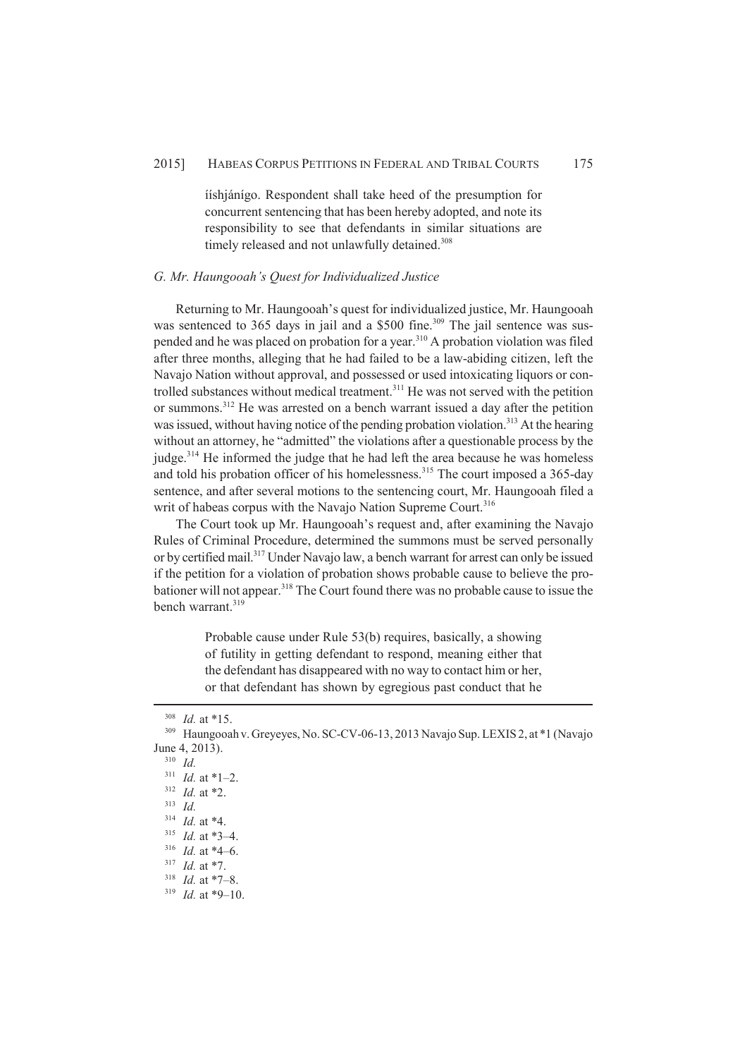> íishjánígo. Respondent shall take heed of the presumption for concurrent sentencing that has been hereby adopted, and note its responsibility to see that defendants in similar situations are timely released and not unlawfully detained.[308]

### *G. Mr. Haungooah's Quest for Individualized Justice*

Returning to Mr. Haungooah's quest for individualized justice, Mr. Haungooah was sentenced to 365 days in jail and a $500 fine.[309] The jail sentence was suspended and he was placed on probation for a year.[310] A probation violation was filed after three months, alleging that he had failed to be a law-abiding citizen, left the Navajo Nation without approval, and possessed or used intoxicating liquors or controlled substances without medical treatment.[311] He was not served with the petition or summons.[312] He was arrested on a bench warrant issued a day after the petition was issued, without having notice of the pending probation violation.[313] At the hearing without an attorney, he "admitted" the violations after a questionable process by the judge.[314] He informed the judge that he had left the area because he was homeless and told his probation officer of his homelessness.[315] The court imposed a 365-day sentence, and after several motions to the sentencing court, Mr. Haungooah filed a writ of habeas corpus with the Navajo Nation Supreme Court.[316]

The Court took up Mr. Haungooah's request and, after examining the Navajo Rules of Criminal Procedure, determined the summons must be served personally or by certified mail.[317] Under Navajo law, a bench warrant for arrest can only be issued if the petition for a violation of probation shows probable cause to believe the probationer will not appear.[318] The Court found there was no probable cause to issue the bench warrant.[319]

> Probable cause under Rule 53(b) requires, basically, a showing of futility in getting defendant to respond, meaning either that the defendant has disappeared with no way to contact him or her, or that defendant has shown by egregious past conduct that he

---

[308] *Id.* at *15.

[309] Haungooah v. Greyeyes, No. SC-CV-06-13, 2013 Navajo Sup. LEXIS 2, at *1 (Navajo June 4, 2013).

[310] *Id.*

[311] *Id.* at *1–2.

[312] *Id.* at *2.

[313] *Id.*

[314] *Id.* at *4.

[315] *Id.* at *3–4.

[316] *Id.* at *4–6.

[317] *Id.* at *7.

[318] *Id.* at *7–8.

[319] *Id.* at *9–10.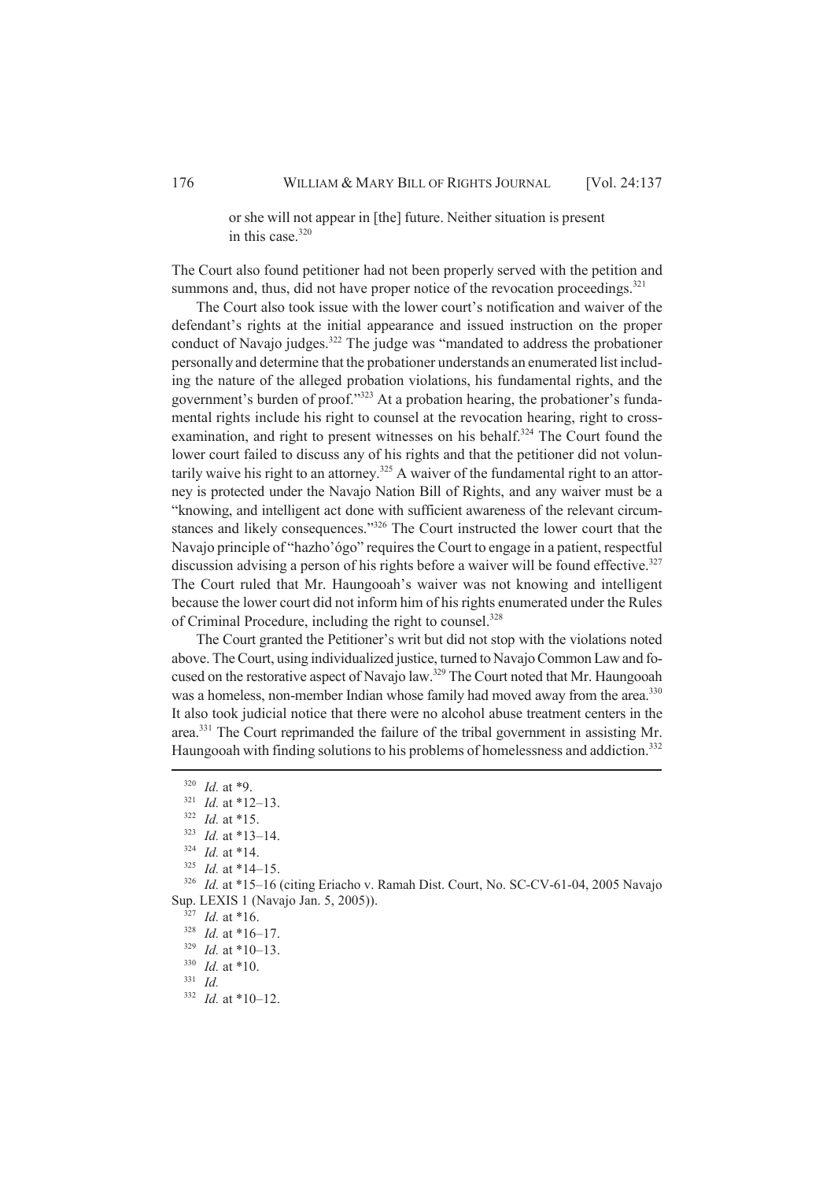> or she will not appear in [the] future. Neither situation is present in this case.[320]

The Court also found petitioner had not been properly served with the petition and summons and, thus, did not have proper notice of the revocation proceedings.[321]

The Court also took issue with the lower court's notification and waiver of the defendant's rights at the initial appearance and issued instruction on the proper conduct of Navajo judges.[322] The judge was "mandated to address the probationer personally and determine that the probationer understands an enumerated list including the nature of the alleged probation violations, his fundamental rights, and the government's burden of proof."[323] At a probation hearing, the probationer's fundamental rights include his right to counsel at the revocation hearing, right to cross-examination, and right to present witnesses on his behalf.[324] The Court found the lower court failed to discuss any of his rights and that the petitioner did not voluntarily waive his right to an attorney.[325] A waiver of the fundamental right to an attorney is protected under the Navajo Nation Bill of Rights, and any waiver must be a "knowing, and intelligent act done with sufficient awareness of the relevant circumstances and likely consequences."[326] The Court instructed the lower court that the Navajo principle of "hazho'ógo" requires the Court to engage in a patient, respectful discussion advising a person of his rights before a waiver will be found effective.[327] The Court ruled that Mr. Haungooah's waiver was not knowing and intelligent because the lower court did not inform him of his rights enumerated under the Rules of Criminal Procedure, including the right to counsel.[328]

The Court granted the Petitioner's writ but did not stop with the violations noted above. The Court, using individualized justice, turned to Navajo Common Law and focused on the restorative aspect of Navajo law.[329] The Court noted that Mr. Haungooah was a homeless, non-member Indian whose family had moved away from the area.[330] It also took judicial notice that there were no alcohol abuse treatment centers in the area.[331] The Court reprimanded the failure of the tribal government in assisting Mr. Haungooah with finding solutions to his problems of homelessness and addiction.[332]

---

[320] *Id.* at *9.

[321] *Id.* at *12–13.

[322] *Id.* at *15.

[323] *Id.* at *13–14.

[324] *Id.* at *14.

[325] *Id.* at *14–15.

[326] *Id.* at *15–16 (citing Eriacho v. Ramah Dist. Court, No. SC-CV-61-04, 2005 Navajo Sup. LEXIS 1 (Navajo Jan. 5, 2005)).

[327] *Id.* at *16.

[328] *Id.* at *16–17.

[329] *Id.* at *10–13.

[330] *Id.* at *10.

[331] *Id.*

[332] *Id.* at *10–12.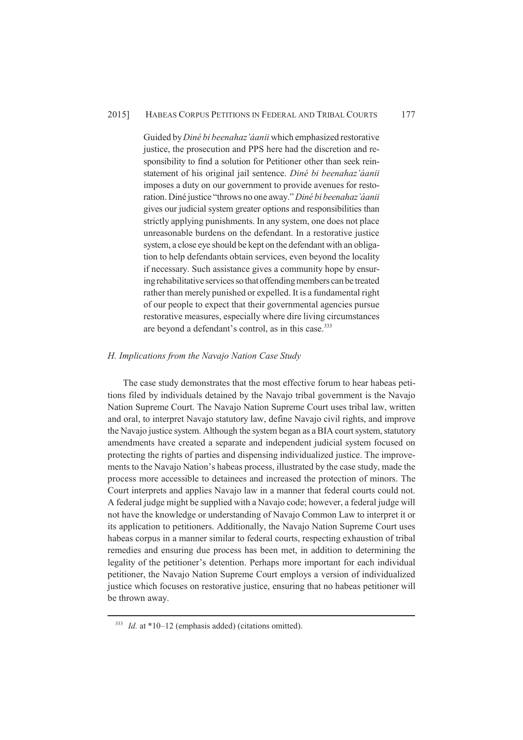Guided by *Diné bi beenahaz'áanii* which emphasized restorative justice, the prosecution and PPS here had the discretion and responsibility to find a solution for Petitioner other than seek reinstatement of his original jail sentence. *Diné bi beenahaz'áanii* imposes a duty on our government to provide avenues for restoration. Diné justice "throws no one away." *Diné bi beenahaz'áanii* gives our judicial system greater options and responsibilities than strictly applying punishments. In any system, one does not place unreasonable burdens on the defendant. In a restorative justice system, a close eye should be kept on the defendant with an obligation to help defendants obtain services, even beyond the locality if necessary. Such assistance gives a community hope by ensuring rehabilitative services so that offending members can be treated rather than merely punished or expelled. It is a fundamental right of our people to expect that their governmental agencies pursue restorative measures, especially where dire living circumstances are beyond a defendant's control, as in this case.[333]

### *H. Implications from the Navajo Nation Case Study*

The case study demonstrates that the most effective forum to hear habeas petitions filed by individuals detained by the Navajo tribal government is the Navajo Nation Supreme Court. The Navajo Nation Supreme Court uses tribal law, written and oral, to interpret Navajo statutory law, define Navajo civil rights, and improve the Navajo justice system. Although the system began as a BIA court system, statutory amendments have created a separate and independent judicial system focused on protecting the rights of parties and dispensing individualized justice. The improvements to the Navajo Nation's habeas process, illustrated by the case study, made the process more accessible to detainees and increased the protection of minors. The Court interprets and applies Navajo law in a manner that federal courts could not. A federal judge might be supplied with a Navajo code; however, a federal judge will not have the knowledge or understanding of Navajo Common Law to interpret it or its application to petitioners. Additionally, the Navajo Nation Supreme Court uses habeas corpus in a manner similar to federal courts, respecting exhaustion of tribal remedies and ensuring due process has been met, in addition to determining the legality of the petitioner's detention. Perhaps more important for each individual petitioner, the Navajo Nation Supreme Court employs a version of individualized justice which focuses on restorative justice, ensuring that no habeas petitioner will be thrown away.

---

[333] *Id.* at \*10–12 (emphasis added) (citations omitted).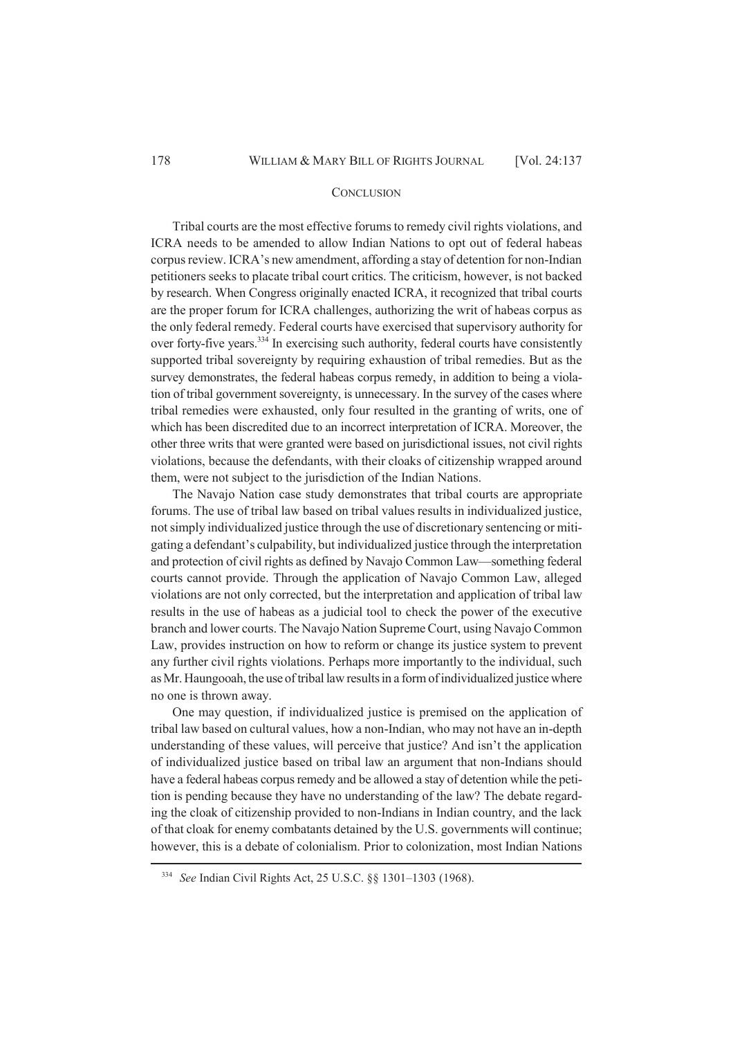## CONCLUSION

Tribal courts are the most effective forums to remedy civil rights violations, and ICRA needs to be amended to allow Indian Nations to opt out of federal habeas corpus review. ICRA's new amendment, affording a stay of detention for non-Indian petitioners seeks to placate tribal court critics. The criticism, however, is not backed by research. When Congress originally enacted ICRA, it recognized that tribal courts are the proper forum for ICRA challenges, authorizing the writ of habeas corpus as the only federal remedy. Federal courts have exercised that supervisory authority for over forty-five years.[334] In exercising such authority, federal courts have consistently supported tribal sovereignty by requiring exhaustion of tribal remedies. But as the survey demonstrates, the federal habeas corpus remedy, in addition to being a violation of tribal government sovereignty, is unnecessary. In the survey of the cases where tribal remedies were exhausted, only four resulted in the granting of writs, one of which has been discredited due to an incorrect interpretation of ICRA. Moreover, the other three writs that were granted were based on jurisdictional issues, not civil rights violations, because the defendants, with their cloaks of citizenship wrapped around them, were not subject to the jurisdiction of the Indian Nations.

The Navajo Nation case study demonstrates that tribal courts are appropriate forums. The use of tribal law based on tribal values results in individualized justice, not simply individualized justice through the use of discretionary sentencing or mitigating a defendant's culpability, but individualized justice through the interpretation and protection of civil rights as defined by Navajo Common Law—something federal courts cannot provide. Through the application of Navajo Common Law, alleged violations are not only corrected, but the interpretation and application of tribal law results in the use of habeas as a judicial tool to check the power of the executive branch and lower courts. The Navajo Nation Supreme Court, using Navajo Common Law, provides instruction on how to reform or change its justice system to prevent any further civil rights violations. Perhaps more importantly to the individual, such as Mr. Haungooah, the use of tribal law results in a form of individualized justice where no one is thrown away.

One may question, if individualized justice is premised on the application of tribal law based on cultural values, how a non-Indian, who may not have an in-depth understanding of these values, will perceive that justice? And isn't the application of individualized justice based on tribal law an argument that non-Indians should have a federal habeas corpus remedy and be allowed a stay of detention while the petition is pending because they have no understanding of the law? The debate regarding the cloak of citizenship provided to non-Indians in Indian country, and the lack of that cloak for enemy combatants detained by the U.S. governments will continue; however, this is a debate of colonialism. Prior to colonization, most Indian Nations

---

[334] *See* Indian Civil Rights Act, 25 U.S.C. §§ 1301–1303 (1968).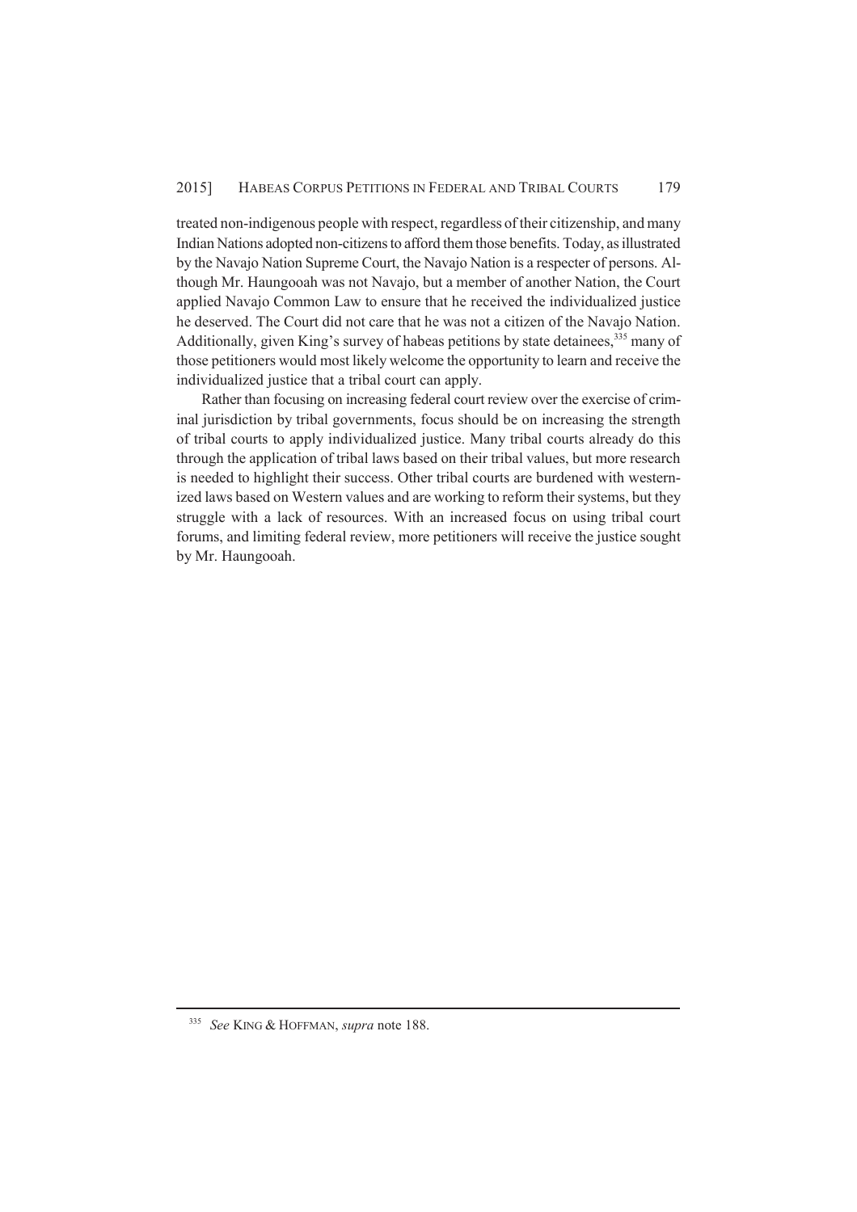treated non-indigenous people with respect, regardless of their citizenship, and many Indian Nations adopted non-citizens to afford them those benefits. Today, as illustrated by the Navajo Nation Supreme Court, the Navajo Nation is a respecter of persons. Although Mr. Haungooah was not Navajo, but a member of another Nation, the Court applied Navajo Common Law to ensure that he received the individualized justice he deserved. The Court did not care that he was not a citizen of the Navajo Nation. Additionally, given King's survey of habeas petitions by state detainees,[335] many of those petitioners would most likely welcome the opportunity to learn and receive the individualized justice that a tribal court can apply.

Rather than focusing on increasing federal court review over the exercise of criminal jurisdiction by tribal governments, focus should be on increasing the strength of tribal courts to apply individualized justice. Many tribal courts already do this through the application of tribal laws based on their tribal values, but more research is needed to highlight their success. Other tribal courts are burdened with westernized laws based on Western values and are working to reform their systems, but they struggle with a lack of resources. With an increased focus on using tribal court forums, and limiting federal review, more petitioners will receive the justice sought by Mr. Haungooah.

---

[335] *See* KING & HOFFMAN, *supra* note 188.